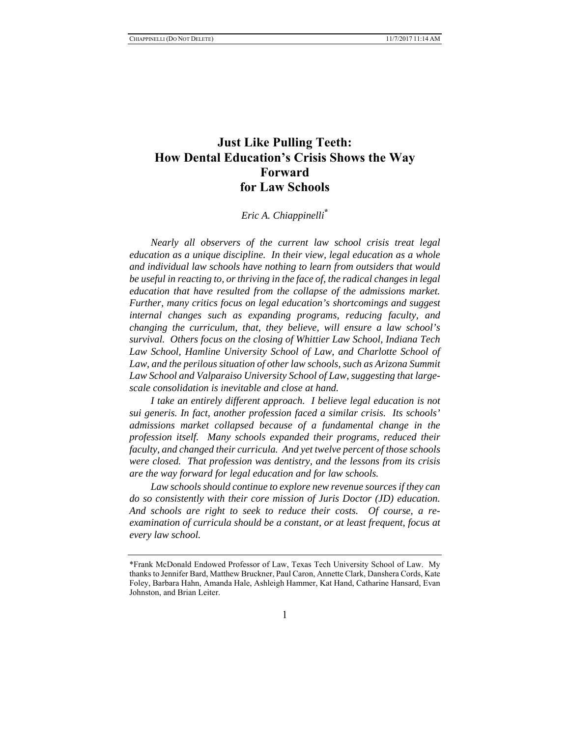# Just Like Pulling Teeth: How Dental Education's Crisis Shows the Way Forward for Law Schools

*Eric A. Chiappinelli*[*]

*Nearly all observers of the current law school crisis treat legal education as a unique discipline. In their view, legal education as a whole and individual law schools have nothing to learn from outsiders that would be useful in reacting to, or thriving in the face of, the radical changes in legal education that have resulted from the collapse of the admissions market. Further, many critics focus on legal education's shortcomings and suggest internal changes such as expanding programs, reducing faculty, and changing the curriculum, that, they believe, will ensure a law school's survival. Others focus on the closing of Whittier Law School, Indiana Tech Law School, Hamline University School of Law, and Charlotte School of Law, and the perilous situation of other law schools, such as Arizona Summit Law School and Valparaiso University School of Law, suggesting that large-scale consolidation is inevitable and close at hand.*

*I take an entirely different approach. I believe legal education is not sui generis. In fact, another profession faced a similar crisis. Its schools' admissions market collapsed because of a fundamental change in the profession itself. Many schools expanded their programs, reduced their faculty, and changed their curricula. And yet twelve percent of those schools were closed. That profession was dentistry, and the lessons from its crisis are the way forward for legal education and for law schools.*

*Law schools should continue to explore new revenue sources if they can do so consistently with their core mission of Juris Doctor (JD) education. And schools are right to seek to reduce their costs. Of course, a re-examination of curricula should be a constant, or at least frequent, focus at every law school.*

---

*Frank McDonald Endowed Professor of Law, Texas Tech University School of Law. My thanks to Jennifer Bard, Matthew Bruckner, Paul Caron, Annette Clark, Danshera Cords, Kate Foley, Barbara Hahn, Amanda Hale, Ashleigh Hammer, Kat Hand, Catharine Hansard, Evan Johnston, and Brian Leiter.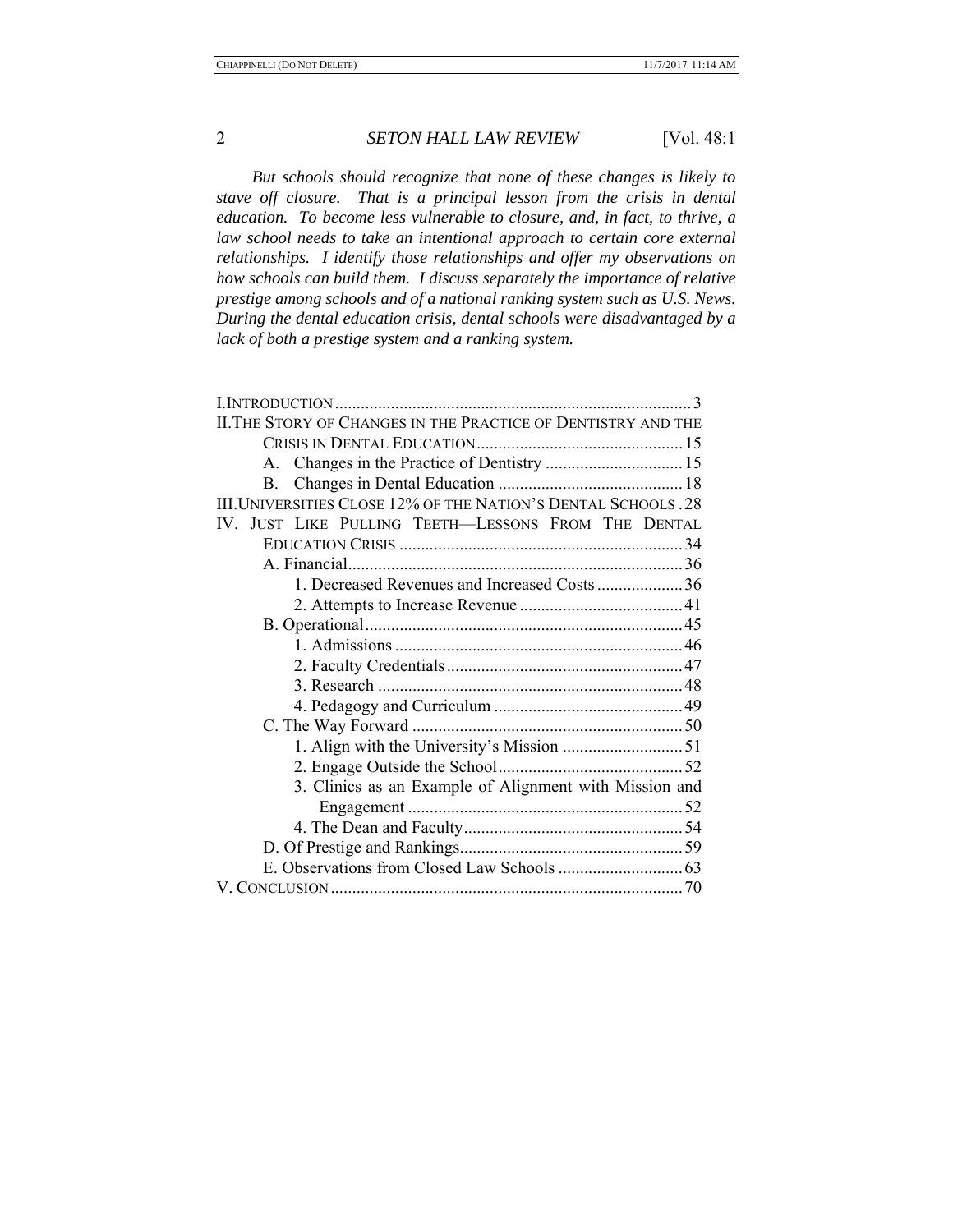*But schools should recognize that none of these changes is likely to stave off closure. That is a principal lesson from the crisis in dental education. To become less vulnerable to closure, and, in fact, to thrive, a law school needs to take an intentional approach to certain core external relationships. I identify those relationships and offer my observations on how schools can build them. I discuss separately the importance of relative prestige among schools and of a national ranking system such as U.S. News. During the dental education crisis, dental schools were disadvantaged by a lack of both a prestige system and a ranking system.*

I. INTRODUCTION .......... 3
II. THE STORY OF CHANGES IN THE PRACTICE OF DENTISTRY AND THE CRISIS IN DENTAL EDUCATION .......... 15
  A. Changes in the Practice of Dentistry .......... 15
  B. Changes in Dental Education .......... 18
III. UNIVERSITIES CLOSE 12% OF THE NATION'S DENTAL SCHOOLS .......... 28
IV. JUST LIKE PULLING TEETH—LESSONS FROM THE DENTAL EDUCATION CRISIS .......... 34
  A. Financial .......... 36
    1. Decreased Revenues and Increased Costs .......... 36
    2. Attempts to Increase Revenue .......... 41
  B. Operational .......... 45
    1. Admissions .......... 46
    2. Faculty Credentials .......... 47
    3. Research .......... 48
    4. Pedagogy and Curriculum .......... 49
  C. The Way Forward .......... 50
    1. Align with the University's Mission .......... 51
    2. Engage Outside the School .......... 52
    3. Clinics as an Example of Alignment with Mission and Engagement .......... 52
    4. The Dean and Faculty .......... 54
  D. Of Prestige and Rankings .......... 59
  E. Observations from Closed Law Schools .......... 63
V. CONCLUSION .......... 70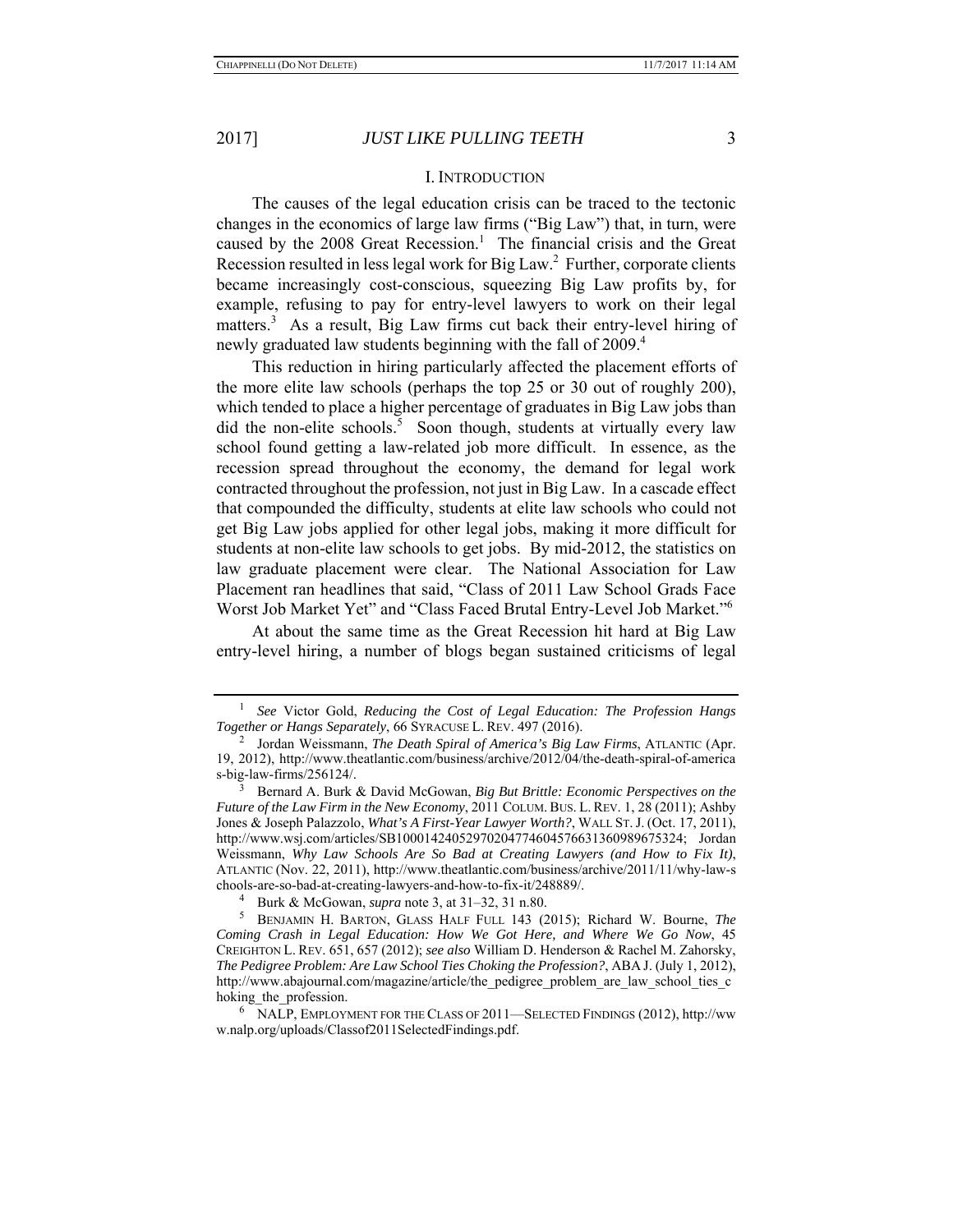## I. INTRODUCTION

The causes of the legal education crisis can be traced to the tectonic changes in the economics of large law firms ("Big Law") that, in turn, were caused by the 2008 Great Recession.[1] The financial crisis and the Great Recession resulted in less legal work for Big Law.[2] Further, corporate clients became increasingly cost-conscious, squeezing Big Law profits by, for example, refusing to pay for entry-level lawyers to work on their legal matters.[3] As a result, Big Law firms cut back their entry-level hiring of newly graduated law students beginning with the fall of 2009.[4]

This reduction in hiring particularly affected the placement efforts of the more elite law schools (perhaps the top 25 or 30 out of roughly 200), which tended to place a higher percentage of graduates in Big Law jobs than did the non-elite schools.[5] Soon though, students at virtually every law school found getting a law-related job more difficult. In essence, as the recession spread throughout the economy, the demand for legal work contracted throughout the profession, not just in Big Law. In a cascade effect that compounded the difficulty, students at elite law schools who could not get Big Law jobs applied for other legal jobs, making it more difficult for students at non-elite law schools to get jobs. By mid-2012, the statistics on law graduate placement were clear. The National Association for Law Placement ran headlines that said, "Class of 2011 Law School Grads Face Worst Job Market Yet" and "Class Faced Brutal Entry-Level Job Market."[6]

At about the same time as the Great Recession hit hard at Big Law entry-level hiring, a number of blogs began sustained criticisms of legal

---

[1] *See* Victor Gold, *Reducing the Cost of Legal Education: The Profession Hangs Together or Hangs Separately*, 66 SYRACUSE L. REV. 497 (2016).

[2] Jordan Weissmann, *The Death Spiral of America's Big Law Firms*, ATLANTIC (Apr. 19, 2012), http://www.theatlantic.com/business/archive/2012/04/the-death-spiral-of-americas-big-law-firms/256124/.

[3] Bernard A. Burk & David McGowan, *Big But Brittle: Economic Perspectives on the Future of the Law Firm in the New Economy*, 2011 COLUM. BUS. L. REV. 1, 28 (2011); Ashby Jones & Joseph Palazzolo, *What's A First-Year Lawyer Worth?*, WALL ST. J. (Oct. 17, 2011), http://www.wsj.com/articles/SB10001424052970204774604576631360989675324; Jordan Weissmann, *Why Law Schools Are So Bad at Creating Lawyers (and How to Fix It)*, ATLANTIC (Nov. 22, 2011), http://www.theatlantic.com/business/archive/2011/11/why-law-schools-are-so-bad-at-creating-lawyers-and-how-to-fix-it/248889/.

[4] Burk & McGowan, *supra* note 3, at 31–32, 31 n.80.

[5] BENJAMIN H. BARTON, GLASS HALF FULL 143 (2015); Richard W. Bourne, *The Coming Crash in Legal Education: How We Got Here, and Where We Go Now*, 45 CREIGHTON L. REV. 651, 657 (2012); *see also* William D. Henderson & Rachel M. Zahorsky, *The Pedigree Problem: Are Law School Ties Choking the Profession?*, ABA J. (July 1, 2012), http://www.abajournal.com/magazine/article/the_pedigree_problem_are_law_school_ties_choking_the_profession.

[6] NALP, EMPLOYMENT FOR THE CLASS OF 2011—SELECTED FINDINGS (2012), http://www.nalp.org/uploads/Classof2011SelectedFindings.pdf.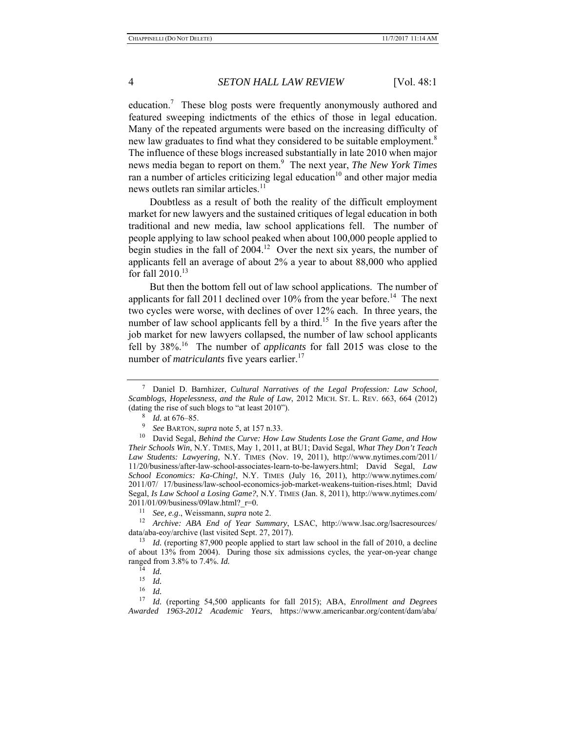education.[7] These blog posts were frequently anonymously authored and featured sweeping indictments of the ethics of those in legal education. Many of the repeated arguments were based on the increasing difficulty of new law graduates to find what they considered to be suitable employment.[8] The influence of these blogs increased substantially in late 2010 when major news media began to report on them.[9] The next year, *The New York Times* ran a number of articles criticizing legal education[10] and other major media news outlets ran similar articles.[11]

Doubtless as a result of both the reality of the difficult employment market for new lawyers and the sustained critiques of legal education in both traditional and new media, law school applications fell. The number of people applying to law school peaked when about 100,000 people applied to begin studies in the fall of 2004.[12] Over the next six years, the number of applicants fell an average of about 2% a year to about 88,000 who applied for fall 2010.[13]

But then the bottom fell out of law school applications. The number of applicants for fall 2011 declined over 10% from the year before.[14] The next two cycles were worse, with declines of over 12% each. In three years, the number of law school applicants fell by a third.[15] In the five years after the job market for new lawyers collapsed, the number of law school applicants fell by 38%.[16] The number of *applicants* for fall 2015 was close to the number of *matriculants* five years earlier.[17]

---

[7] Daniel D. Barnhizer, *Cultural Narratives of the Legal Profession: Law School, Scamblogs, Hopelessness, and the Rule of Law*, 2012 MICH. ST. L. REV. 663, 664 (2012) (dating the rise of such blogs to "at least 2010").

[8] *Id.* at 676–85.

[9] *See* BARTON, *supra* note 5, at 157 n.33.

[10] David Segal, *Behind the Curve: How Law Students Lose the Grant Game, and How Their Schools Win*, N.Y. TIMES, May 1, 2011, at BU1; David Segal, *What They Don't Teach Law Students: Lawyering,* N.Y. TIMES (Nov. 19, 2011), http://www.nytimes.com/2011/11/20/business/after-law-school-associates-learn-to-be-lawyers.html; David Segal, *Law School Economics: Ka-Ching!*, N.Y. TIMES (July 16, 2011), http://www.nytimes.com/2011/07/ 17/business/law-school-economics-job-market-weakens-tuition-rises.html; David Segal, *Is Law School a Losing Game?*, N.Y. TIMES (Jan. 8, 2011), http://www.nytimes.com/2011/01/09/business/09law.html?_r=0.

[11] *See, e.g*., Weissmann, *supra* note 2.

[12] *Archive: ABA End of Year Summary*, LSAC, http://www.lsac.org/lsacresources/data/aba-eoy/archive (last visited Sept. 27, 2017).

[13] *Id.* (reporting 87,900 people applied to start law school in the fall of 2010, a decline of about 13% from 2004). During those six admissions cycles, the year-on-year change ranged from 3.8% to 7.4%. *Id.*

[14] *Id.*

[15] *Id.*

[16] *Id.*

[17] *Id.* (reporting 54,500 applicants for fall 2015); ABA, *Enrollment and Degrees Awarded 1963-2012 Academic Years*, https://www.americanbar.org/content/dam/aba/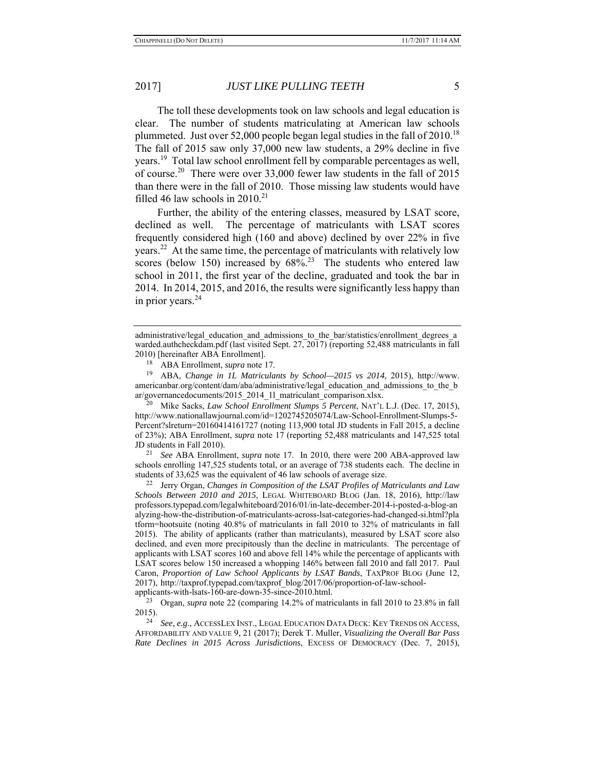The toll these developments took on law schools and legal education is clear. The number of students matriculating at American law schools plummeted. Just over 52,000 people began legal studies in the fall of 2010.[18] The fall of 2015 saw only 37,000 new law students, a 29% decline in five years.[19] Total law school enrollment fell by comparable percentages as well, of course.[20] There were over 33,000 fewer law students in the fall of 2015 than there were in the fall of 2010. Those missing law students would have filled 46 law schools in 2010.[21]

Further, the ability of the entering classes, measured by LSAT score, declined as well. The percentage of matriculants with LSAT scores frequently considered high (160 and above) declined by over 22% in five years.[22] At the same time, the percentage of matriculants with relatively low scores (below 150) increased by 68%.[23] The students who entered law school in 2011, the first year of the decline, graduated and took the bar in 2014. In 2014, 2015, and 2016, the results were significantly less happy than in prior years.[24]

---

administrative/legal_education_and_admissions_to_the_bar/statistics/enrollment_degrees_awarded.authcheckdam.pdf (last visited Sept. 27, 2017) (reporting 52,488 matriculants in fall 2010) [hereinafter ABA Enrollment].

[18] ABA Enrollment, *supra* note 17.

[19] ABA, *Change in 1L Matriculants by School—2015 vs 2014*, 2015), http://www.americanbar.org/content/dam/aba/administrative/legal_education_and_admissions_to_the_bar/governancedocuments/2015_2014_1l_matriculant_comparison.xlsx.

[20] Mike Sacks, *Law School Enrollment Slumps 5 Percent*, NAT'L L.J. (Dec. 17, 2015), http://www.nationallawjournal.com/id=1202745205074/Law-School-Enrollment-Slumps-5-Percent?slreturn=20160414161727 (noting 113,900 total JD students in Fall 2015, a decline of 23%); ABA Enrollment, *supra* note 17 (reporting 52,488 matriculants and 147,525 total JD students in Fall 2010).

[21] *See* ABA Enrollment, *supra* note 17. In 2010, there were 200 ABA-approved law schools enrolling 147,525 students total, or an average of 738 students each. The decline in students of 33,625 was the equivalent of 46 law schools of average size.

[22] Jerry Organ, *Changes in Composition of the LSAT Profiles of Matriculants and Law Schools Between 2010 and 2015*, LEGAL WHITEBOARD BLOG (Jan. 18, 2016), http://lawprofessors.typepad.com/legalwhiteboard/2016/01/in-late-december-2014-i-posted-a-blog-analyzing-how-the-distribution-of-matriculants-across-lsat-categories-had-changed-si.html?platform=hootsuite (noting 40.8% of matriculants in fall 2010 to 32% of matriculants in fall 2015). The ability of applicants (rather than matriculants), measured by LSAT score also declined, and even more precipitously than the decline in matriculants. The percentage of applicants with LSAT scores 160 and above fell 14% while the percentage of applicants with LSAT scores below 150 increased a whopping 146% between fall 2010 and fall 2017. Paul Caron, *Proportion of Law School Applicants by LSAT Bands*, TAXPROF BLOG (June 12, 2017), http://taxprof.typepad.com/taxprof_blog/2017/06/proportion-of-law-school-applicants-with-lsats-160-are-down-35-since-2010.html.

[23] Organ, *supra* note 22 (comparing 14.2% of matriculants in fall 2010 to 23.8% in fall 2015).

[24] *See, e.g.*, ACCESSLEX INST., LEGAL EDUCATION DATA DECK: KEY TRENDS ON ACCESS, AFFORDABILITY AND VALUE 9, 21 (2017); Derek T. Muller, *Visualizing the Overall Bar Pass Rate Declines in 2015 Across Jurisdictions*, EXCESS OF DEMOCRACY (Dec. 7, 2015),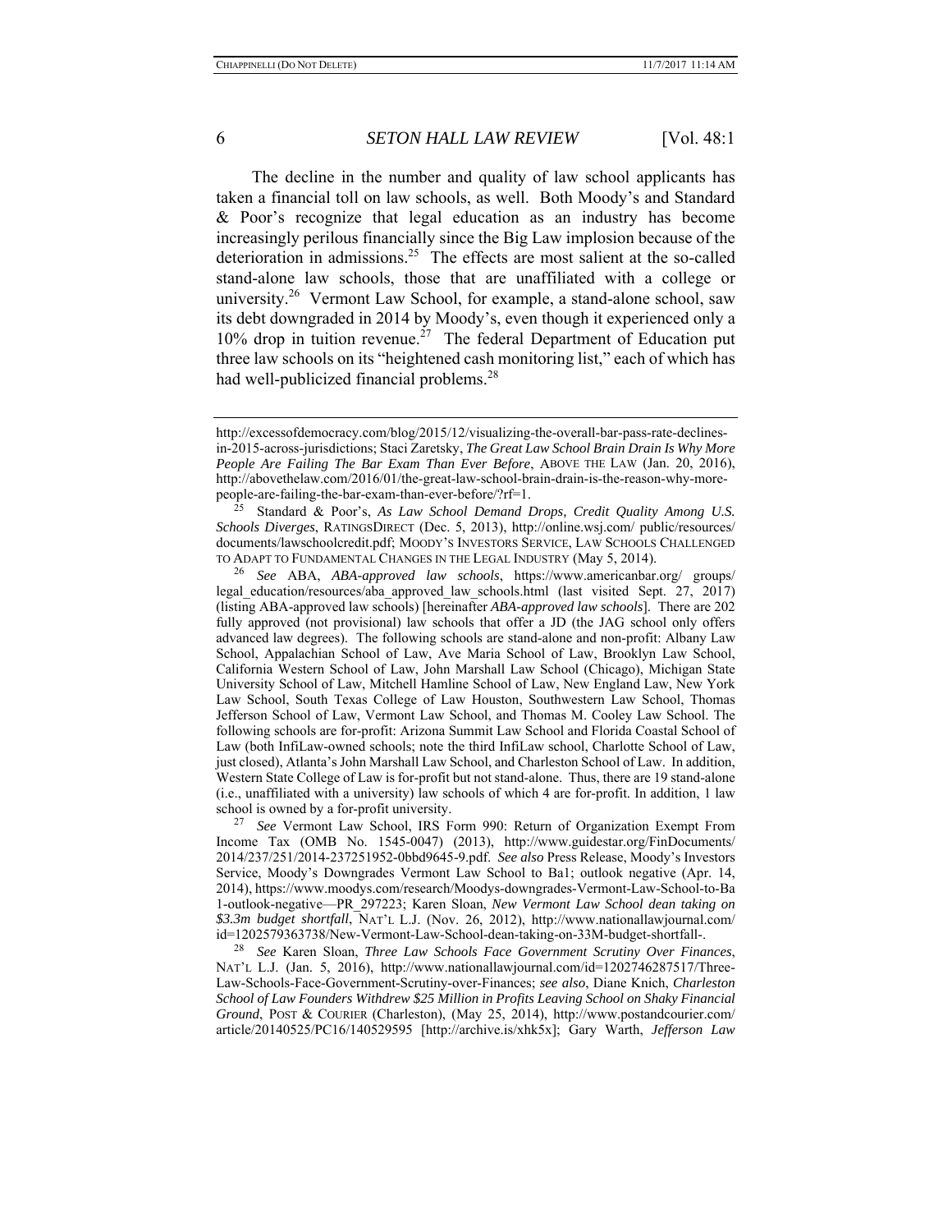The decline in the number and quality of law school applicants has taken a financial toll on law schools, as well. Both Moody's and Standard & Poor's recognize that legal education as an industry has become increasingly perilous financially since the Big Law implosion because of the deterioration in admissions.[25] The effects are most salient at the so-called stand-alone law schools, those that are unaffiliated with a college or university.[26] Vermont Law School, for example, a stand-alone school, saw its debt downgraded in 2014 by Moody's, even though it experienced only a 10% drop in tuition revenue.[27] The federal Department of Education put three law schools on its "heightened cash monitoring list," each of which has had well-publicized financial problems.[28]

---

http://excessofdemocracy.com/blog/2015/12/visualizing-the-overall-bar-pass-rate-declines-in-2015-across-jurisdictions; Staci Zaretsky, *The Great Law School Brain Drain Is Why More People Are Failing The Bar Exam Than Ever Before*, ABOVE THE LAW (Jan. 20, 2016), http://abovethelaw.com/2016/01/the-great-law-school-brain-drain-is-the-reason-why-more-people-are-failing-the-bar-exam-than-ever-before/?rf=1.

[25] Standard & Poor's, *As Law School Demand Drops, Credit Quality Among U.S. Schools Diverges*, RATINGSDIRECT (Dec. 5, 2013), http://online.wsj.com/ public/resources/ documents/lawschoolcredit.pdf; MOODY'S INVESTORS SERVICE, LAW SCHOOLS CHALLENGED TO ADAPT TO FUNDAMENTAL CHANGES IN THE LEGAL INDUSTRY (May 5, 2014).

[26] *See* ABA, *ABA-approved law schools*, https://www.americanbar.org/ groups/ legal_education/resources/aba_approved_law_schools.html (last visited Sept. 27, 2017) (listing ABA-approved law schools) [hereinafter *ABA-approved law schools*]. There are 202 fully approved (not provisional) law schools that offer a JD (the JAG school only offers advanced law degrees). The following schools are stand-alone and non-profit: Albany Law School, Appalachian School of Law, Ave Maria School of Law, Brooklyn Law School, California Western School of Law, John Marshall Law School (Chicago), Michigan State University School of Law, Mitchell Hamline School of Law, New England Law, New York Law School, South Texas College of Law Houston, Southwestern Law School, Thomas Jefferson School of Law, Vermont Law School, and Thomas M. Cooley Law School. The following schools are for-profit: Arizona Summit Law School and Florida Coastal School of Law (both InfiLaw-owned schools; note the third InfiLaw school, Charlotte School of Law, just closed), Atlanta's John Marshall Law School, and Charleston School of Law. In addition, Western State College of Law is for-profit but not stand-alone. Thus, there are 19 stand-alone (i.e., unaffiliated with a university) law schools of which 4 are for-profit. In addition, 1 law school is owned by a for-profit university.

[27] *See* Vermont Law School, IRS Form 990: Return of Organization Exempt From Income Tax (OMB No. 1545-0047) (2013), http://www.guidestar.org/FinDocuments/ 2014/237/251/2014-237251952-0bbd9645-9.pdf. *See also* Press Release, Moody's Investors Service, Moody's Downgrades Vermont Law School to Ba1; outlook negative (Apr. 14, 2014), https://www.moodys.com/research/Moodys-downgrades-Vermont-Law-School-to-Ba 1-outlook-negative—PR_297223; Karen Sloan, *New Vermont Law School dean taking on $3.3m budget shortfall*, NAT'L L.J. (Nov. 26, 2012), http://www.nationallawjournal.com/ id=1202579363738/New-Vermont-Law-School-dean-taking-on-33M-budget-shortfall-.

[28] *See* Karen Sloan, *Three Law Schools Face Government Scrutiny Over Finances*, NAT'L L.J. (Jan. 5, 2016), http://www.nationallawjournal.com/id=1202746287517/Three-Law-Schools-Face-Government-Scrutiny-over-Finances; *see also*, Diane Knich, *Charleston School of Law Founders Withdrew $25 Million in Profits Leaving School on Shaky Financial Ground*, POST & COURIER (Charleston), (May 25, 2014), http://www.postandcourier.com/ article/20140525/PC16/140529595 [http://archive.is/xhk5x]; Gary Warth, *Jefferson Law*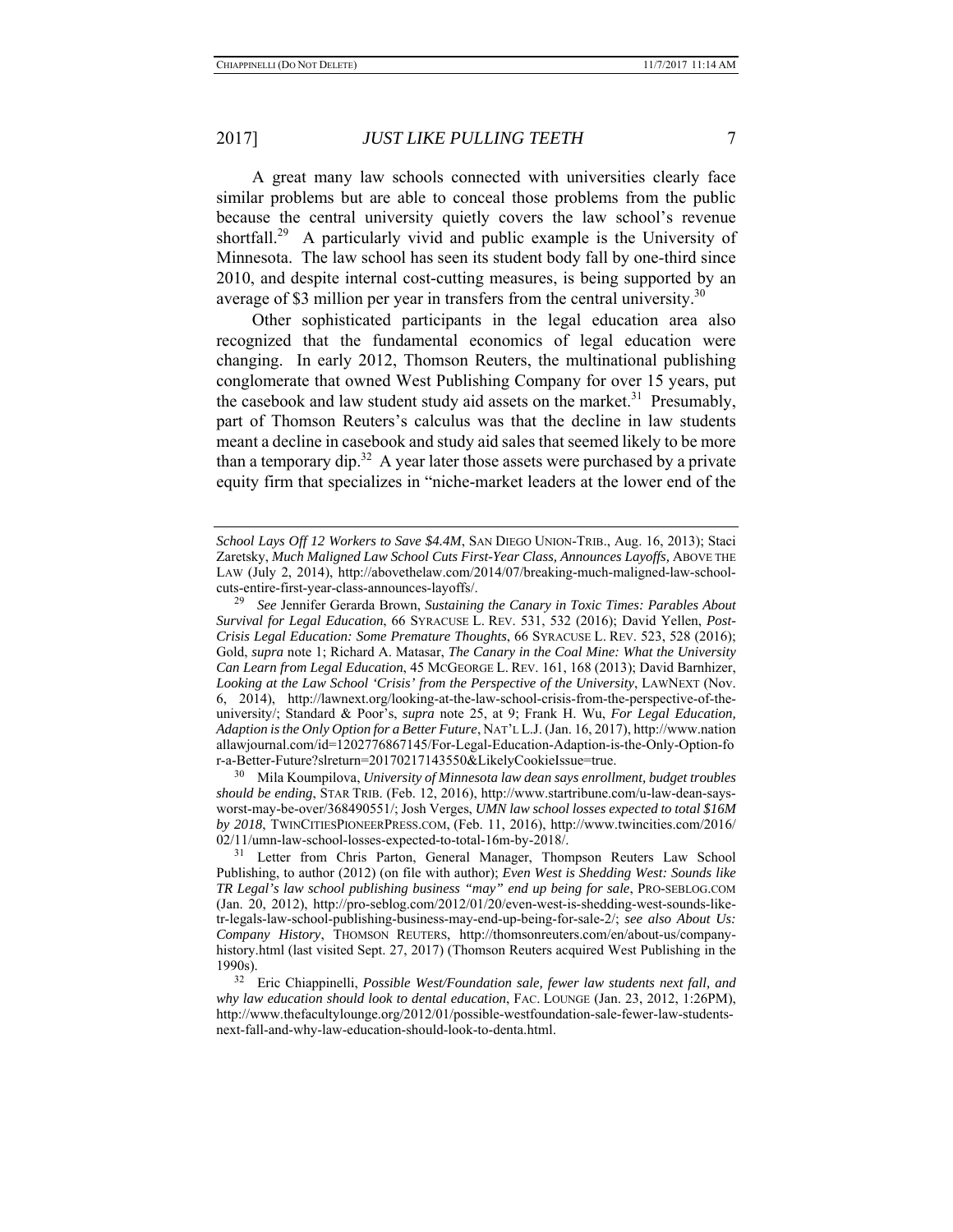A great many law schools connected with universities clearly face similar problems but are able to conceal those problems from the public because the central university quietly covers the law school's revenue shortfall.[29] A particularly vivid and public example is the University of Minnesota. The law school has seen its student body fall by one-third since 2010, and despite internal cost-cutting measures, is being supported by an average of $3 million per year in transfers from the central university.[30]

Other sophisticated participants in the legal education area also recognized that the fundamental economics of legal education were changing. In early 2012, Thomson Reuters, the multinational publishing conglomerate that owned West Publishing Company for over 15 years, put the casebook and law student study aid assets on the market.[31] Presumably, part of Thomson Reuters's calculus was that the decline in law students meant a decline in casebook and study aid sales that seemed likely to be more than a temporary dip.[32] A year later those assets were purchased by a private equity firm that specializes in "niche-market leaders at the lower end of the

---

*School Lays Off 12 Workers to Save $4.4M*, SAN DIEGO UNION-TRIB., Aug. 16, 2013); Staci Zaretsky, *Much Maligned Law School Cuts First-Year Class, Announces Layoffs*, ABOVE THE LAW (July 2, 2014), http://abovethelaw.com/2014/07/breaking-much-maligned-law-school-cuts-entire-first-year-class-announces-layoffs/.

[29] *See* Jennifer Gerarda Brown, *Sustaining the Canary in Toxic Times: Parables About Survival for Legal Education*, 66 SYRACUSE L. REV. 531, 532 (2016); David Yellen, *Post-Crisis Legal Education: Some Premature Thoughts*, 66 SYRACUSE L. REV. 523, 528 (2016); Gold, *supra* note 1; Richard A. Matasar, *The Canary in the Coal Mine: What the University Can Learn from Legal Education*, 45 MCGEORGE L. REV. 161, 168 (2013); David Barnhizer, *Looking at the Law School 'Crisis' from the Perspective of the University*, LAWNEXT (Nov. 6, 2014), http://lawnext.org/looking-at-the-law-school-crisis-from-the-perspective-of-the-university/; Standard & Poor's, *supra* note 25, at 9; Frank H. Wu, *For Legal Education, Adaption is the Only Option for a Better Future*, NAT'L L.J. (Jan. 16, 2017), http://www.nationallawjournal.com/id=1202776867145/For-Legal-Education-Adaption-is-the-Only-Option-for-a-Better-Future?slreturn=20170217143550&LikelyCookieIssue=true.

[30] Mila Koumpilova, *University of Minnesota law dean says enrollment, budget troubles should be ending*, STAR TRIB. (Feb. 12, 2016), http://www.startribune.com/u-law-dean-says-worst-may-be-over/368490551/; Josh Verges, *UMN law school losses expected to total $16M by 2018*, TWINCITIESPIONEERPRESS.COM, (Feb. 11, 2016), http://www.twincities.com/2016/02/11/umn-law-school-losses-expected-to-total-16m-by-2018/.

[31] Letter from Chris Parton, General Manager, Thompson Reuters Law School Publishing, to author (2012) (on file with author); *Even West is Shedding West: Sounds like TR Legal's law school publishing business "may" end up being for sale*, PRO-SEBLOG.COM (Jan. 20, 2012), http://pro-seblog.com/2012/01/20/even-west-is-shedding-west-sounds-like-tr-legals-law-school-publishing-business-may-end-up-being-for-sale-2/; *see also About Us: Company History*, THOMSON REUTERS, http://thomsonreuters.com/en/about-us/company-history.html (last visited Sept. 27, 2017) (Thomson Reuters acquired West Publishing in the 1990s).

[32] Eric Chiappinelli, *Possible West/Foundation sale, fewer law students next fall, and why law education should look to dental education*, FAC. LOUNGE (Jan. 23, 2012, 1:26PM), http://www.thefacultylounge.org/2012/01/possible-westfoundation-sale-fewer-law-students-next-fall-and-why-law-education-should-look-to-denta.html.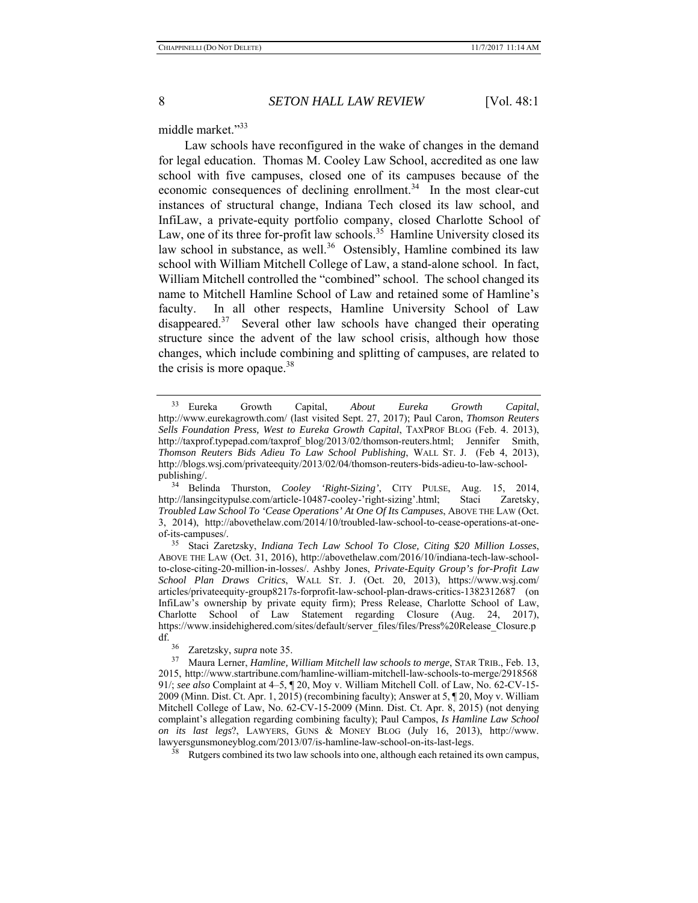middle market."[33]

Law schools have reconfigured in the wake of changes in the demand for legal education. Thomas M. Cooley Law School, accredited as one law school with five campuses, closed one of its campuses because of the economic consequences of declining enrollment.[34] In the most clear-cut instances of structural change, Indiana Tech closed its law school, and InfiLaw, a private-equity portfolio company, closed Charlotte School of Law, one of its three for-profit law schools.[35] Hamline University closed its law school in substance, as well.[36] Ostensibly, Hamline combined its law school with William Mitchell College of Law, a stand-alone school. In fact, William Mitchell controlled the "combined" school. The school changed its name to Mitchell Hamline School of Law and retained some of Hamline's faculty. In all other respects, Hamline University School of Law disappeared.[37] Several other law schools have changed their operating structure since the advent of the law school crisis, although how those changes, which include combining and splitting of campuses, are related to the crisis is more opaque.[38]

---

[33] Eureka Growth Capital, *About Eureka Growth Capital*, http://www.eurekagrowth.com/ (last visited Sept. 27, 2017); Paul Caron, *Thomson Reuters Sells Foundation Press, West to Eureka Growth Capital*, TAXPROF BLOG (Feb. 4. 2013), http://taxprof.typepad.com/taxprof_blog/2013/02/thomson-reuters.html; Jennifer Smith, *Thomson Reuters Bids Adieu To Law School Publishing*, WALL ST. J. (Feb 4, 2013), http://blogs.wsj.com/privateequity/2013/02/04/thomson-reuters-bids-adieu-to-law-school-publishing/.

[34] Belinda Thurston, *Cooley 'Right-Sizing'*, CITY PULSE, Aug. 15, 2014, http://lansingcitypulse.com/article-10487-cooley-'right-sizing'.html; Staci Zaretsky, *Troubled Law School To 'Cease Operations' At One Of Its Campuses*, ABOVE THE LAW (Oct. 3, 2014), http://abovethelaw.com/2014/10/troubled-law-school-to-cease-operations-at-one-of-its-campuses/.

[35] Staci Zaretzsky, *Indiana Tech Law School To Close, Citing $20 Million Losses*, ABOVE THE LAW (Oct. 31, 2016), http://abovethelaw.com/2016/10/indiana-tech-law-school-to-close-citing-20-million-in-losses/. Ashby Jones, *Private-Equity Group's for-Profit Law School Plan Draws Critics*, WALL ST. J. (Oct. 20, 2013), https://www.wsj.com/articles/privateequity-group8217s-forprofit-law-school-plan-draws-critics-1382312687 (on InfiLaw's ownership by private equity firm); Press Release, Charlotte School of Law, Charlotte School of Law Statement regarding Closure (Aug. 24, 2017), https://www.insidehighered.com/sites/default/server_files/files/Press%20Release_Closure.pdf.

[36] Zaretzsky, *supra* note 35.

[37] Maura Lerner, *Hamline, William Mitchell law schools to merge*, STAR TRIB., Feb. 13, 2015, http://www.startribune.com/hamline-william-mitchell-law-schools-to-merge/291856891/; *see also* Complaint at 4–5, ¶ 20, Moy v. William Mitchell Coll. of Law, No. 62-CV-15-2009 (Minn. Dist. Ct. Apr. 1, 2015) (recombining faculty); Answer at 5, ¶ 20, Moy v. William Mitchell College of Law, No. 62-CV-15-2009 (Minn. Dist. Ct. Apr. 8, 2015) (not denying complaint's allegation regarding combining faculty); Paul Campos, *Is Hamline Law School on its last legs*?, LAWYERS, GUNS & MONEY BLOG (July 16, 2013), http://www.lawyersgunsmoneyblog.com/2013/07/is-hamline-law-school-on-its-last-legs.

[38] Rutgers combined its two law schools into one, although each retained its own campus,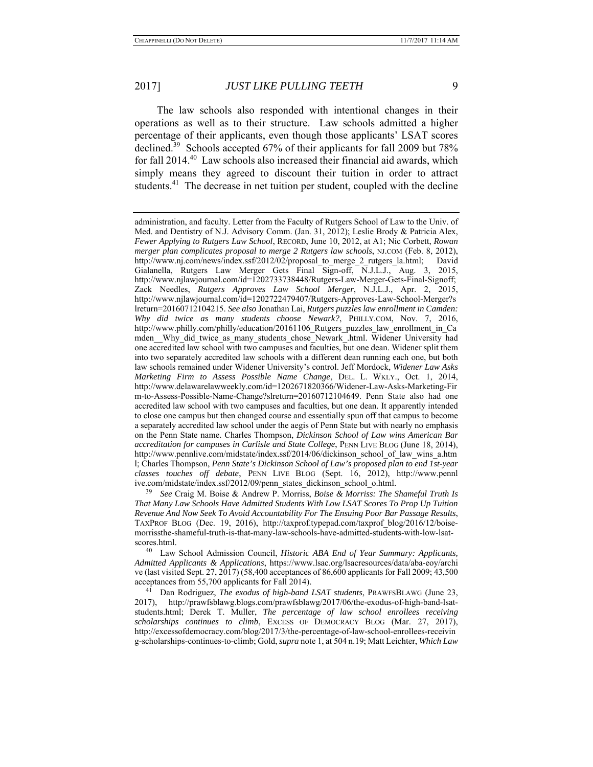The law schools also responded with intentional changes in their operations as well as to their structure. Law schools admitted a higher percentage of their applicants, even though those applicants' LSAT scores declined.[39] Schools accepted 67% of their applicants for fall 2009 but 78% for fall 2014.[40] Law schools also increased their financial aid awards, which simply means they agreed to discount their tuition in order to attract students.[41] The decrease in net tuition per student, coupled with the decline

---

administration, and faculty. Letter from the Faculty of Rutgers School of Law to the Univ. of Med. and Dentistry of N.J. Advisory Comm. (Jan. 31, 2012); Leslie Brody & Patricia Alex, *Fewer Applying to Rutgers Law School*, RECORD, June 10, 2012, at A1; Nic Corbett, *Rowan merger plan complicates proposal to merge 2 Rutgers law schools*, NJ.COM (Feb. 8, 2012), http://www.nj.com/news/index.ssf/2012/02/proposal_to_merge_2_rutgers_la.html; David Gialanella, Rutgers Law Merger Gets Final Sign-off, N.J.L.J., Aug. 3, 2015, http://www.njlawjournal.com/id=1202733738448/Rutgers-Law-Merger-Gets-Final-Signoff; Zack Needles, *Rutgers Approves Law School Merger*, N.J.L.J., Apr. 2, 2015, http://www.njlawjournal.com/id=1202722479407/Rutgers-Approves-Law-School-Merger?slreturn=20160712104215. *See also* Jonathan Lai, *Rutgers puzzles law enrollment in Camden: Why did twice as many students choose Newark?*, PHILLY.COM, Nov. 7, 2016, http://www.philly.com/philly/education/20161106_Rutgers_puzzles_law_enrollment_in_Camden__Why_did_twice_as_many_students_chose_Newark_.html. Widener University had one accredited law school with two campuses and faculties, but one dean. Widener split them into two separately accredited law schools with a different dean running each one, but both law schools remained under Widener University's control. Jeff Mordock, *Widener Law Asks Marketing Firm to Assess Possible Name Change*, DEL. L. WKLY., Oct. 1, 2014, http://www.delawarelawweekly.com/id=1202671820366/Widener-Law-Asks-Marketing-Firm-to-Assess-Possible-Name-Change?slreturn=20160712104649. Penn State also had one accredited law school with two campuses and faculties, but one dean. It apparently intended to close one campus but then changed course and essentially spun off that campus to become a separately accredited law school under the aegis of Penn State but with nearly no emphasis on the Penn State name. Charles Thompson, *Dickinson School of Law wins American Bar accreditation for campuses in Carlisle and State College*, PENN LIVE BLOG (June 18, 2014), http://www.pennlive.com/midstate/index.ssf/2014/06/dickinson_school_of_law_wins_a.html; Charles Thompson, *Penn State's Dickinson School of Law's proposed plan to end 1st-year classes touches off debate*, PENN LIVE BLOG (Sept. 16, 2012), http://www.pennlive.com/midstate/index.ssf/2012/09/penn_states_dickinson_school_o.html.

[39] *See* Craig M. Boise & Andrew P. Morriss, *Boise & Morriss: The Shameful Truth Is That Many Law Schools Have Admitted Students With Low LSAT Scores To Prop Up Tuition Revenue And Now Seek To Avoid Accountability For The Ensuing Poor Bar Passage Results*, TAXPROF BLOG (Dec. 19, 2016), http://taxprof.typepad.com/taxprof_blog/2016/12/boise-morrissthe-shameful-truth-is-that-many-law-schools-have-admitted-students-with-low-lsat-scores.html.

[40] Law School Admission Council, *Historic ABA End of Year Summary: Applicants, Admitted Applicants & Applications*, https://www.lsac.org/lsacresources/data/aba-eoy/archive (last visited Sept. 27, 2017) (58,400 acceptances of 86,600 applicants for Fall 2009; 43,500 acceptances from 55,700 applicants for Fall 2014).

[41] Dan Rodriguez, *The exodus of high-band LSAT students*, PRAWFSBLAWG (June 23, 2017), http://prawfsblawg.blogs.com/prawfsblawg/2017/06/the-exodus-of-high-band-lsat-students.html; Derek T. Muller, *The percentage of law school enrollees receiving scholarships continues to climb*, EXCESS OF DEMOCRACY BLOG (Mar. 27, 2017), http://excessofdemocracy.com/blog/2017/3/the-percentage-of-law-school-enrollees-receiving-scholarships-continues-to-climb; Gold, *supra* note 1, at 504 n.19; Matt Leichter, *Which Law*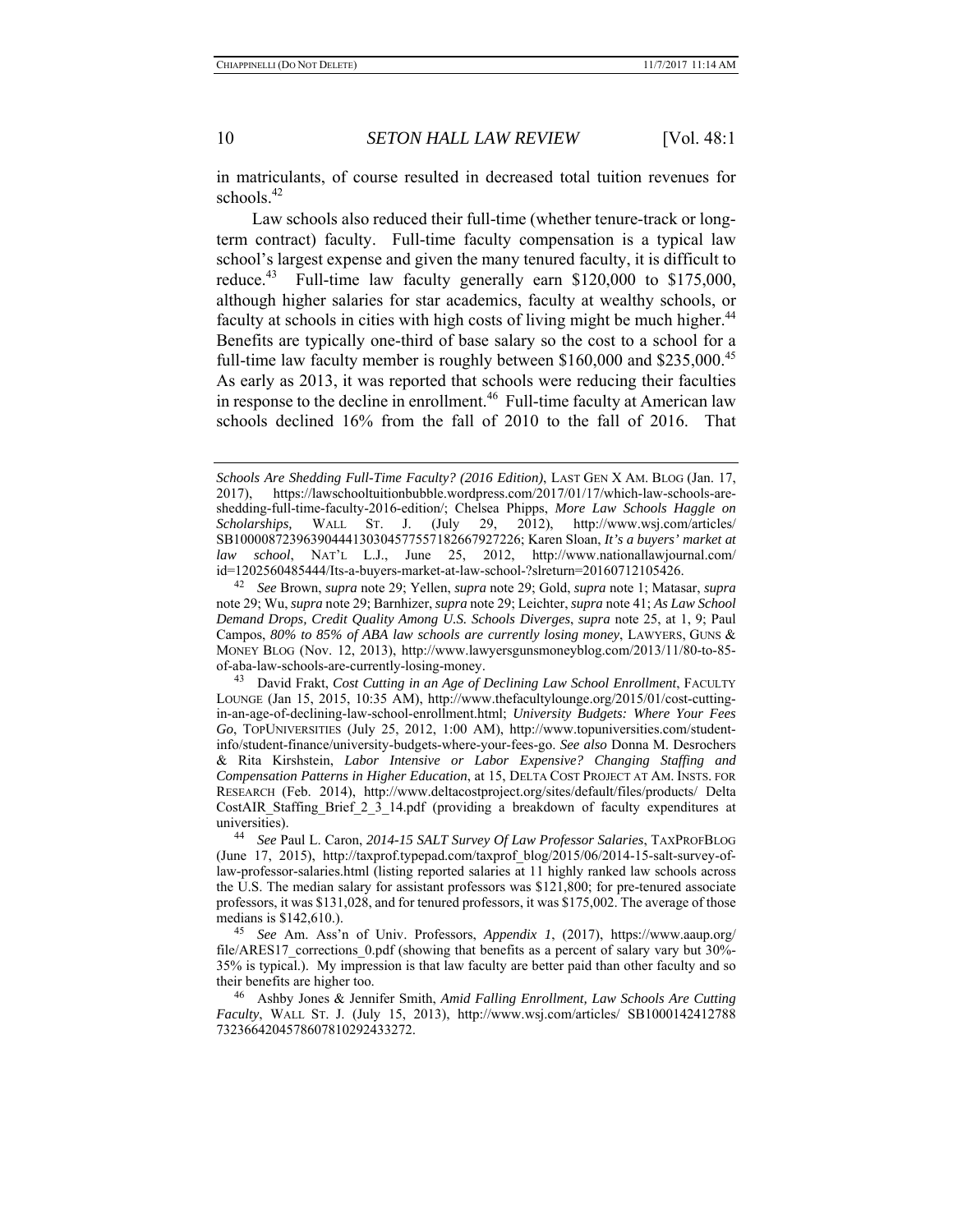in matriculants, of course resulted in decreased total tuition revenues for schools.[42]

Law schools also reduced their full-time (whether tenure-track or long-term contract) faculty. Full-time faculty compensation is a typical law school's largest expense and given the many tenured faculty, it is difficult to reduce.[43] Full-time law faculty generally earn $120,000 to $175,000, although higher salaries for star academics, faculty at wealthy schools, or faculty at schools in cities with high costs of living might be much higher.[44] Benefits are typically one-third of base salary so the cost to a school for a full-time law faculty member is roughly between $160,000 and $235,000.[45] As early as 2013, it was reported that schools were reducing their faculties in response to the decline in enrollment.[46] Full-time faculty at American law schools declined 16% from the fall of 2010 to the fall of 2016. That

---

*Schools Are Shedding Full-Time Faculty? (2016 Edition)*, LAST GEN X AM. BLOG (Jan. 17, 2017), https://lawschooltuitionbubble.wordpress.com/2017/01/17/which-law-schools-are-shedding-full-time-faculty-2016-edition/; Chelsea Phipps, *More Law Schools Haggle on Scholarships,* WALL ST. J. (July 29, 2012), http://www.wsj.com/articles/SB10000872396390444130304577557182667927226; Karen Sloan, *It's a buyers' market at law school*, NAT'L L.J., June 25, 2012, http://www.nationallawjournal.com/id=1202560485444/Its-a-buyers-market-at-law-school-?slreturn=20160712105426.

[42] *See* Brown, *supra* note 29; Yellen, *supra* note 29; Gold, *supra* note 1; Matasar, *supra* note 29; Wu, *supra* note 29; Barnhizer, *supra* note 29; Leichter, *supra* note 41; *As Law School Demand Drops, Credit Quality Among U.S. Schools Diverges*, *supra* note 25, at 1, 9; Paul Campos, *80% to 85% of ABA law schools are currently losing money*, LAWYERS, GUNS & MONEY BLOG (Nov. 12, 2013), http://www.lawyersgunsmoneyblog.com/2013/11/80-to-85-of-aba-law-schools-are-currently-losing-money.

[43] David Frakt, *Cost Cutting in an Age of Declining Law School Enrollment*, FACULTY LOUNGE (Jan 15, 2015, 10:35 AM), http://www.thefacultylounge.org/2015/01/cost-cutting-in-an-age-of-declining-law-school-enrollment.html; *University Budgets: Where Your Fees Go*, TOPUNIVERSITIES (July 25, 2012, 1:00 AM), http://www.topuniversities.com/student-info/student-finance/university-budgets-where-your-fees-go. *See also* Donna M. Desrochers & Rita Kirshstein, *Labor Intensive or Labor Expensive? Changing Staffing and Compensation Patterns in Higher Education*, at 15, DELTA COST PROJECT AT AM. INSTS. FOR RESEARCH (Feb. 2014), http://www.deltacostproject.org/sites/default/files/products/ Delta CostAIR_Staffing_Brief_2_3_14.pdf (providing a breakdown of faculty expenditures at universities).

[44] *See* Paul L. Caron, *2014-15 SALT Survey Of Law Professor Salaries*, TAXPROFBLOG (June 17, 2015), http://taxprof.typepad.com/taxprof_blog/2015/06/2014-15-salt-survey-of-law-professor-salaries.html (listing reported salaries at 11 highly ranked law schools across the U.S. The median salary for assistant professors was $121,800; for pre-tenured associate professors, it was $131,028, and for tenured professors, it was $175,002. The average of those medians is $142,610.).

[45] *See* Am. Ass'n of Univ. Professors, *Appendix 1*, (2017), https://www.aaup.org/file/ARES17_corrections_0.pdf (showing that benefits as a percent of salary vary but 30%-35% is typical.). My impression is that law faculty are better paid than other faculty and so their benefits are higher too.

[46] Ashby Jones & Jennifer Smith, *Amid Falling Enrollment, Law Schools Are Cutting Faculty*, WALL ST. J. (July 15, 2013), http://www.wsj.com/articles/ SB1000142412788 7323664204578607810292433272.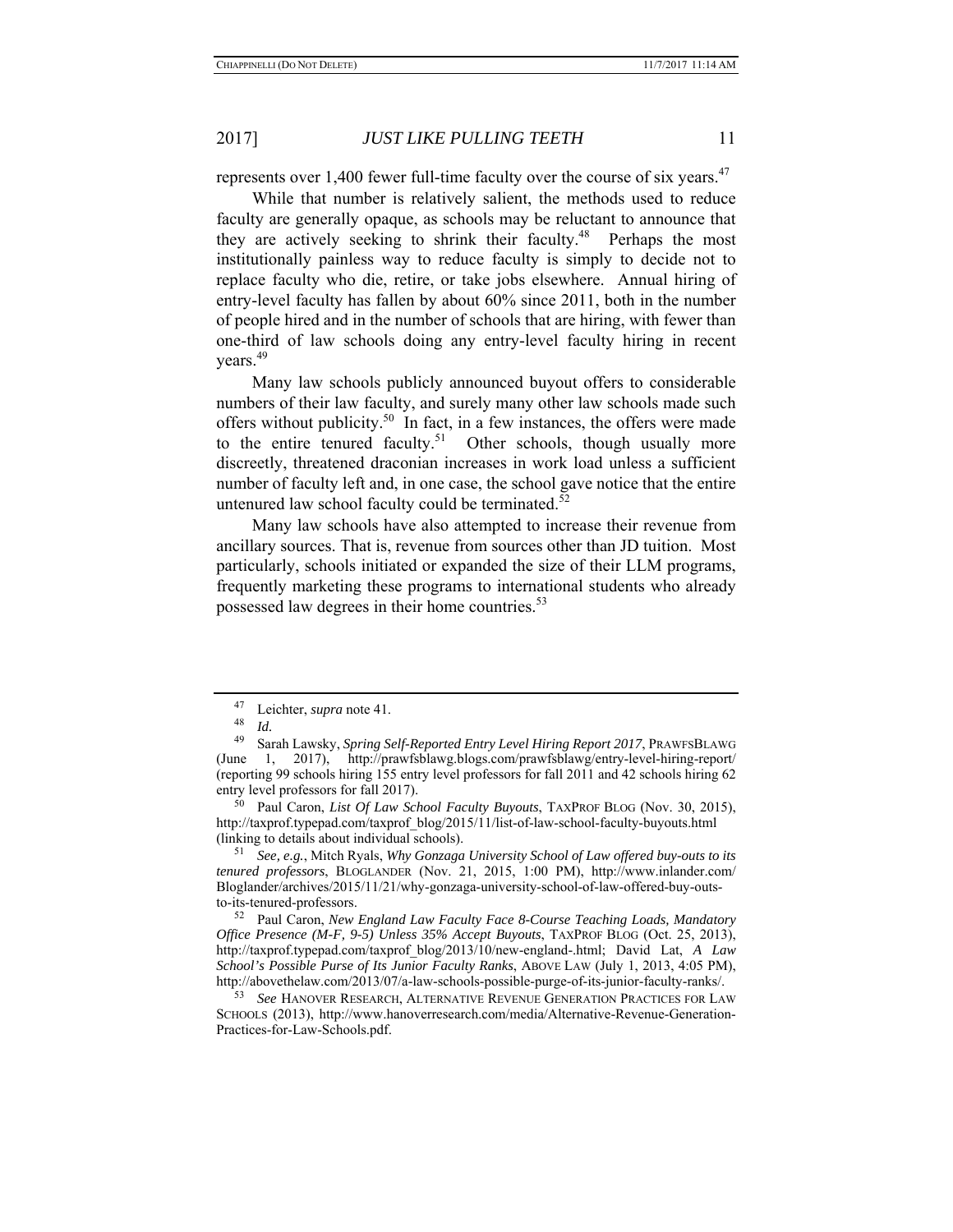represents over 1,400 fewer full-time faculty over the course of six years.[47]

While that number is relatively salient, the methods used to reduce faculty are generally opaque, as schools may be reluctant to announce that they are actively seeking to shrink their faculty.[48] Perhaps the most institutionally painless way to reduce faculty is simply to decide not to replace faculty who die, retire, or take jobs elsewhere. Annual hiring of entry-level faculty has fallen by about 60% since 2011, both in the number of people hired and in the number of schools that are hiring, with fewer than one-third of law schools doing any entry-level faculty hiring in recent years.[49]

Many law schools publicly announced buyout offers to considerable numbers of their law faculty, and surely many other law schools made such offers without publicity.[50] In fact, in a few instances, the offers were made to the entire tenured faculty.[51] Other schools, though usually more discreetly, threatened draconian increases in work load unless a sufficient number of faculty left and, in one case, the school gave notice that the entire untenured law school faculty could be terminated.[52]

Many law schools have also attempted to increase their revenue from ancillary sources. That is, revenue from sources other than JD tuition. Most particularly, schools initiated or expanded the size of their LLM programs, frequently marketing these programs to international students who already possessed law degrees in their home countries.[53]

---

[47] Leichter, *supra* note 41.

[48] *Id.*

[49] Sarah Lawsky, *Spring Self-Reported Entry Level Hiring Report 2017*, PRAWFSBLAWG (June 1, 2017), http://prawfsblawg.blogs.com/prawfsblawg/entry-level-hiring-report/ (reporting 99 schools hiring 155 entry level professors for fall 2011 and 42 schools hiring 62 entry level professors for fall 2017).

[50] Paul Caron, *List Of Law School Faculty Buyouts*, TAXPROF BLOG (Nov. 30, 2015), http://taxprof.typepad.com/taxprof_blog/2015/11/list-of-law-school-faculty-buyouts.html (linking to details about individual schools).

[51] *See, e.g.*, Mitch Ryals, *Why Gonzaga University School of Law offered buy-outs to its tenured professors*, BLOGLANDER (Nov. 21, 2015, 1:00 PM), http://www.inlander.com/Bloglander/archives/2015/11/21/why-gonzaga-university-school-of-law-offered-buy-outs-to-its-tenured-professors.

[52] Paul Caron, *New England Law Faculty Face 8-Course Teaching Loads, Mandatory Office Presence (M-F, 9-5) Unless 35% Accept Buyouts*, TAXPROF BLOG (Oct. 25, 2013), http://taxprof.typepad.com/taxprof_blog/2013/10/new-england-.html; David Lat, *A Law School's Possible Purse of Its Junior Faculty Ranks*, ABOVE LAW (July 1, 2013, 4:05 PM), http://abovethelaw.com/2013/07/a-law-schools-possible-purge-of-its-junior-faculty-ranks/.

[53] *See* HANOVER RESEARCH, ALTERNATIVE REVENUE GENERATION PRACTICES FOR LAW SCHOOLS (2013), http://www.hanoverresearch.com/media/Alternative-Revenue-Generation-Practices-for-Law-Schools.pdf.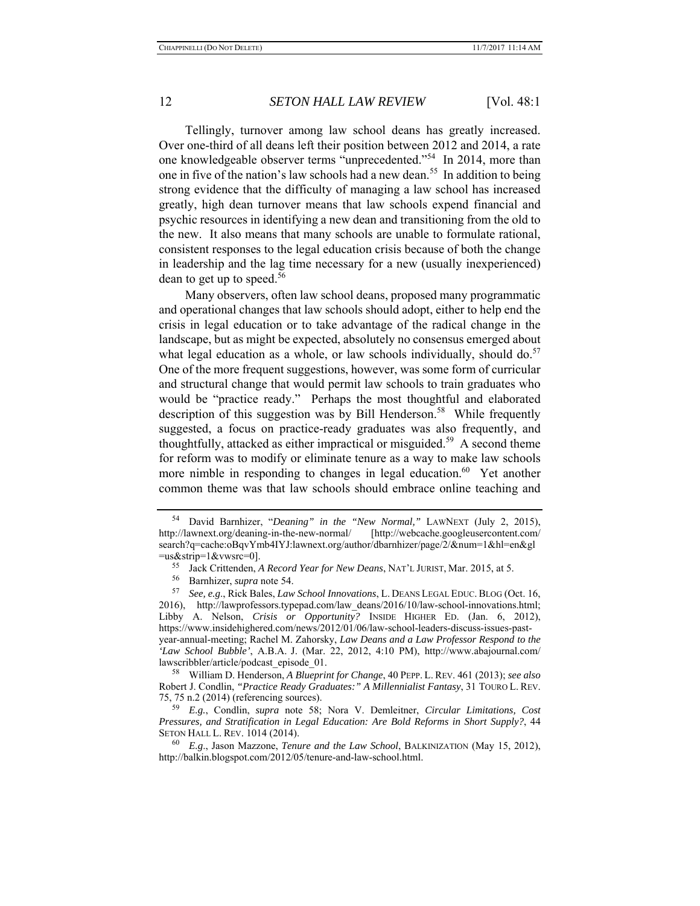Tellingly, turnover among law school deans has greatly increased. Over one-third of all deans left their position between 2012 and 2014, a rate one knowledgeable observer terms "unprecedented."[54] In 2014, more than one in five of the nation's law schools had a new dean.[55] In addition to being strong evidence that the difficulty of managing a law school has increased greatly, high dean turnover means that law schools expend financial and psychic resources in identifying a new dean and transitioning from the old to the new. It also means that many schools are unable to formulate rational, consistent responses to the legal education crisis because of both the change in leadership and the lag time necessary for a new (usually inexperienced) dean to get up to speed.[56]

Many observers, often law school deans, proposed many programmatic and operational changes that law schools should adopt, either to help end the crisis in legal education or to take advantage of the radical change in the landscape, but as might be expected, absolutely no consensus emerged about what legal education as a whole, or law schools individually, should do.[57] One of the more frequent suggestions, however, was some form of curricular and structural change that would permit law schools to train graduates who would be "practice ready." Perhaps the most thoughtful and elaborated description of this suggestion was by Bill Henderson.[58] While frequently suggested, a focus on practice-ready graduates was also frequently, and thoughtfully, attacked as either impractical or misguided.[59] A second theme for reform was to modify or eliminate tenure as a way to make law schools more nimble in responding to changes in legal education.[60] Yet another common theme was that law schools should embrace online teaching and

---

[54] David Barnhizer, "*Deaning" in the "New Normal,"* LAWNEXT (July 2, 2015), http://lawnext.org/deaning-in-the-new-normal/ [http://webcache.googleusercontent.com/search?q=cache:oBqvYmb4IYJ:lawnext.org/author/dbarnhizer/page/2/&num=1&hl=en&gl=us&strip=1&vwsrc=0].

[55] Jack Crittenden, *A Record Year for New Deans*, NAT'L JURIST, Mar. 2015, at 5.

[56] Barnhizer, *supra* note 54.

[57] *See, e.g*., Rick Bales, *Law School Innovations*, L. DEANS LEGAL EDUC. BLOG (Oct. 16, 2016), http://lawprofessors.typepad.com/law_deans/2016/10/law-school-innovations.html; Libby A. Nelson, *Crisis or Opportunity?* INSIDE HIGHER ED. (Jan. 6, 2012), https://www.insidehighered.com/news/2012/01/06/law-school-leaders-discuss-issues-past-year-annual-meeting; Rachel M. Zahorsky, *Law Deans and a Law Professor Respond to the 'Law School Bubble'*, A.B.A. J. (Mar. 22, 2012, 4:10 PM), http://www.abajournal.com/lawscribbler/article/podcast_episode_01.

[58] William D. Henderson, *A Blueprint for Change*, 40 PEPP. L. REV. 461 (2013); *see also* Robert J. Condlin, *"Practice Ready Graduates:" A Millennialist Fantasy*, 31 TOURO L. REV. 75, 75 n.2 (2014) (referencing sources).

[59] *E.g.*, Condlin, *supra* note 58; Nora V. Demleitner, *Circular Limitations, Cost Pressures, and Stratification in Legal Education: Are Bold Reforms in Short Supply?*, 44 SETON HALL L. REV. 1014 (2014).

[60] *E.g*., Jason Mazzone, *Tenure and the Law School*, BALKINIZATION (May 15, 2012), http://balkin.blogspot.com/2012/05/tenure-and-law-school.html.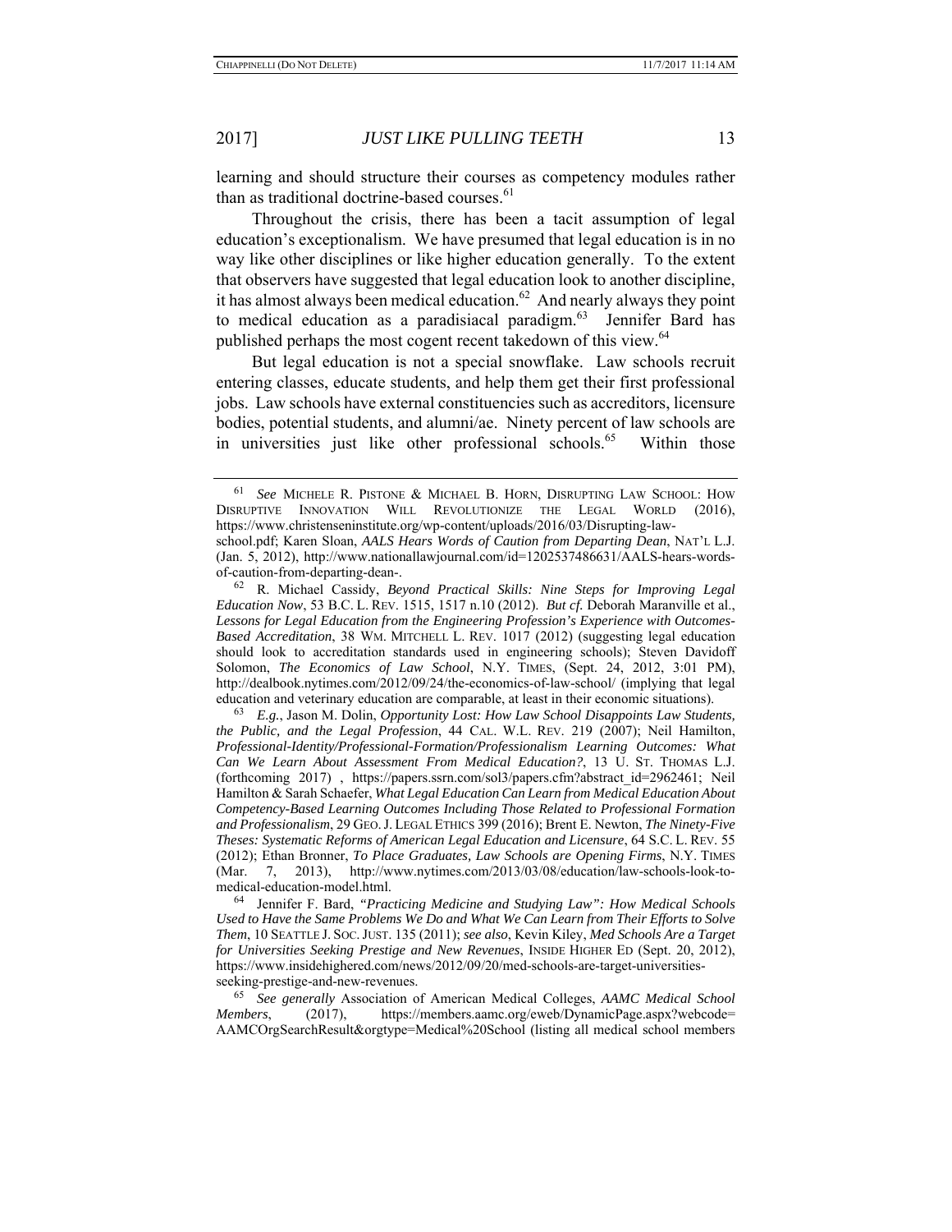learning and should structure their courses as competency modules rather than as traditional doctrine-based courses.[61]

Throughout the crisis, there has been a tacit assumption of legal education's exceptionalism. We have presumed that legal education is in no way like other disciplines or like higher education generally. To the extent that observers have suggested that legal education look to another discipline, it has almost always been medical education.[62] And nearly always they point to medical education as a paradisiacal paradigm.[63] Jennifer Bard has published perhaps the most cogent recent takedown of this view.[64]

But legal education is not a special snowflake. Law schools recruit entering classes, educate students, and help them get their first professional jobs. Law schools have external constituencies such as accreditors, licensure bodies, potential students, and alumni/ae. Ninety percent of law schools are in universities just like other professional schools.[65] Within those

---

[61] *See* MICHELE R. PISTONE & MICHAEL B. HORN, DISRUPTING LAW SCHOOL: HOW DISRUPTIVE INNOVATION WILL REVOLUTIONIZE THE LEGAL WORLD (2016), https://www.christenseninstitute.org/wp-content/uploads/2016/03/Disrupting-law-school.pdf; Karen Sloan, *AALS Hears Words of Caution from Departing Dean*, NAT'L L.J. (Jan. 5, 2012), http://www.nationallawjournal.com/id=1202537486631/AALS-hears-words-of-caution-from-departing-dean-.

[62] R. Michael Cassidy, *Beyond Practical Skills: Nine Steps for Improving Legal Education Now*, 53 B.C. L. REV. 1515, 1517 n.10 (2012). *But cf.* Deborah Maranville et al., *Lessons for Legal Education from the Engineering Profession's Experience with Outcomes-Based Accreditation*, 38 WM. MITCHELL L. REV. 1017 (2012) (suggesting legal education should look to accreditation standards used in engineering schools); Steven Davidoff Solomon, *The Economics of Law School*, N.Y. TIMES, (Sept. 24, 2012, 3:01 PM), http://dealbook.nytimes.com/2012/09/24/the-economics-of-law-school/ (implying that legal education and veterinary education are comparable, at least in their economic situations).

[63] *E.g.*, Jason M. Dolin, *Opportunity Lost: How Law School Disappoints Law Students, the Public, and the Legal Profession*, 44 CAL. W.L. REV. 219 (2007); Neil Hamilton, *Professional-Identity/Professional-Formation/Professionalism Learning Outcomes: What Can We Learn About Assessment From Medical Education?*, 13 U. ST. THOMAS L.J. (forthcoming 2017) , https://papers.ssrn.com/sol3/papers.cfm?abstract_id=2962461; Neil Hamilton & Sarah Schaefer, *What Legal Education Can Learn from Medical Education About Competency-Based Learning Outcomes Including Those Related to Professional Formation and Professionalism*, 29 GEO. J. LEGAL ETHICS 399 (2016); Brent E. Newton, *The Ninety-Five Theses: Systematic Reforms of American Legal Education and Licensure*, 64 S.C. L. REV. 55 (2012); Ethan Bronner, *To Place Graduates, Law Schools are Opening Firms*, N.Y. TIMES (Mar. 7, 2013), http://www.nytimes.com/2013/03/08/education/law-schools-look-to-medical-education-model.html.

[64] Jennifer F. Bard, *"Practicing Medicine and Studying Law": How Medical Schools Used to Have the Same Problems We Do and What We Can Learn from Their Efforts to Solve Them*, 10 SEATTLE J. SOC. JUST. 135 (2011); *see also*, Kevin Kiley, *Med Schools Are a Target for Universities Seeking Prestige and New Revenues*, INSIDE HIGHER ED (Sept. 20, 2012), https://www.insidehighered.com/news/2012/09/20/med-schools-are-target-universities-seeking-prestige-and-new-revenues.

[65] *See generally* Association of American Medical Colleges, *AAMC Medical School Members*, (2017), https://members.aamc.org/eweb/DynamicPage.aspx?webcode=AAMCOrgSearchResult&orgtype=Medical%20School (listing all medical school members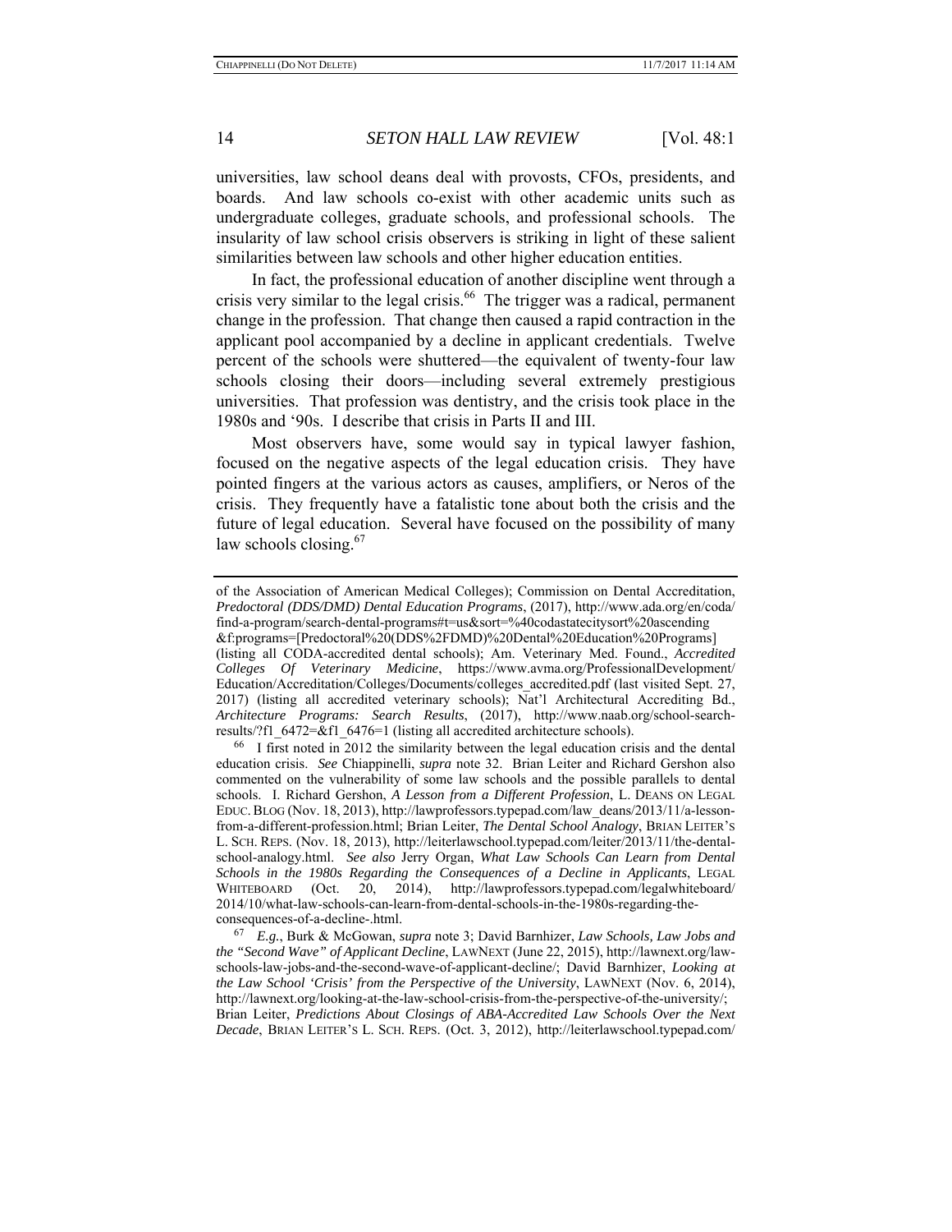universities, law school deans deal with provosts, CFOs, presidents, and boards. And law schools co-exist with other academic units such as undergraduate colleges, graduate schools, and professional schools. The insularity of law school crisis observers is striking in light of these salient similarities between law schools and other higher education entities.

In fact, the professional education of another discipline went through a crisis very similar to the legal crisis.[66] The trigger was a radical, permanent change in the profession. That change then caused a rapid contraction in the applicant pool accompanied by a decline in applicant credentials. Twelve percent of the schools were shuttered—the equivalent of twenty-four law schools closing their doors—including several extremely prestigious universities. That profession was dentistry, and the crisis took place in the 1980s and '90s. I describe that crisis in Parts II and III.

Most observers have, some would say in typical lawyer fashion, focused on the negative aspects of the legal education crisis. They have pointed fingers at the various actors as causes, amplifiers, or Neros of the crisis. They frequently have a fatalistic tone about both the crisis and the future of legal education. Several have focused on the possibility of many law schools closing.[67]

---

of the Association of American Medical Colleges); Commission on Dental Accreditation, *Predoctoral (DDS/DMD) Dental Education Programs*, (2017), http://www.ada.org/en/coda/find-a-program/search-dental-programs#t=us&sort=%40codastatecitysort%20ascending&f:programs=[Predoctoral%20(DDS%2FDMD)%20Dental%20Education%20Programs] (listing all CODA-accredited dental schools); Am. Veterinary Med. Found., *Accredited Colleges Of Veterinary Medicine*, https://www.avma.org/ProfessionalDevelopment/Education/Accreditation/Colleges/Documents/colleges_accredited.pdf (last visited Sept. 27, 2017) (listing all accredited veterinary schools); Nat'l Architectural Accrediting Bd., *Architecture Programs: Search Results*, (2017), http://www.naab.org/school-search-results/?f1_6472=&f1_6476=1 (listing all accredited architecture schools).

[66] I first noted in 2012 the similarity between the legal education crisis and the dental education crisis. *See* Chiappinelli, *supra* note 32. Brian Leiter and Richard Gershon also commented on the vulnerability of some law schools and the possible parallels to dental schools. I. Richard Gershon, *A Lesson from a Different Profession*, L. DEANS ON LEGAL EDUC. BLOG (Nov. 18, 2013), http://lawprofessors.typepad.com/law_deans/2013/11/a-lesson-from-a-different-profession.html; Brian Leiter, *The Dental School Analogy*, BRIAN LEITER'S L. SCH. REPS. (Nov. 18, 2013), http://leiterlawschool.typepad.com/leiter/2013/11/the-dental-school-analogy.html. *See also* Jerry Organ, *What Law Schools Can Learn from Dental Schools in the 1980s Regarding the Consequences of a Decline in Applicants*, LEGAL WHITEBOARD (Oct. 20, 2014), http://lawprofessors.typepad.com/legalwhiteboard/2014/10/what-law-schools-can-learn-from-dental-schools-in-the-1980s-regarding-the-consequences-of-a-decline-.html.

[67] *E.g.*, Burk & McGowan, *supra* note 3; David Barnhizer, *Law Schools, Law Jobs and the "Second Wave" of Applicant Decline*, LAWNEXT (June 22, 2015), http://lawnext.org/law-schools-law-jobs-and-the-second-wave-of-applicant-decline/; David Barnhizer, *Looking at the Law School 'Crisis' from the Perspective of the University*, LAWNEXT (Nov. 6, 2014), http://lawnext.org/looking-at-the-law-school-crisis-from-the-perspective-of-the-university/; Brian Leiter, *Predictions About Closings of ABA-Accredited Law Schools Over the Next Decade*, BRIAN LEITER'S L. SCH. REPS. (Oct. 3, 2012), http://leiterlawschool.typepad.com/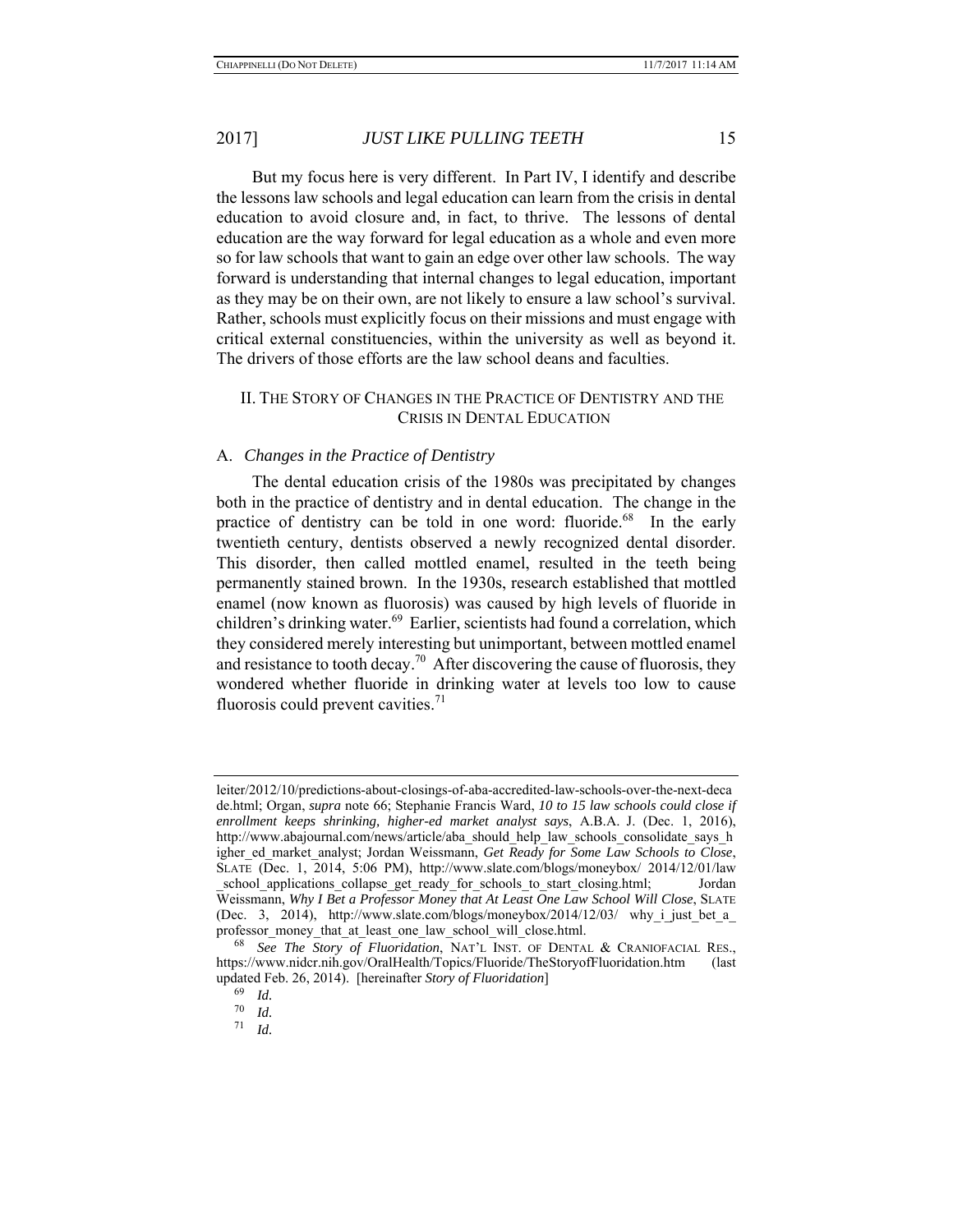But my focus here is very different. In Part IV, I identify and describe the lessons law schools and legal education can learn from the crisis in dental education to avoid closure and, in fact, to thrive. The lessons of dental education are the way forward for legal education as a whole and even more so for law schools that want to gain an edge over other law schools. The way forward is understanding that internal changes to legal education, important as they may be on their own, are not likely to ensure a law school's survival. Rather, schools must explicitly focus on their missions and must engage with critical external constituencies, within the university as well as beyond it. The drivers of those efforts are the law school deans and faculties.

## II. THE STORY OF CHANGES IN THE PRACTICE OF DENTISTRY AND THE CRISIS IN DENTAL EDUCATION

### A. *Changes in the Practice of Dentistry*

The dental education crisis of the 1980s was precipitated by changes both in the practice of dentistry and in dental education. The change in the practice of dentistry can be told in one word: fluoride.[68] In the early twentieth century, dentists observed a newly recognized dental disorder. This disorder, then called mottled enamel, resulted in the teeth being permanently stained brown. In the 1930s, research established that mottled enamel (now known as fluorosis) was caused by high levels of fluoride in children's drinking water.[69] Earlier, scientists had found a correlation, which they considered merely interesting but unimportant, between mottled enamel and resistance to tooth decay.[70] After discovering the cause of fluorosis, they wondered whether fluoride in drinking water at levels too low to cause fluorosis could prevent cavities.[71]

---

leiter/2012/10/predictions-about-closings-of-aba-accredited-law-schools-over-the-next-decade.html; Organ, *supra* note 66; Stephanie Francis Ward, *10 to 15 law schools could close if enrollment keeps shrinking, higher-ed market analyst says*, A.B.A. J. (Dec. 1, 2016), http://www.abajournal.com/news/article/aba_should_help_law_schools_consolidate_says_higher_ed_market_analyst; Jordan Weissmann, *Get Ready for Some Law Schools to Close*, SLATE (Dec. 1, 2014, 5:06 PM), http://www.slate.com/blogs/moneybox/ 2014/12/01/law_school_applications_collapse_get_ready_for_schools_to_start_closing.html; Jordan Weissmann, *Why I Bet a Professor Money that At Least One Law School Will Close*, SLATE (Dec. 3, 2014), http://www.slate.com/blogs/moneybox/2014/12/03/ why_i_just_bet_a_professor_money_that_at_least_one_law_school_will_close.html.

[68] *See The Story of Fluoridation*, NAT'L INST. OF DENTAL & CRANIOFACIAL RES., https://www.nidcr.nih.gov/OralHealth/Topics/Fluoride/TheStoryofFluoridation.htm (last updated Feb. 26, 2014). [hereinafter *Story of Fluoridation*]

[69] *Id.*

[70] *Id.*

[71] *Id.*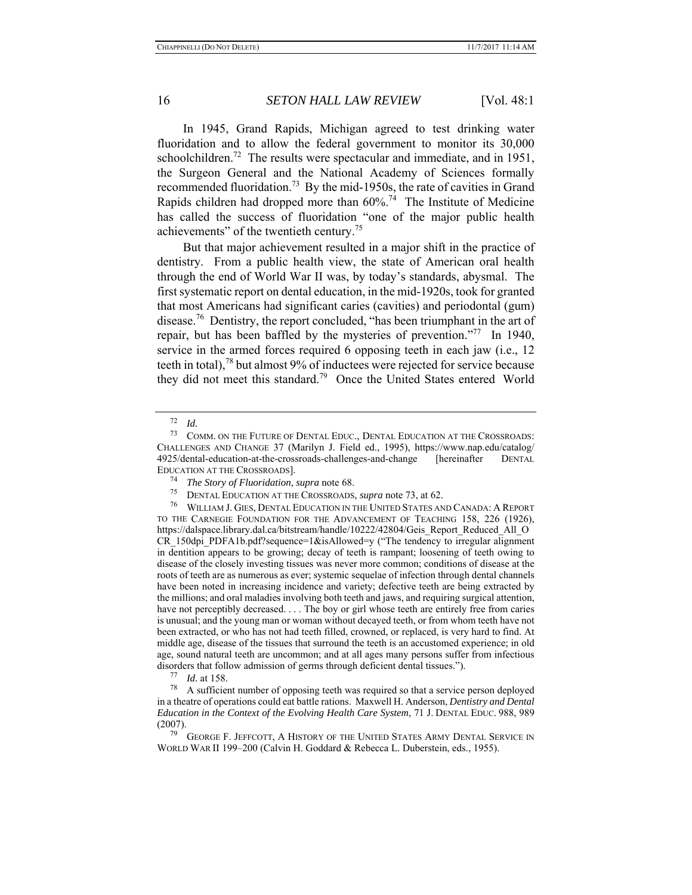In 1945, Grand Rapids, Michigan agreed to test drinking water fluoridation and to allow the federal government to monitor its 30,000 schoolchildren.[72] The results were spectacular and immediate, and in 1951, the Surgeon General and the National Academy of Sciences formally recommended fluoridation.[73] By the mid-1950s, the rate of cavities in Grand Rapids children had dropped more than 60%.[74] The Institute of Medicine has called the success of fluoridation "one of the major public health achievements" of the twentieth century.[75]

But that major achievement resulted in a major shift in the practice of dentistry. From a public health view, the state of American oral health through the end of World War II was, by today's standards, abysmal. The first systematic report on dental education, in the mid-1920s, took for granted that most Americans had significant caries (cavities) and periodontal (gum) disease.[76] Dentistry, the report concluded, "has been triumphant in the art of repair, but has been baffled by the mysteries of prevention."[77] In 1940, service in the armed forces required 6 opposing teeth in each jaw (i.e., 12 teeth in total),[78] but almost 9% of inductees were rejected for service because they did not meet this standard.[79] Once the United States entered World

---

[72] *Id.*

[73] COMM. ON THE FUTURE OF DENTAL EDUC., DENTAL EDUCATION AT THE CROSSROADS: CHALLENGES AND CHANGE 37 (Marilyn J. Field ed., 1995), https://www.nap.edu/catalog/4925/dental-education-at-the-crossroads-challenges-and-change [hereinafter DENTAL EDUCATION AT THE CROSSROADS].

[74] *The Story of Fluoridation*, *supra* note 68.

[75] DENTAL EDUCATION AT THE CROSSROADS, *supra* note 73, at 62.

[76] WILLIAM J. GIES, DENTAL EDUCATION IN THE UNITED STATES AND CANADA: A REPORT TO THE CARNEGIE FOUNDATION FOR THE ADVANCEMENT OF TEACHING 158, 226 (1926), https://dalspace.library.dal.ca/bitstream/handle/10222/42804/Geis_Report_Reduced_All_OCR_150dpi_PDFA1b.pdf?sequence=1&isAllowed=y ("The tendency to irregular alignment in dentition appears to be growing; decay of teeth is rampant; loosening of teeth owing to disease of the closely investing tissues was never more common; conditions of disease at the roots of teeth are as numerous as ever; systemic sequelae of infection through dental channels have been noted in increasing incidence and variety; defective teeth are being extracted by the millions; and oral maladies involving both teeth and jaws, and requiring surgical attention, have not perceptibly decreased. . . . The boy or girl whose teeth are entirely free from caries is unusual; and the young man or woman without decayed teeth, or from whom teeth have not been extracted, or who has not had teeth filled, crowned, or replaced, is very hard to find. At middle age, disease of the tissues that surround the teeth is an accustomed experience; in old age, sound natural teeth are uncommon; and at all ages many persons suffer from infectious disorders that follow admission of germs through deficient dental tissues.").

[77] *Id.* at 158.

[78] A sufficient number of opposing teeth was required so that a service person deployed in a theatre of operations could eat battle rations. Maxwell H. Anderson, *Dentistry and Dental Education in the Context of the Evolving Health Care System*, 71 J. DENTAL EDUC. 988, 989 (2007).

[79] GEORGE F. JEFFCOTT, A HISTORY OF THE UNITED STATES ARMY DENTAL SERVICE IN WORLD WAR II 199–200 (Calvin H. Goddard & Rebecca L. Duberstein, eds., 1955).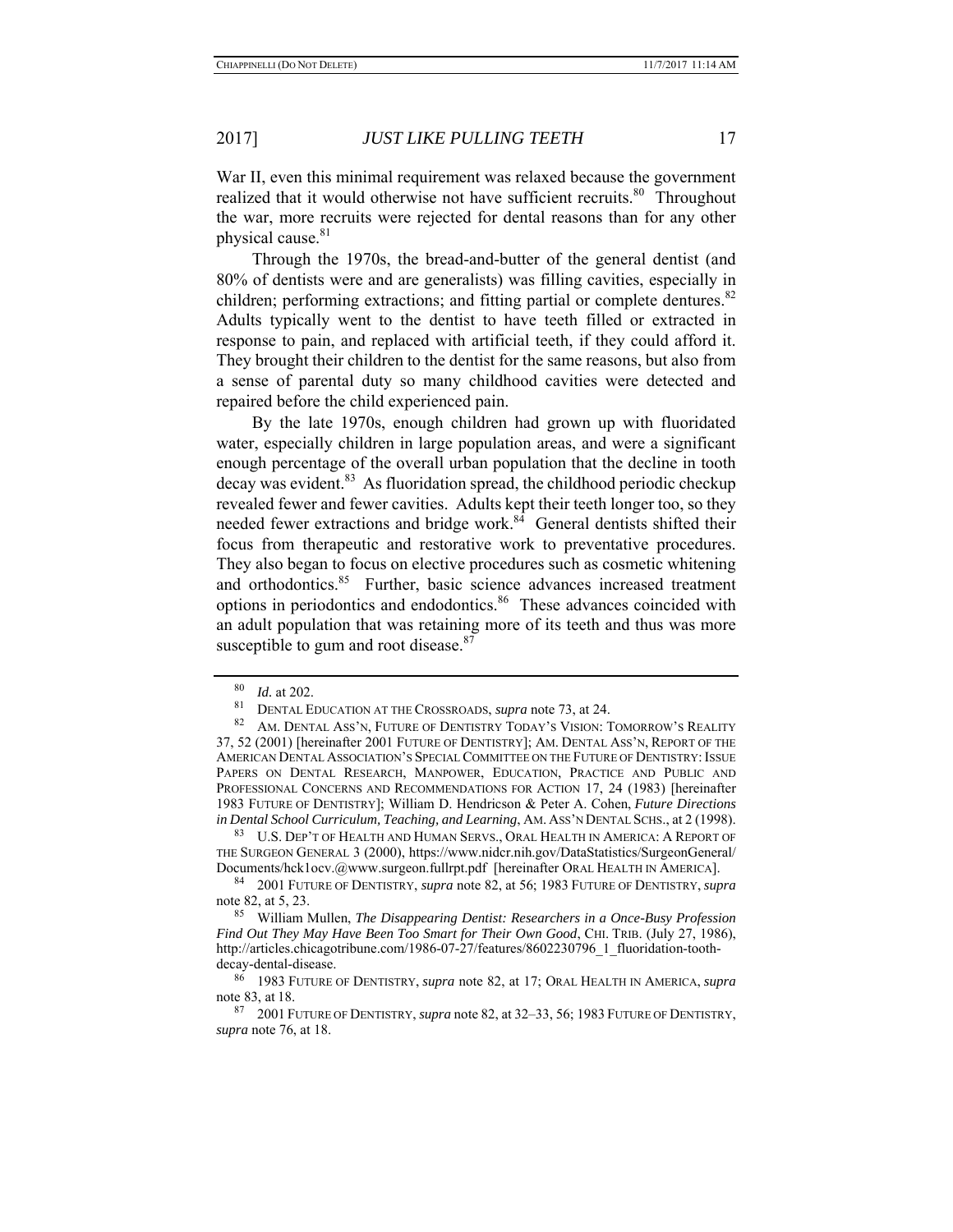War II, even this minimal requirement was relaxed because the government realized that it would otherwise not have sufficient recruits.[80] Throughout the war, more recruits were rejected for dental reasons than for any other physical cause.[81]

Through the 1970s, the bread-and-butter of the general dentist (and 80% of dentists were and are generalists) was filling cavities, especially in children; performing extractions; and fitting partial or complete dentures.[82] Adults typically went to the dentist to have teeth filled or extracted in response to pain, and replaced with artificial teeth, if they could afford it. They brought their children to the dentist for the same reasons, but also from a sense of parental duty so many childhood cavities were detected and repaired before the child experienced pain.

By the late 1970s, enough children had grown up with fluoridated water, especially children in large population areas, and were a significant enough percentage of the overall urban population that the decline in tooth decay was evident.[83] As fluoridation spread, the childhood periodic checkup revealed fewer and fewer cavities. Adults kept their teeth longer too, so they needed fewer extractions and bridge work.[84] General dentists shifted their focus from therapeutic and restorative work to preventative procedures. They also began to focus on elective procedures such as cosmetic whitening and orthodontics.[85] Further, basic science advances increased treatment options in periodontics and endodontics.[86] These advances coincided with an adult population that was retaining more of its teeth and thus was more susceptible to gum and root disease.[87]

---

[80] *Id.* at 202.

[81] DENTAL EDUCATION AT THE CROSSROADS, *supra* note 73, at 24.

[82] AM. DENTAL ASS'N, FUTURE OF DENTISTRY TODAY'S VISION: TOMORROW'S REALITY 37, 52 (2001) [hereinafter 2001 FUTURE OF DENTISTRY]; AM. DENTAL ASS'N, REPORT OF THE AMERICAN DENTAL ASSOCIATION'S SPECIAL COMMITTEE ON THE FUTURE OF DENTISTRY: ISSUE PAPERS ON DENTAL RESEARCH, MANPOWER, EDUCATION, PRACTICE AND PUBLIC AND PROFESSIONAL CONCERNS AND RECOMMENDATIONS FOR ACTION 17, 24 (1983) [hereinafter 1983 FUTURE OF DENTISTRY]; William D. Hendricson & Peter A. Cohen, *Future Directions in Dental School Curriculum, Teaching, and Learning*, AM. ASS'N DENTAL SCHS., at 2 (1998).

[83] U.S. DEP'T OF HEALTH AND HUMAN SERVS., ORAL HEALTH IN AMERICA: A REPORT OF THE SURGEON GENERAL 3 (2000), https://www.nidcr.nih.gov/DataStatistics/SurgeonGeneral/Documents/hck1ocv.@www.surgeon.fullrpt.pdf [hereinafter ORAL HEALTH IN AMERICA].

[84] 2001 FUTURE OF DENTISTRY, *supra* note 82, at 56; 1983 FUTURE OF DENTISTRY, *supra* note 82, at 5, 23.

[85] William Mullen, *The Disappearing Dentist: Researchers in a Once-Busy Profession Find Out They May Have Been Too Smart for Their Own Good*, CHI. TRIB. (July 27, 1986), http://articles.chicagotribune.com/1986-07-27/features/8602230796_1_fluoridation-tooth-decay-dental-disease.

[86] 1983 FUTURE OF DENTISTRY, *supra* note 82, at 17; ORAL HEALTH IN AMERICA, *supra* note 83, at 18.

[87] 2001 FUTURE OF DENTISTRY, *supra* note 82, at 32–33, 56; 1983 FUTURE OF DENTISTRY, *supra* note 76, at 18.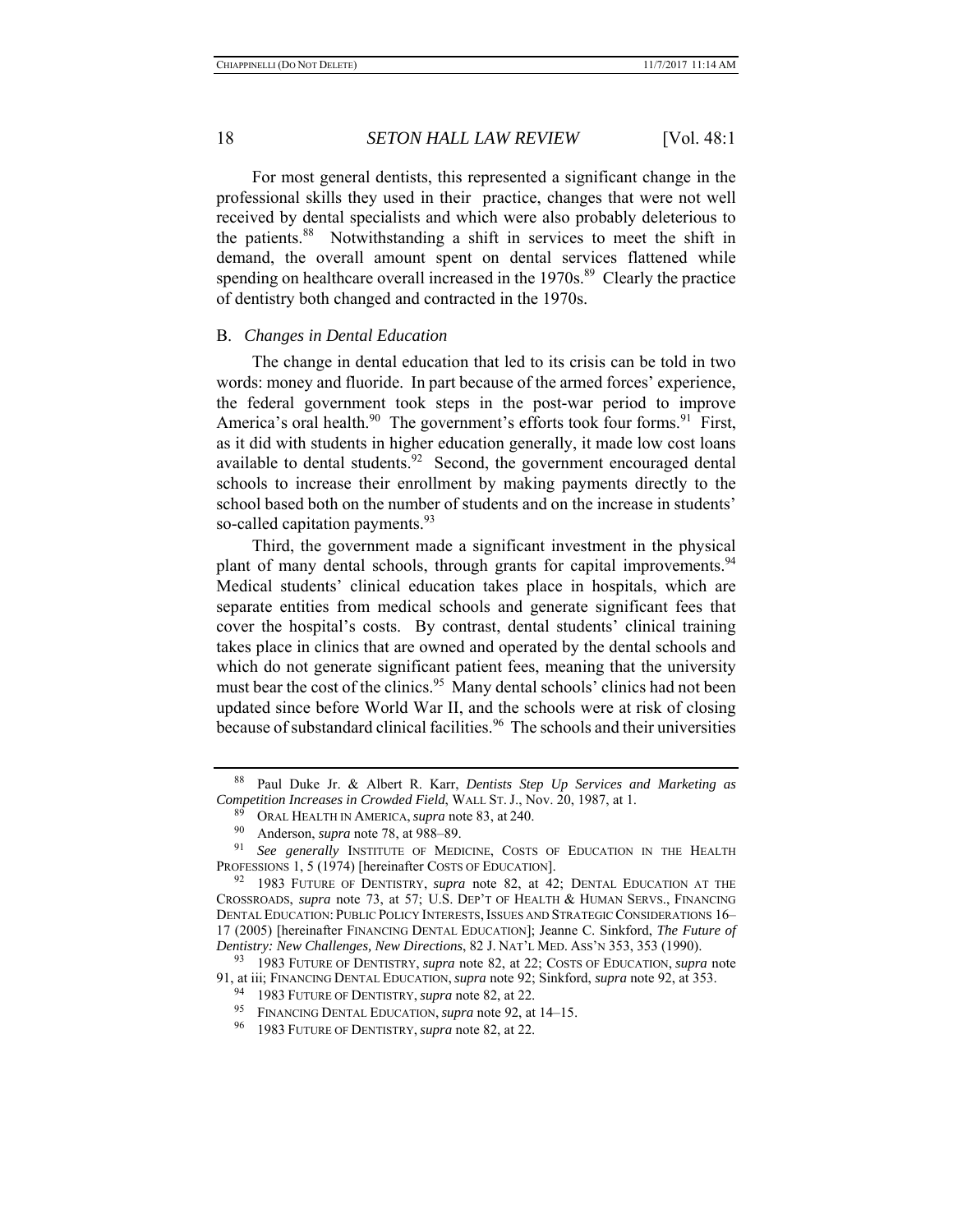For most general dentists, this represented a significant change in the professional skills they used in their practice, changes that were not well received by dental specialists and which were also probably deleterious to the patients.[88] Notwithstanding a shift in services to meet the shift in demand, the overall amount spent on dental services flattened while spending on healthcare overall increased in the 1970s.[89] Clearly the practice of dentistry both changed and contracted in the 1970s.

### B. *Changes in Dental Education*

The change in dental education that led to its crisis can be told in two words: money and fluoride. In part because of the armed forces' experience, the federal government took steps in the post-war period to improve America's oral health.[90] The government's efforts took four forms.[91] First, as it did with students in higher education generally, it made low cost loans available to dental students.[92] Second, the government encouraged dental schools to increase their enrollment by making payments directly to the school based both on the number of students and on the increase in students' so-called capitation payments.[93]

Third, the government made a significant investment in the physical plant of many dental schools, through grants for capital improvements.[94] Medical students' clinical education takes place in hospitals, which are separate entities from medical schools and generate significant fees that cover the hospital's costs. By contrast, dental students' clinical training takes place in clinics that are owned and operated by the dental schools and which do not generate significant patient fees, meaning that the university must bear the cost of the clinics.[95] Many dental schools' clinics had not been updated since before World War II, and the schools were at risk of closing because of substandard clinical facilities.[96] The schools and their universities

---

[88] Paul Duke Jr. & Albert R. Karr, *Dentists Step Up Services and Marketing as Competition Increases in Crowded Field*, WALL ST. J., Nov. 20, 1987, at 1.

[89] ORAL HEALTH IN AMERICA, *supra* note 83, at 240.

[90] Anderson, *supra* note 78, at 988–89.

[91] *See generally* INSTITUTE OF MEDICINE, COSTS OF EDUCATION IN THE HEALTH PROFESSIONS 1, 5 (1974) [hereinafter COSTS OF EDUCATION].

[92] 1983 FUTURE OF DENTISTRY, *supra* note 82, at 42; DENTAL EDUCATION AT THE CROSSROADS, *supra* note 73, at 57; U.S. DEP'T OF HEALTH & HUMAN SERVS., FINANCING DENTAL EDUCATION: PUBLIC POLICY INTERESTS, ISSUES AND STRATEGIC CONSIDERATIONS 16–17 (2005) [hereinafter FINANCING DENTAL EDUCATION]; Jeanne C. Sinkford, *The Future of Dentistry: New Challenges, New Directions*, 82 J. NAT'L MED. ASS'N 353, 353 (1990).

[93] 1983 FUTURE OF DENTISTRY, *supra* note 82, at 22; COSTS OF EDUCATION, *supra* note 91, at iii; FINANCING DENTAL EDUCATION, *supra* note 92; Sinkford, *supra* note 92, at 353.

[94] 1983 FUTURE OF DENTISTRY, *supra* note 82, at 22.

[95] FINANCING DENTAL EDUCATION, *supra* note 92, at 14–15.

[96] 1983 FUTURE OF DENTISTRY, *supra* note 82, at 22.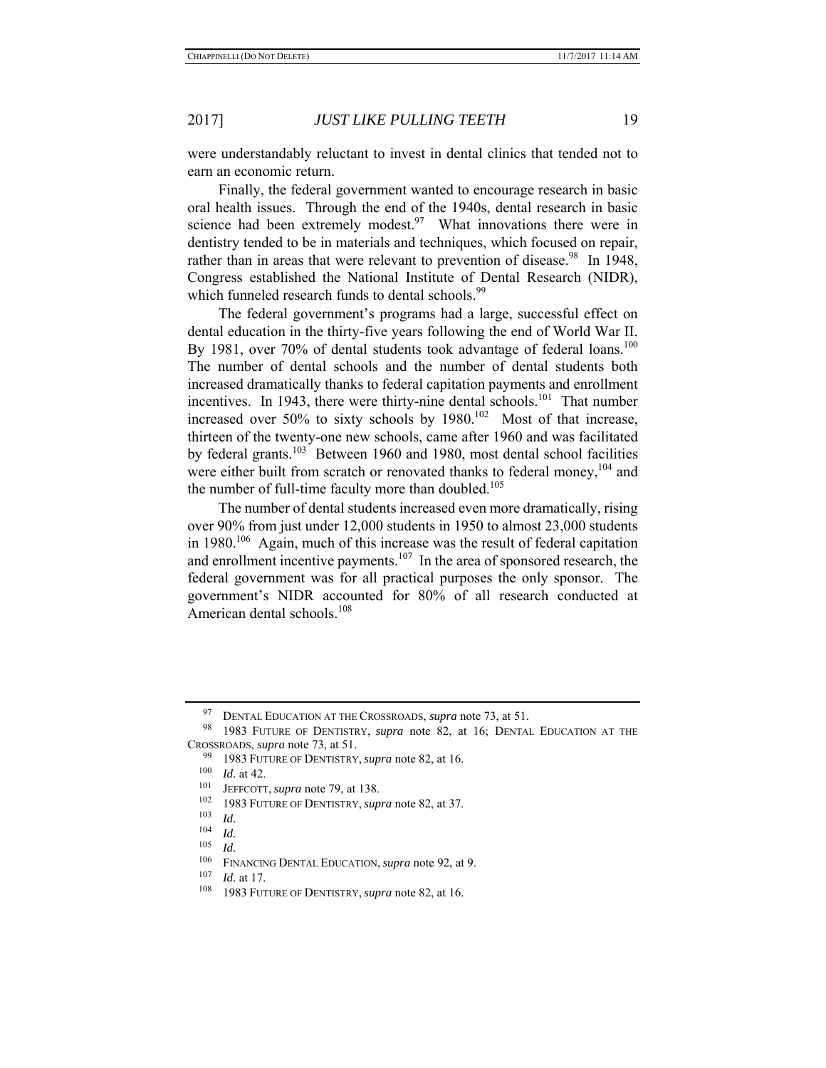were understandably reluctant to invest in dental clinics that tended not to earn an economic return.

Finally, the federal government wanted to encourage research in basic oral health issues. Through the end of the 1940s, dental research in basic science had been extremely modest.[97] What innovations there were in dentistry tended to be in materials and techniques, which focused on repair, rather than in areas that were relevant to prevention of disease.[98] In 1948, Congress established the National Institute of Dental Research (NIDR), which funneled research funds to dental schools.[99]

The federal government's programs had a large, successful effect on dental education in the thirty-five years following the end of World War II. By 1981, over 70% of dental students took advantage of federal loans.[100] The number of dental schools and the number of dental students both increased dramatically thanks to federal capitation payments and enrollment incentives. In 1943, there were thirty-nine dental schools.[101] That number increased over 50% to sixty schools by 1980.[102] Most of that increase, thirteen of the twenty-one new schools, came after 1960 and was facilitated by federal grants.[103] Between 1960 and 1980, most dental school facilities were either built from scratch or renovated thanks to federal money,[104] and the number of full-time faculty more than doubled.[105]

The number of dental students increased even more dramatically, rising over 90% from just under 12,000 students in 1950 to almost 23,000 students in 1980.[106] Again, much of this increase was the result of federal capitation and enrollment incentive payments.[107] In the area of sponsored research, the federal government was for all practical purposes the only sponsor. The government's NIDR accounted for 80% of all research conducted at American dental schools.[108]

---

[97] DENTAL EDUCATION AT THE CROSSROADS, *supra* note 73, at 51.

[98] 1983 FUTURE OF DENTISTRY, *supra* note 82, at 16; DENTAL EDUCATION AT THE CROSSROADS, *supra* note 73, at 51.

[99] 1983 FUTURE OF DENTISTRY, *supra* note 82, at 16.

[100] *Id.* at 42.

[101] JEFFCOTT, *supra* note 79, at 138.

[102] 1983 FUTURE OF DENTISTRY, *supra* note 82, at 37.

[103] *Id.*

[104] *Id.*

[105] *Id.*

[106] FINANCING DENTAL EDUCATION, *supra* note 92, at 9.

[107] *Id.* at 17.

[108] 1983 FUTURE OF DENTISTRY, *supra* note 82, at 16.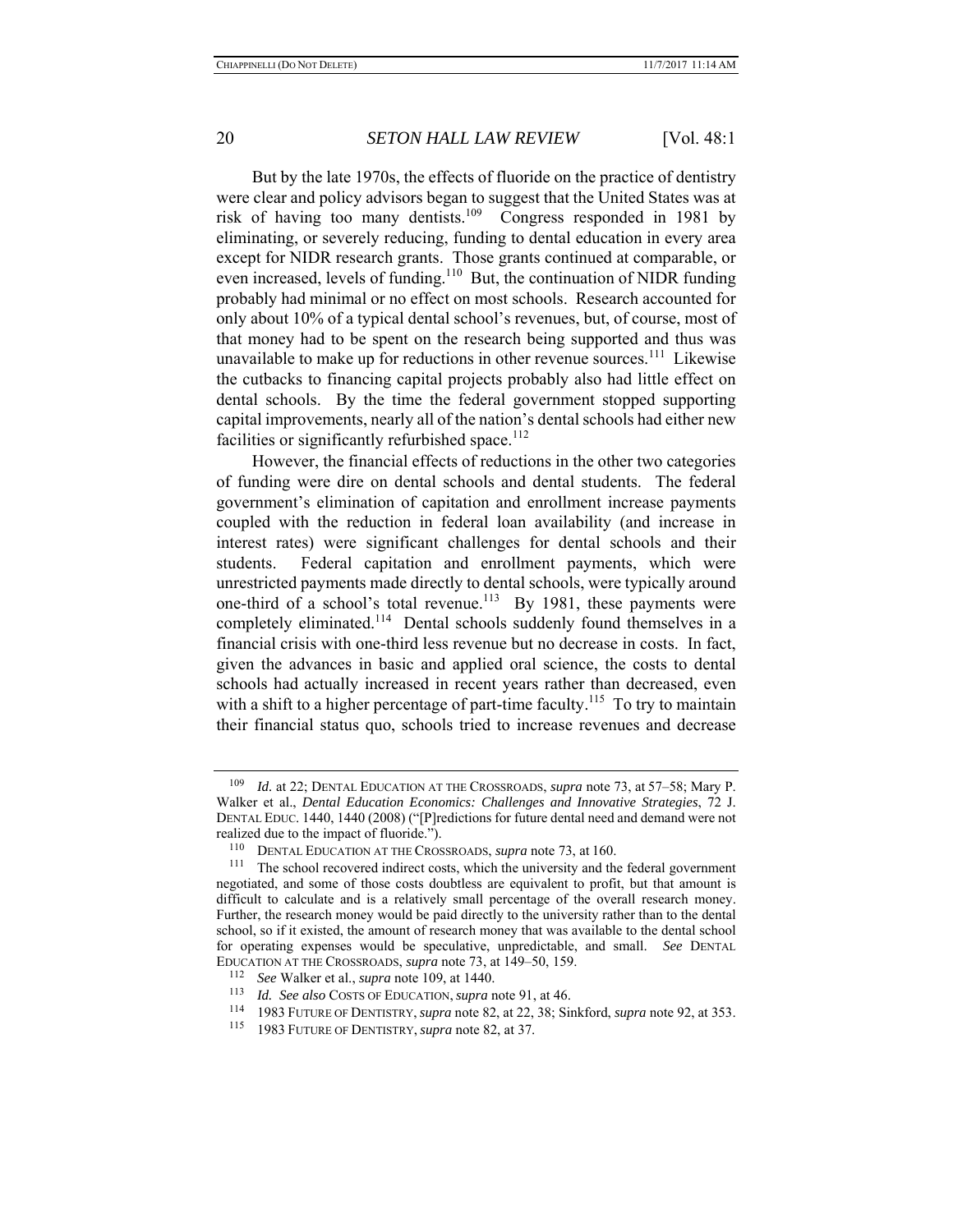But by the late 1970s, the effects of fluoride on the practice of dentistry were clear and policy advisors began to suggest that the United States was at risk of having too many dentists.[109] Congress responded in 1981 by eliminating, or severely reducing, funding to dental education in every area except for NIDR research grants. Those grants continued at comparable, or even increased, levels of funding.[110] But, the continuation of NIDR funding probably had minimal or no effect on most schools. Research accounted for only about 10% of a typical dental school's revenues, but, of course, most of that money had to be spent on the research being supported and thus was unavailable to make up for reductions in other revenue sources.[111] Likewise the cutbacks to financing capital projects probably also had little effect on dental schools. By the time the federal government stopped supporting capital improvements, nearly all of the nation's dental schools had either new facilities or significantly refurbished space.[112]

However, the financial effects of reductions in the other two categories of funding were dire on dental schools and dental students. The federal government's elimination of capitation and enrollment increase payments coupled with the reduction in federal loan availability (and increase in interest rates) were significant challenges for dental schools and their students. Federal capitation and enrollment payments, which were unrestricted payments made directly to dental schools, were typically around one-third of a school's total revenue.[113] By 1981, these payments were completely eliminated.[114] Dental schools suddenly found themselves in a financial crisis with one-third less revenue but no decrease in costs. In fact, given the advances in basic and applied oral science, the costs to dental schools had actually increased in recent years rather than decreased, even with a shift to a higher percentage of part-time faculty.[115] To try to maintain their financial status quo, schools tried to increase revenues and decrease

---

[109] *Id.* at 22; DENTAL EDUCATION AT THE CROSSROADS, *supra* note 73, at 57–58; Mary P. Walker et al., *Dental Education Economics: Challenges and Innovative Strategies*, 72 J. DENTAL EDUC. 1440, 1440 (2008) ("[P]redictions for future dental need and demand were not realized due to the impact of fluoride.").

[110] DENTAL EDUCATION AT THE CROSSROADS, *supra* note 73, at 160.

[111] The school recovered indirect costs, which the university and the federal government negotiated, and some of those costs doubtless are equivalent to profit, but that amount is difficult to calculate and is a relatively small percentage of the overall research money. Further, the research money would be paid directly to the university rather than to the dental school, so if it existed, the amount of research money that was available to the dental school for operating expenses would be speculative, unpredictable, and small. *See* DENTAL EDUCATION AT THE CROSSROADS, *supra* note 73, at 149–50, 159.

[112] *See* Walker et al., *supra* note 109, at 1440.

[113] *Id. See also* COSTS OF EDUCATION, *supra* note 91, at 46.

[114] 1983 FUTURE OF DENTISTRY, *supra* note 82, at 22, 38; Sinkford, *supra* note 92, at 353.

[115] 1983 FUTURE OF DENTISTRY, *supra* note 82, at 37.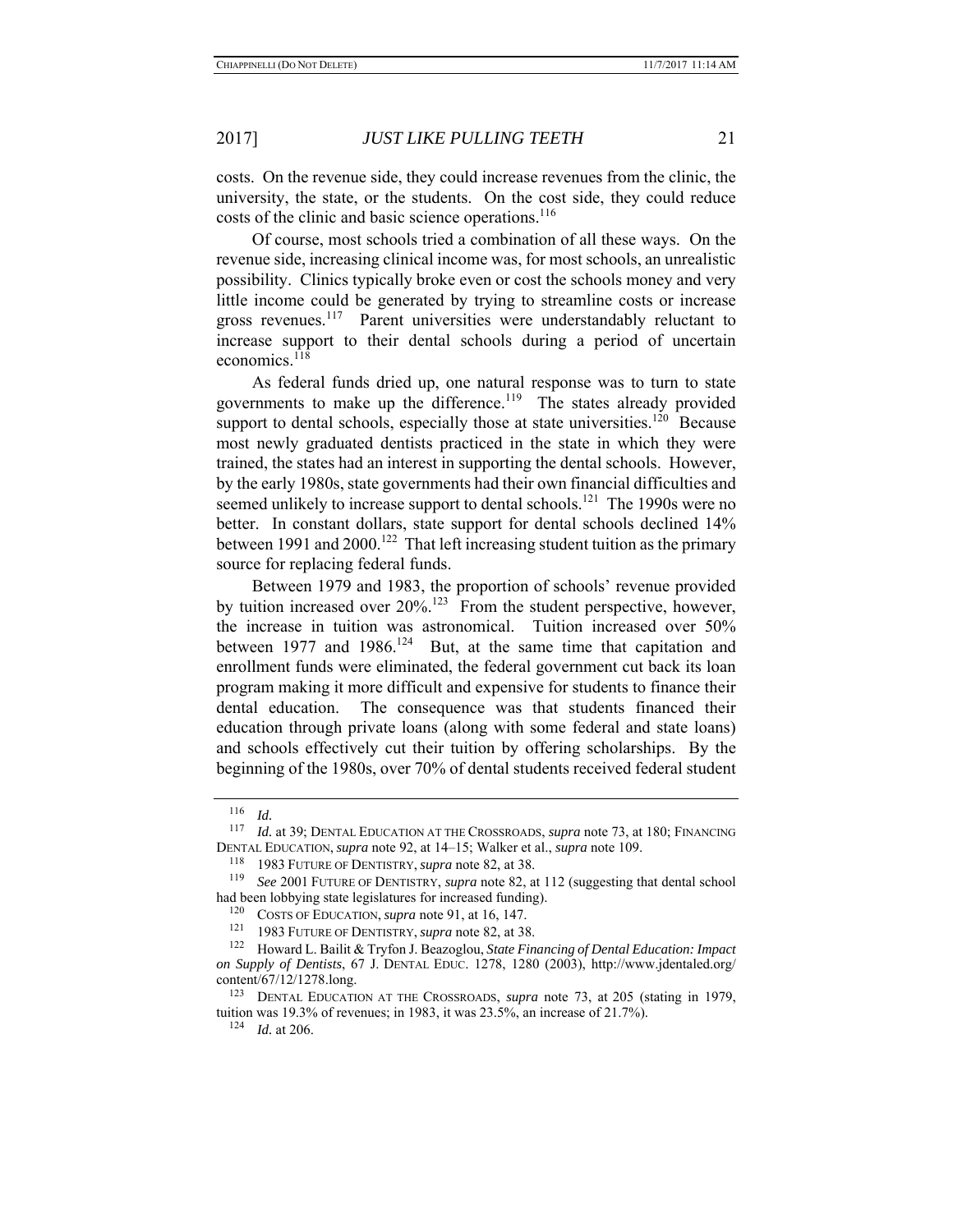costs. On the revenue side, they could increase revenues from the clinic, the university, the state, or the students. On the cost side, they could reduce costs of the clinic and basic science operations.[116]

Of course, most schools tried a combination of all these ways. On the revenue side, increasing clinical income was, for most schools, an unrealistic possibility. Clinics typically broke even or cost the schools money and very little income could be generated by trying to streamline costs or increase gross revenues.[117] Parent universities were understandably reluctant to increase support to their dental schools during a period of uncertain economics.[118]

As federal funds dried up, one natural response was to turn to state governments to make up the difference.[119] The states already provided support to dental schools, especially those at state universities.[120] Because most newly graduated dentists practiced in the state in which they were trained, the states had an interest in supporting the dental schools. However, by the early 1980s, state governments had their own financial difficulties and seemed unlikely to increase support to dental schools.[121] The 1990s were no better. In constant dollars, state support for dental schools declined 14% between 1991 and 2000.[122] That left increasing student tuition as the primary source for replacing federal funds.

Between 1979 and 1983, the proportion of schools' revenue provided by tuition increased over 20%.[123] From the student perspective, however, the increase in tuition was astronomical. Tuition increased over 50% between 1977 and 1986.[124] But, at the same time that capitation and enrollment funds were eliminated, the federal government cut back its loan program making it more difficult and expensive for students to finance their dental education. The consequence was that students financed their education through private loans (along with some federal and state loans) and schools effectively cut their tuition by offering scholarships. By the beginning of the 1980s, over 70% of dental students received federal student

---

[116] *Id.*

[117] *Id.* at 39; DENTAL EDUCATION AT THE CROSSROADS, *supra* note 73, at 180; FINANCING DENTAL EDUCATION, *supra* note 92, at 14–15; Walker et al., *supra* note 109.

[118] 1983 FUTURE OF DENTISTRY, *supra* note 82, at 38.

[119] *See* 2001 FUTURE OF DENTISTRY, *supra* note 82, at 112 (suggesting that dental school had been lobbying state legislatures for increased funding).

[120] COSTS OF EDUCATION, *supra* note 91, at 16, 147.

[121] 1983 FUTURE OF DENTISTRY, *supra* note 82, at 38.

[122] Howard L. Bailit & Tryfon J. Beazoglou, *State Financing of Dental Education: Impact on Supply of Dentists*, 67 J. DENTAL EDUC. 1278, 1280 (2003), http://www.jdentaled.org/content/67/12/1278.long.

[123] DENTAL EDUCATION AT THE CROSSROADS, *supra* note 73, at 205 (stating in 1979, tuition was 19.3% of revenues; in 1983, it was 23.5%, an increase of 21.7%).

[124] *Id.* at 206.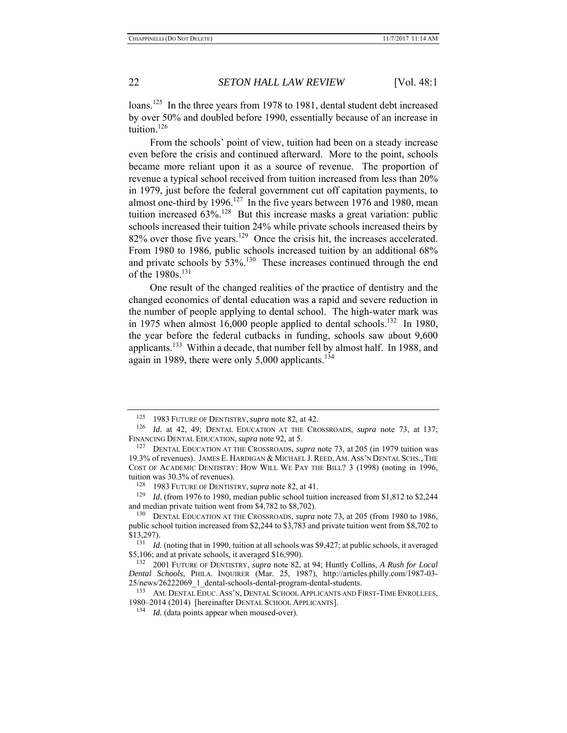loans.[125] In the three years from 1978 to 1981, dental student debt increased by over 50% and doubled before 1990, essentially because of an increase in tuition.[126]

From the schools' point of view, tuition had been on a steady increase even before the crisis and continued afterward. More to the point, schools became more reliant upon it as a source of revenue. The proportion of revenue a typical school received from tuition increased from less than 20% in 1979, just before the federal government cut off capitation payments, to almost one-third by 1996.[127] In the five years between 1976 and 1980, mean tuition increased 63%.[128] But this increase masks a great variation: public schools increased their tuition 24% while private schools increased theirs by 82% over those five years.[129] Once the crisis hit, the increases accelerated. From 1980 to 1986, public schools increased tuition by an additional 68% and private schools by 53%.[130] These increases continued through the end of the 1980s.[131]

One result of the changed realities of the practice of dentistry and the changed economics of dental education was a rapid and severe reduction in the number of people applying to dental school. The high-water mark was in 1975 when almost 16,000 people applied to dental schools.[132] In 1980, the year before the federal cutbacks in funding, schools saw about 9,600 applicants.[133] Within a decade, that number fell by almost half. In 1988, and again in 1989, there were only 5,000 applicants.[134]

---

[125] 1983 FUTURE OF DENTISTRY, *supra* note 82, at 42.

[126] *Id.* at 42, 49; DENTAL EDUCATION AT THE CROSSROADS, *supra* note 73, at 137; FINANCING DENTAL EDUCATION, *supra* note 92, at 5.

[127] DENTAL EDUCATION AT THE CROSSROADS, *supra* note 73, at 205 (in 1979 tuition was 19.3% of revenues). JAMES E. HARDIGAN & MICHAEL J. REED, AM. ASS'N DENTAL SCHS., THE COST OF ACADEMIC DENTISTRY: HOW WILL WE PAY THE BILL? 3 (1998) (noting in 1996, tuition was 30.3% of revenues).

[128] 1983 FUTURE OF DENTISTRY, *supra* note 82, at 41.

[129] *Id.* (from 1976 to 1980, median public school tuition increased from $1,812 to $2,244 and median private tuition went from $4,782 to $8,702).

[130] DENTAL EDUCATION AT THE CROSSROADS, *supra* note 73, at 205 (from 1980 to 1986, public school tuition increased from $2,244 to $3,783 and private tuition went from $8,702 to $13,297).

[131] *Id.* (noting that in 1990, tuition at all schools was $9,427; at public schools, it averaged $5,106; and at private schools, it averaged $16,990).

[132] 2001 FUTURE OF DENTISTRY, *supra* note 82, at 94; Huntly Collins, *A Rush for Local Dental Schools*, PHILA. INQUIRER (Mar. 25, 1987), http://articles.philly.com/1987-03-25/news/26222069_1_dental-schools-dental-program-dental-students.

[133] AM. DENTAL EDUC. ASS'N, DENTAL SCHOOL APPLICANTS AND FIRST-TIME ENROLLEES, 1980–2014 (2014) [hereinafter DENTAL SCHOOL APPLICANTS].

[134] *Id.* (data points appear when moused-over).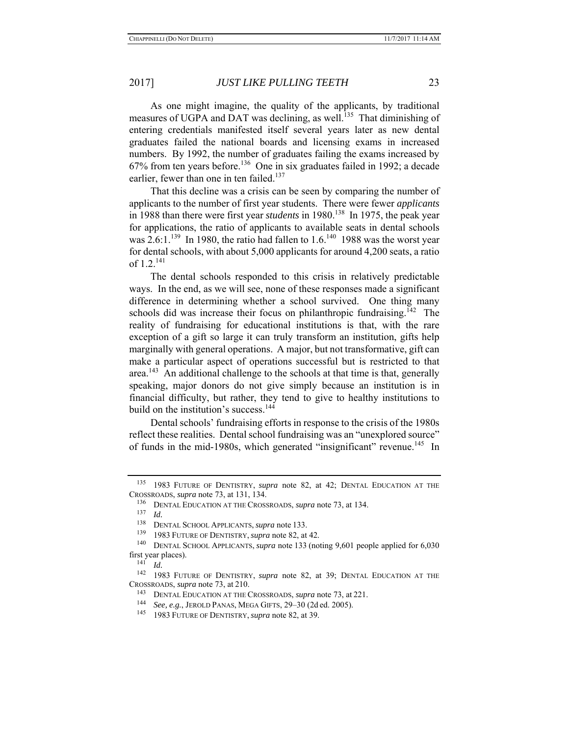As one might imagine, the quality of the applicants, by traditional measures of UGPA and DAT was declining, as well.[135] That diminishing of entering credentials manifested itself several years later as new dental graduates failed the national boards and licensing exams in increased numbers. By 1992, the number of graduates failing the exams increased by 67% from ten years before.[136] One in six graduates failed in 1992; a decade earlier, fewer than one in ten failed.[137]

That this decline was a crisis can be seen by comparing the number of applicants to the number of first year students. There were fewer *applicants* in 1988 than there were first year *students* in 1980.[138] In 1975, the peak year for applications, the ratio of applicants to available seats in dental schools was 2.6:1.[139] In 1980, the ratio had fallen to 1.6.[140] 1988 was the worst year for dental schools, with about 5,000 applicants for around 4,200 seats, a ratio of 1.2.[141]

The dental schools responded to this crisis in relatively predictable ways. In the end, as we will see, none of these responses made a significant difference in determining whether a school survived. One thing many schools did was increase their focus on philanthropic fundraising.[142] The reality of fundraising for educational institutions is that, with the rare exception of a gift so large it can truly transform an institution, gifts help marginally with general operations. A major, but not transformative, gift can make a particular aspect of operations successful but is restricted to that area.[143] An additional challenge to the schools at that time is that, generally speaking, major donors do not give simply because an institution is in financial difficulty, but rather, they tend to give to healthy institutions to build on the institution's success.[144]

Dental schools' fundraising efforts in response to the crisis of the 1980s reflect these realities. Dental school fundraising was an "unexplored source" of funds in the mid-1980s, which generated "insignificant" revenue.[145] In

---

[135] 1983 FUTURE OF DENTISTRY, *supra* note 82, at 42; DENTAL EDUCATION AT THE CROSSROADS, *supra* note 73, at 131, 134.

[136] DENTAL EDUCATION AT THE CROSSROADS, *supra* note 73, at 134.

[137] *Id.*

[138] DENTAL SCHOOL APPLICANTS, *supra* note 133.

[139] 1983 FUTURE OF DENTISTRY, *supra* note 82, at 42.

[140] DENTAL SCHOOL APPLICANTS, *supra* note 133 (noting 9,601 people applied for 6,030 first year places).

[141] *Id.*

[142] 1983 FUTURE OF DENTISTRY, *supra* note 82, at 39; DENTAL EDUCATION AT THE CROSSROADS, *supra* note 73, at 210.

[143] DENTAL EDUCATION AT THE CROSSROADS, *supra* note 73, at 221.

[144] *See, e.g.*, JEROLD PANAS, MEGA GIFTS, 29–30 (2d ed. 2005).

[145] 1983 FUTURE OF DENTISTRY, *supra* note 82, at 39.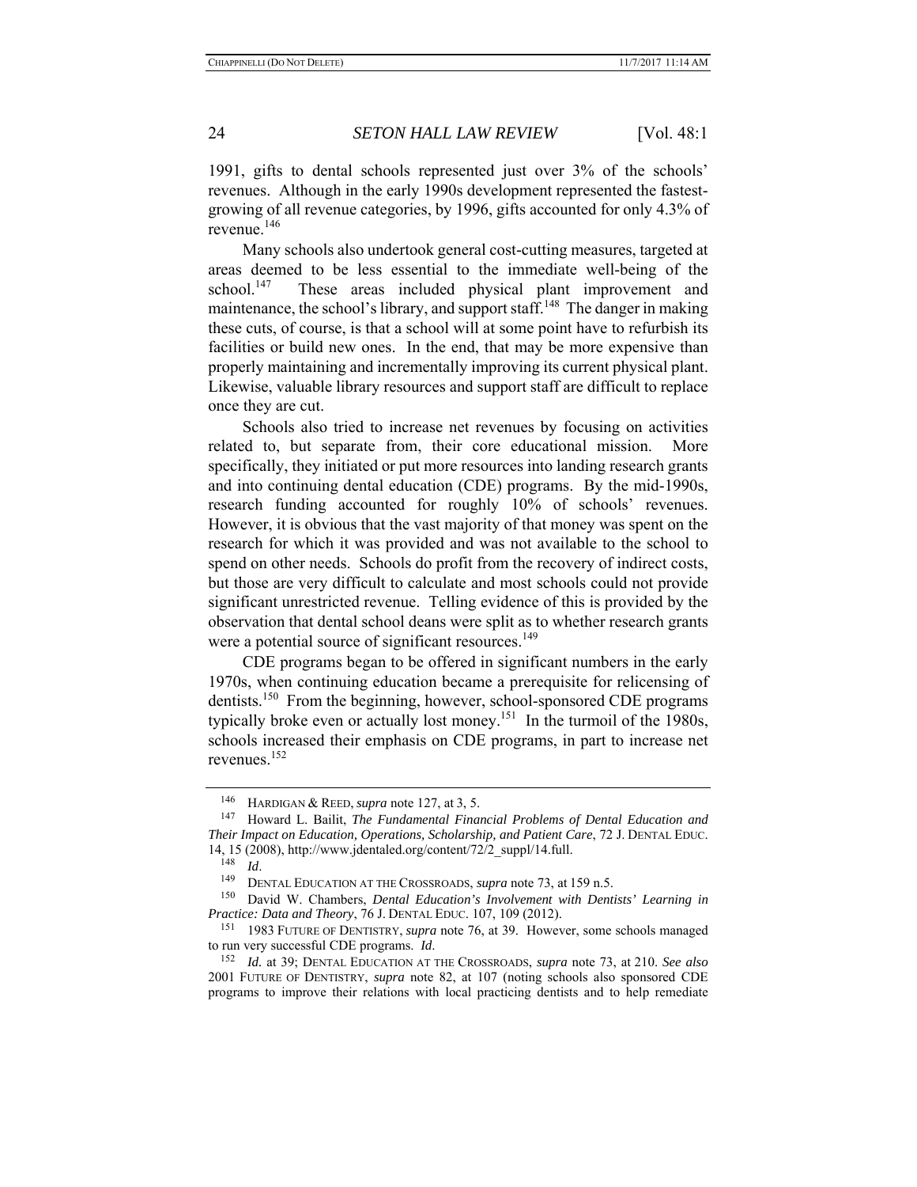1991, gifts to dental schools represented just over 3% of the schools' revenues. Although in the early 1990s development represented the fastest-growing of all revenue categories, by 1996, gifts accounted for only 4.3% of revenue.[146]

Many schools also undertook general cost-cutting measures, targeted at areas deemed to be less essential to the immediate well-being of the school.[147] These areas included physical plant improvement and maintenance, the school's library, and support staff.[148] The danger in making these cuts, of course, is that a school will at some point have to refurbish its facilities or build new ones. In the end, that may be more expensive than properly maintaining and incrementally improving its current physical plant. Likewise, valuable library resources and support staff are difficult to replace once they are cut.

Schools also tried to increase net revenues by focusing on activities related to, but separate from, their core educational mission. More specifically, they initiated or put more resources into landing research grants and into continuing dental education (CDE) programs. By the mid-1990s, research funding accounted for roughly 10% of schools' revenues. However, it is obvious that the vast majority of that money was spent on the research for which it was provided and was not available to the school to spend on other needs. Schools do profit from the recovery of indirect costs, but those are very difficult to calculate and most schools could not provide significant unrestricted revenue. Telling evidence of this is provided by the observation that dental school deans were split as to whether research grants were a potential source of significant resources.[149]

CDE programs began to be offered in significant numbers in the early 1970s, when continuing education became a prerequisite for relicensing of dentists.[150] From the beginning, however, school-sponsored CDE programs typically broke even or actually lost money.[151] In the turmoil of the 1980s, schools increased their emphasis on CDE programs, in part to increase net revenues.[152]

---

[146] HARDIGAN & REED, *supra* note 127, at 3, 5.

[147] Howard L. Bailit, *The Fundamental Financial Problems of Dental Education and Their Impact on Education, Operations, Scholarship, and Patient Care*, 72 J. DENTAL EDUC. 14, 15 (2008), http://www.jdentaled.org/content/72/2_suppl/14.full.

[148] *Id*.

[149] DENTAL EDUCATION AT THE CROSSROADS, *supra* note 73, at 159 n.5.

[150] David W. Chambers, *Dental Education's Involvement with Dentists' Learning in Practice: Data and Theory*, 76 J. DENTAL EDUC. 107, 109 (2012).

[151] 1983 FUTURE OF DENTISTRY, *supra* note 76, at 39. However, some schools managed to run very successful CDE programs. *Id*.

[152] *Id.* at 39; DENTAL EDUCATION AT THE CROSSROADS, *supra* note 73, at 210. *See also* 2001 FUTURE OF DENTISTRY, *supra* note 82, at 107 (noting schools also sponsored CDE programs to improve their relations with local practicing dentists and to help remediate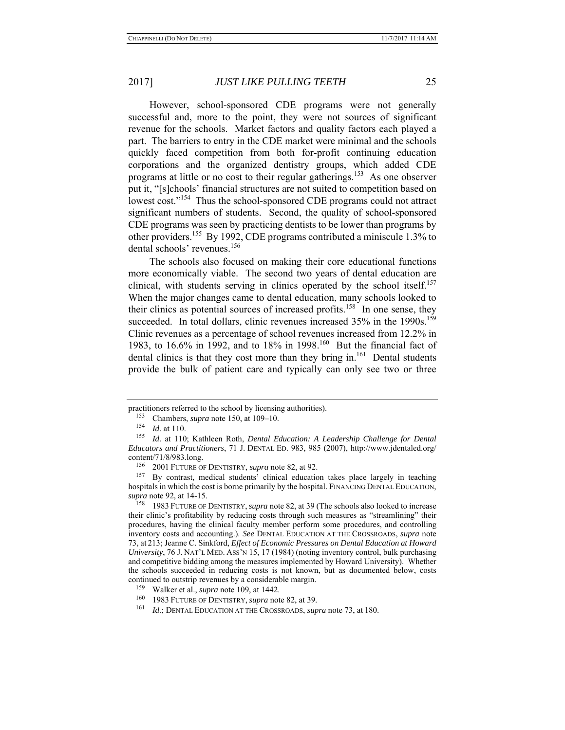However, school-sponsored CDE programs were not generally successful and, more to the point, they were not sources of significant revenue for the schools. Market factors and quality factors each played a part. The barriers to entry in the CDE market were minimal and the schools quickly faced competition from both for-profit continuing education corporations and the organized dentistry groups, which added CDE programs at little or no cost to their regular gatherings.[153] As one observer put it, "[s]chools' financial structures are not suited to competition based on lowest cost."[154] Thus the school-sponsored CDE programs could not attract significant numbers of students. Second, the quality of school-sponsored CDE programs was seen by practicing dentists to be lower than programs by other providers.[155] By 1992, CDE programs contributed a miniscule 1.3% to dental schools' revenues.[156]

The schools also focused on making their core educational functions more economically viable. The second two years of dental education are clinical, with students serving in clinics operated by the school itself.[157] When the major changes came to dental education, many schools looked to their clinics as potential sources of increased profits.[158] In one sense, they succeeded. In total dollars, clinic revenues increased 35% in the 1990s.[159] Clinic revenues as a percentage of school revenues increased from 12.2% in 1983, to 16.6% in 1992, and to 18% in 1998.[160] But the financial fact of dental clinics is that they cost more than they bring in.[161] Dental students provide the bulk of patient care and typically can only see two or three

---

practitioners referred to the school by licensing authorities).

[153] Chambers, *supra* note 150, at 109–10.

[154] *Id.* at 110.

[155] *Id.* at 110; Kathleen Roth, *Dental Education: A Leadership Challenge for Dental Educators and Practitioners*, 71 J. DENTAL ED. 983, 985 (2007), http://www.jdentaled.org/content/71/8/983.long.

[156] 2001 FUTURE OF DENTISTRY, *supra* note 82, at 92.

[157] By contrast, medical students' clinical education takes place largely in teaching hospitals in which the cost is borne primarily by the hospital. FINANCING DENTAL EDUCATION, *supra* note 92, at 14-15.

[158] 1983 FUTURE OF DENTISTRY, *supra* note 82, at 39 (The schools also looked to increase their clinic's profitability by reducing costs through such measures as "streamlining" their procedures, having the clinical faculty member perform some procedures, and controlling inventory costs and accounting.). *See* DENTAL EDUCATION AT THE CROSSROADS, *supra* note 73, at 213; Jeanne C. Sinkford, *Effect of Economic Pressures on Dental Education at Howard University*, 76 J. NAT'L MED. ASS'N 15, 17 (1984) (noting inventory control, bulk purchasing and competitive bidding among the measures implemented by Howard University). Whether the schools succeeded in reducing costs is not known, but as documented below, costs continued to outstrip revenues by a considerable margin.

[159] Walker et al., *supra* note 109, at 1442.

[160] 1983 FUTURE OF DENTISTRY, *supra* note 82, at 39.

[161] *Id.*; DENTAL EDUCATION AT THE CROSSROADS, *supra* note 73, at 180.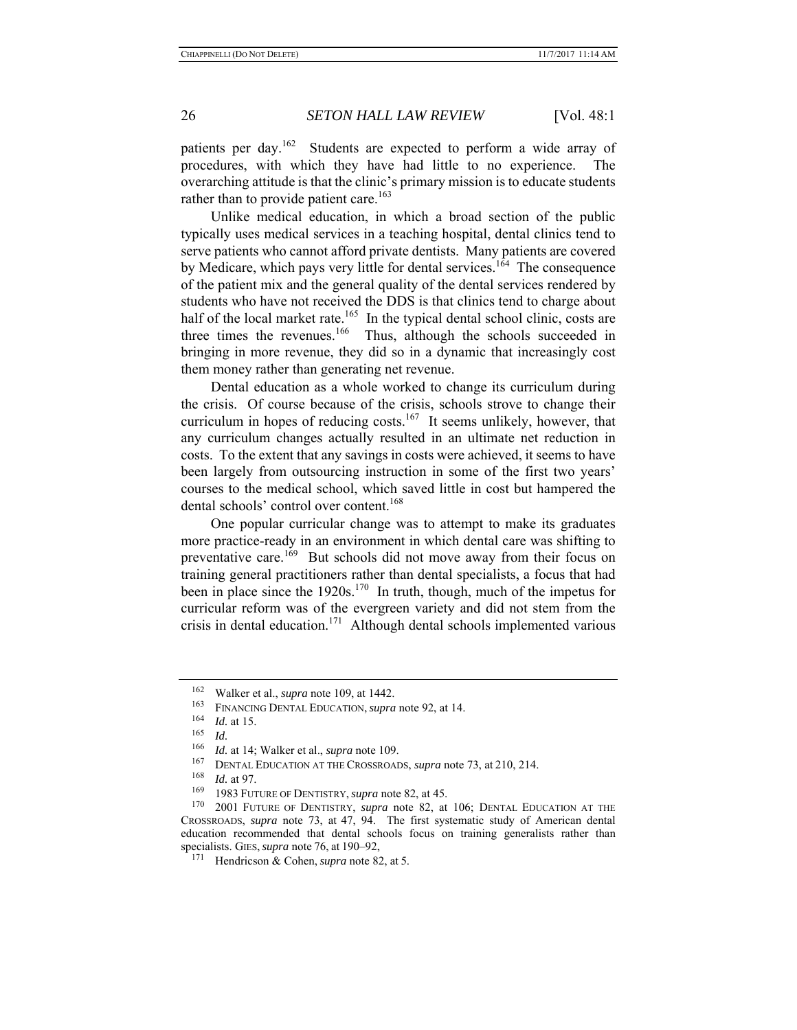patients per day.[162] Students are expected to perform a wide array of procedures, with which they have had little to no experience. The overarching attitude is that the clinic's primary mission is to educate students rather than to provide patient care.[163]

Unlike medical education, in which a broad section of the public typically uses medical services in a teaching hospital, dental clinics tend to serve patients who cannot afford private dentists. Many patients are covered by Medicare, which pays very little for dental services.[164] The consequence of the patient mix and the general quality of the dental services rendered by students who have not received the DDS is that clinics tend to charge about half of the local market rate.[165] In the typical dental school clinic, costs are three times the revenues.[166] Thus, although the schools succeeded in bringing in more revenue, they did so in a dynamic that increasingly cost them money rather than generating net revenue.

Dental education as a whole worked to change its curriculum during the crisis. Of course because of the crisis, schools strove to change their curriculum in hopes of reducing costs.[167] It seems unlikely, however, that any curriculum changes actually resulted in an ultimate net reduction in costs. To the extent that any savings in costs were achieved, it seems to have been largely from outsourcing instruction in some of the first two years' courses to the medical school, which saved little in cost but hampered the dental schools' control over content.[168]

One popular curricular change was to attempt to make its graduates more practice-ready in an environment in which dental care was shifting to preventative care.[169] But schools did not move away from their focus on training general practitioners rather than dental specialists, a focus that had been in place since the 1920s.[170] In truth, though, much of the impetus for curricular reform was of the evergreen variety and did not stem from the crisis in dental education.[171] Although dental schools implemented various

---

[162] Walker et al., *supra* note 109, at 1442.

[163] FINANCING DENTAL EDUCATION, *supra* note 92, at 14.

[164] *Id.* at 15.

[165] *Id.*

[166] *Id.* at 14; Walker et al., *supra* note 109.

[167] DENTAL EDUCATION AT THE CROSSROADS, *supra* note 73, at 210, 214.

[168] *Id.* at 97.

[169] 1983 FUTURE OF DENTISTRY, *supra* note 82, at 45.

[170] 2001 FUTURE OF DENTISTRY, *supra* note 82, at 106; DENTAL EDUCATION AT THE CROSSROADS, *supra* note 73, at 47, 94. The first systematic study of American dental education recommended that dental schools focus on training generalists rather than specialists. GIES, *supra* note 76, at 190–92,

[171] Hendricson & Cohen, *supra* note 82, at 5.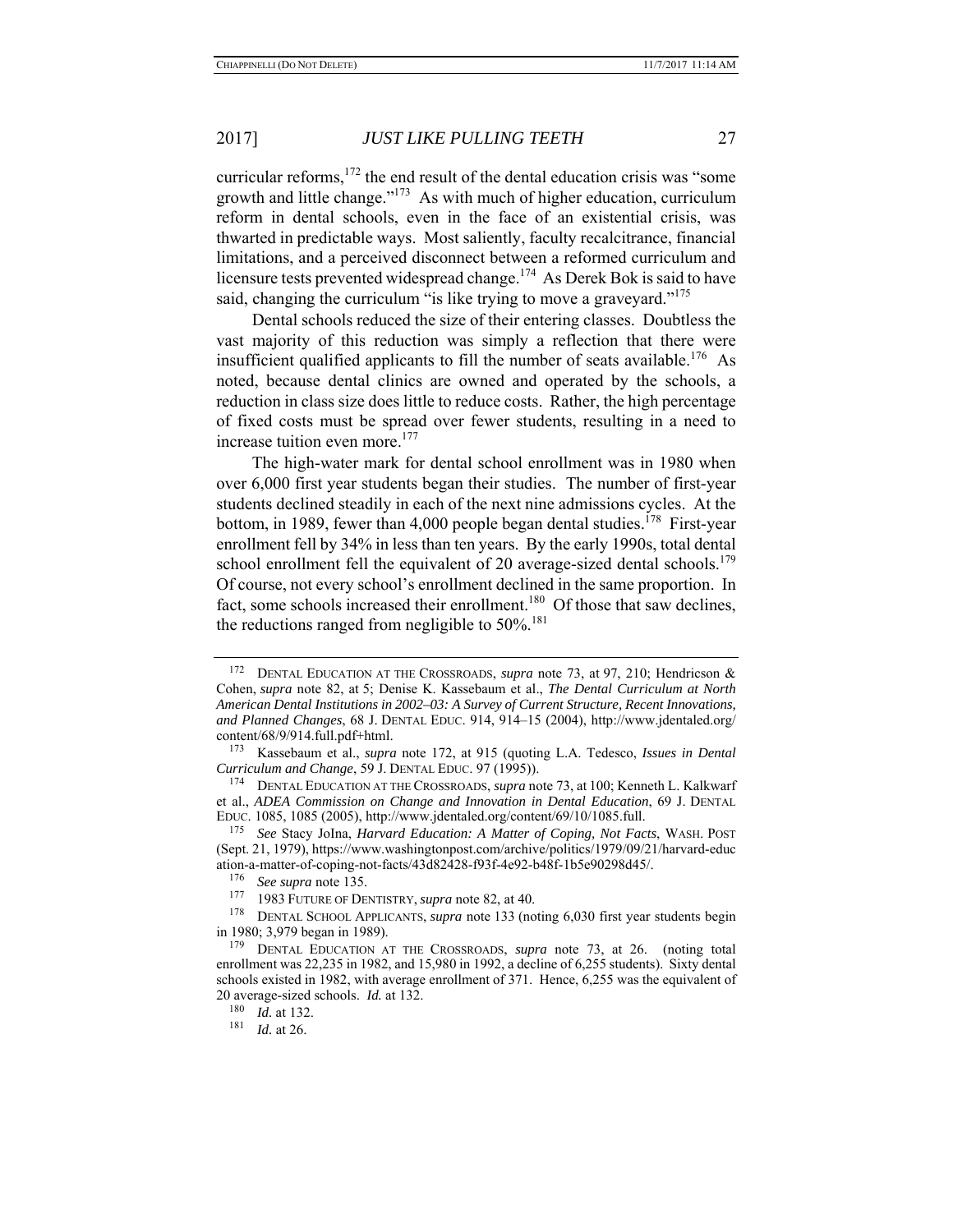curricular reforms,[172] the end result of the dental education crisis was "some growth and little change."[173] As with much of higher education, curriculum reform in dental schools, even in the face of an existential crisis, was thwarted in predictable ways. Most saliently, faculty recalcitrance, financial limitations, and a perceived disconnect between a reformed curriculum and licensure tests prevented widespread change.[174] As Derek Bok is said to have said, changing the curriculum "is like trying to move a graveyard."[175]

Dental schools reduced the size of their entering classes. Doubtless the vast majority of this reduction was simply a reflection that there were insufficient qualified applicants to fill the number of seats available.[176] As noted, because dental clinics are owned and operated by the schools, a reduction in class size does little to reduce costs. Rather, the high percentage of fixed costs must be spread over fewer students, resulting in a need to increase tuition even more.[177]

The high-water mark for dental school enrollment was in 1980 when over 6,000 first year students began their studies. The number of first-year students declined steadily in each of the next nine admissions cycles. At the bottom, in 1989, fewer than 4,000 people began dental studies.[178] First-year enrollment fell by 34% in less than ten years. By the early 1990s, total dental school enrollment fell the equivalent of 20 average-sized dental schools.[179] Of course, not every school's enrollment declined in the same proportion. In fact, some schools increased their enrollment.[180] Of those that saw declines, the reductions ranged from negligible to 50%.[181]

---

[172] DENTAL EDUCATION AT THE CROSSROADS, *supra* note 73, at 97, 210; Hendricson & Cohen, *supra* note 82, at 5; Denise K. Kassebaum et al., *The Dental Curriculum at North American Dental Institutions in 2002–03: A Survey of Current Structure, Recent Innovations, and Planned Changes*, 68 J. DENTAL EDUC. 914, 914–15 (2004), http://www.jdentaled.org/content/68/9/914.full.pdf+html.

[173] Kassebaum et al., *supra* note 172, at 915 (quoting L.A. Tedesco, *Issues in Dental Curriculum and Change*, 59 J. DENTAL EDUC. 97 (1995)).

[174] DENTAL EDUCATION AT THE CROSSROADS, *supra* note 73, at 100; Kenneth L. Kalkwarf et al., *ADEA Commission on Change and Innovation in Dental Education*, 69 J. DENTAL EDUC. 1085, 1085 (2005), http://www.jdentaled.org/content/69/10/1085.full.

[175] *See* Stacy JoIna, *Harvard Education: A Matter of Coping, Not Facts*, WASH. POST (Sept. 21, 1979), https://www.washingtonpost.com/archive/politics/1979/09/21/harvard-education-a-matter-of-coping-not-facts/43d82428-f93f-4e92-b48f-1b5e90298d45/.

[176] *See supra* note 135.

[177] 1983 FUTURE OF DENTISTRY, *supra* note 82, at 40.

[178] DENTAL SCHOOL APPLICANTS, *supra* note 133 (noting 6,030 first year students begin in 1980; 3,979 began in 1989).

[179] DENTAL EDUCATION AT THE CROSSROADS, *supra* note 73, at 26. (noting total enrollment was 22,235 in 1982, and 15,980 in 1992, a decline of 6,255 students). Sixty dental schools existed in 1982, with average enrollment of 371. Hence, 6,255 was the equivalent of 20 average-sized schools. *Id.* at 132.

[180] *Id.* at 132.

[181] *Id.* at 26.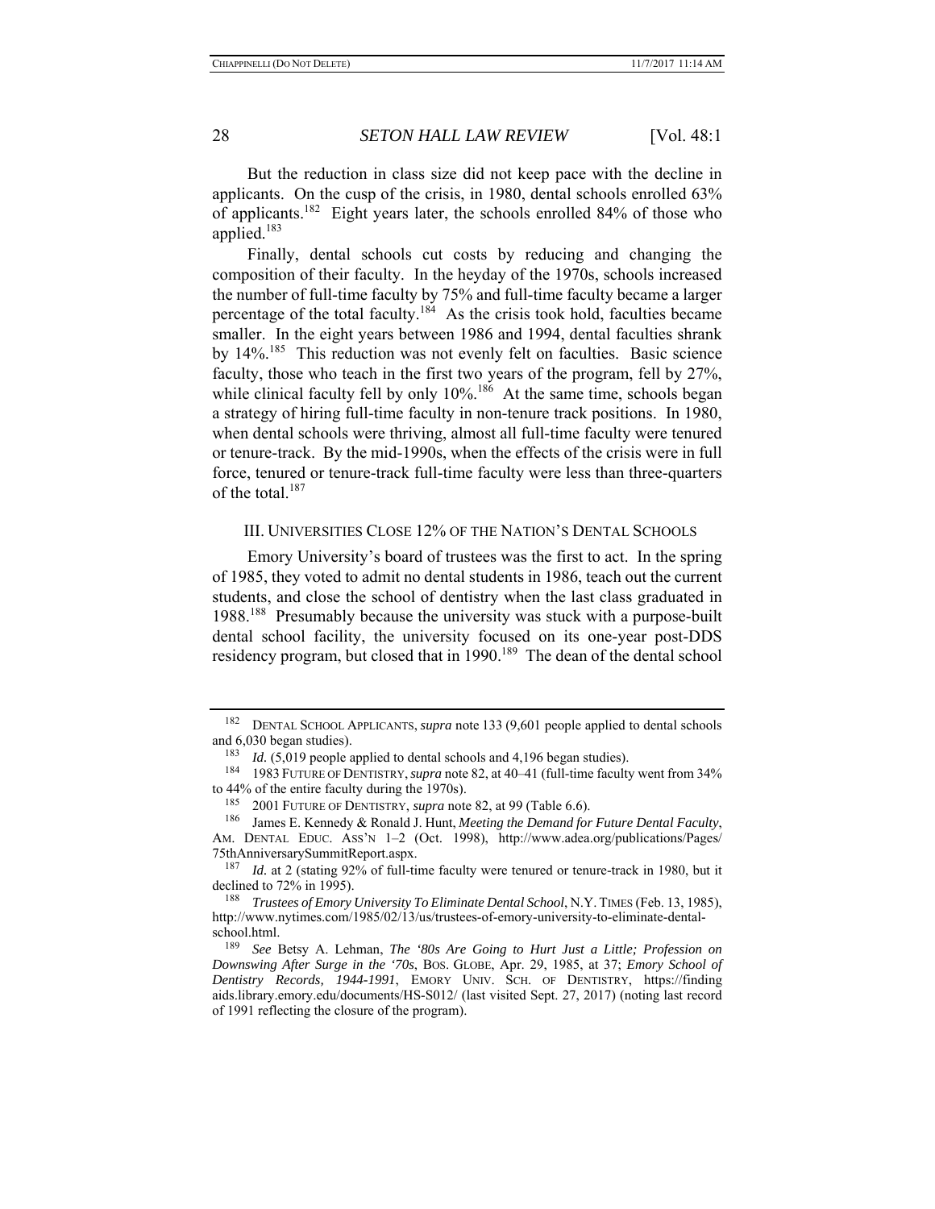But the reduction in class size did not keep pace with the decline in applicants. On the cusp of the crisis, in 1980, dental schools enrolled 63% of applicants.[182] Eight years later, the schools enrolled 84% of those who applied.[183]

Finally, dental schools cut costs by reducing and changing the composition of their faculty. In the heyday of the 1970s, schools increased the number of full-time faculty by 75% and full-time faculty became a larger percentage of the total faculty.[184] As the crisis took hold, faculties became smaller. In the eight years between 1986 and 1994, dental faculties shrank by 14%.[185] This reduction was not evenly felt on faculties. Basic science faculty, those who teach in the first two years of the program, fell by 27%, while clinical faculty fell by only 10%.[186] At the same time, schools began a strategy of hiring full-time faculty in non-tenure track positions. In 1980, when dental schools were thriving, almost all full-time faculty were tenured or tenure-track. By the mid-1990s, when the effects of the crisis were in full force, tenured or tenure-track full-time faculty were less than three-quarters of the total.[187]

## III. Universities Close 12% of the Nation's Dental Schools

Emory University's board of trustees was the first to act. In the spring of 1985, they voted to admit no dental students in 1986, teach out the current students, and close the school of dentistry when the last class graduated in 1988.[188] Presumably because the university was stuck with a purpose-built dental school facility, the university focused on its one-year post-DDS residency program, but closed that in 1990.[189] The dean of the dental school

---

[182] Dental School Applicants, *supra* note 133 (9,601 people applied to dental schools and 6,030 began studies).

[183] *Id.* (5,019 people applied to dental schools and 4,196 began studies).

[184] 1983 Future of Dentistry, *supra* note 82, at 40–41 (full-time faculty went from 34% to 44% of the entire faculty during the 1970s).

[185] 2001 Future of Dentistry, *supra* note 82, at 99 (Table 6.6).

[186] James E. Kennedy & Ronald J. Hunt, *Meeting the Demand for Future Dental Faculty*, Am. Dental Educ. Ass'n 1–2 (Oct. 1998), http://www.adea.org/publications/Pages/75thAnniversarySummitReport.aspx.

[187] *Id.* at 2 (stating 92% of full-time faculty were tenured or tenure-track in 1980, but it declined to 72% in 1995).

[188] *Trustees of Emory University To Eliminate Dental School*, N.Y. Times (Feb. 13, 1985), http://www.nytimes.com/1985/02/13/us/trustees-of-emory-university-to-eliminate-dental-school.html.

[189] *See* Betsy A. Lehman, *The '80s Are Going to Hurt Just a Little; Profession on Downswing After Surge in the '70s*, Bos. Globe, Apr. 29, 1985, at 37; *Emory School of Dentistry Records, 1944-1991*, Emory Univ. Sch. of Dentistry, https://findingaids.library.emory.edu/documents/HS-S012/ (last visited Sept. 27, 2017) (noting last record of 1991 reflecting the closure of the program).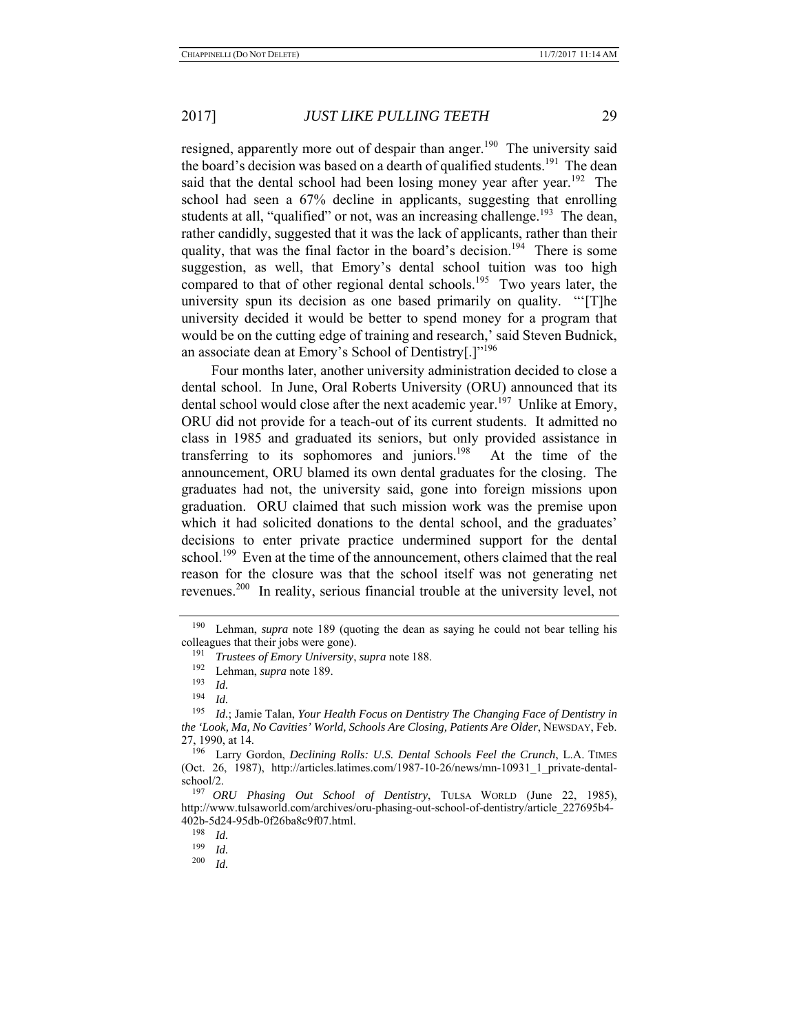resigned, apparently more out of despair than anger.[190] The university said the board's decision was based on a dearth of qualified students.[191] The dean said that the dental school had been losing money year after year.[192] The school had seen a 67% decline in applicants, suggesting that enrolling students at all, "qualified" or not, was an increasing challenge.[193] The dean, rather candidly, suggested that it was the lack of applicants, rather than their quality, that was the final factor in the board's decision.[194] There is some suggestion, as well, that Emory's dental school tuition was too high compared to that of other regional dental schools.[195] Two years later, the university spun its decision as one based primarily on quality. "'[T]he university decided it would be better to spend money for a program that would be on the cutting edge of training and research,' said Steven Budnick, an associate dean at Emory's School of Dentistry[.]"[196]

Four months later, another university administration decided to close a dental school. In June, Oral Roberts University (ORU) announced that its dental school would close after the next academic year.[197] Unlike at Emory, ORU did not provide for a teach-out of its current students. It admitted no class in 1985 and graduated its seniors, but only provided assistance in transferring to its sophomores and juniors.[198] At the time of the announcement, ORU blamed its own dental graduates for the closing. The graduates had not, the university said, gone into foreign missions upon graduation. ORU claimed that such mission work was the premise upon which it had solicited donations to the dental school, and the graduates' decisions to enter private practice undermined support for the dental school.[199] Even at the time of the announcement, others claimed that the real reason for the closure was that the school itself was not generating net revenues.[200] In reality, serious financial trouble at the university level, not

---

[190] Lehman, *supra* note 189 (quoting the dean as saying he could not bear telling his colleagues that their jobs were gone).

[191] *Trustees of Emory University*, *supra* note 188.

[192] Lehman, *supra* note 189.

[193] *Id.*

[194] *Id.*

[195] *Id.*; Jamie Talan, *Your Health Focus on Dentistry The Changing Face of Dentistry in the 'Look, Ma, No Cavities' World, Schools Are Closing, Patients Are Older*, NEWSDAY, Feb. 27, 1990, at 14.

[196] Larry Gordon, *Declining Rolls: U.S. Dental Schools Feel the Crunch*, L.A. TIMES (Oct. 26, 1987), http://articles.latimes.com/1987-10-26/news/mn-10931_1_private-dental-school/2.

[197] *ORU Phasing Out School of Dentistry*, TULSA WORLD (June 22, 1985), http://www.tulsaworld.com/archives/oru-phasing-out-school-of-dentistry/article_227695b4-402b-5d24-95db-0f26ba8c9f07.html.

[198] *Id.*

[199] *Id.*

[200] *Id.*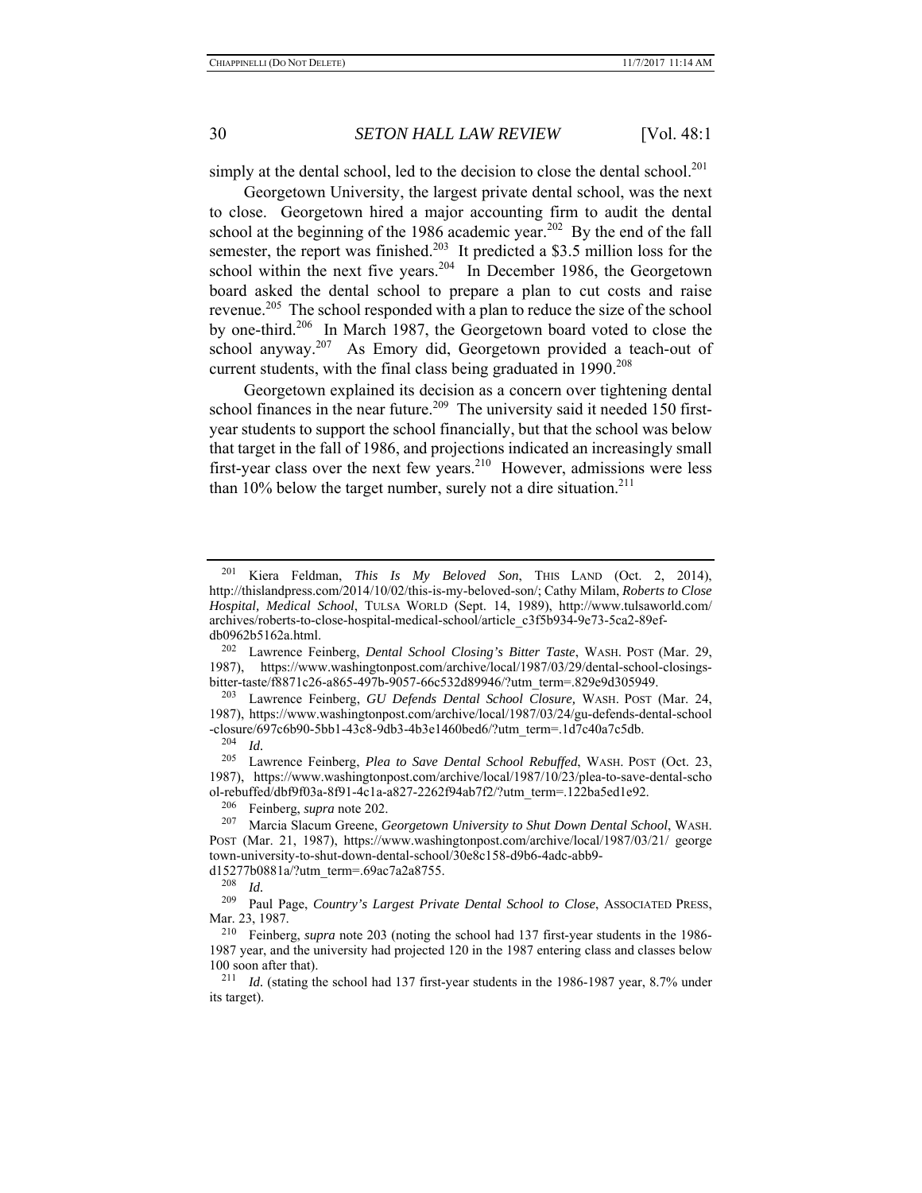simply at the dental school, led to the decision to close the dental school.[201]

Georgetown University, the largest private dental school, was the next to close. Georgetown hired a major accounting firm to audit the dental school at the beginning of the 1986 academic year.[202] By the end of the fall semester, the report was finished.[203] It predicted a $3.5 million loss for the school within the next five years.[204] In December 1986, the Georgetown board asked the dental school to prepare a plan to cut costs and raise revenue.[205] The school responded with a plan to reduce the size of the school by one-third.[206] In March 1987, the Georgetown board voted to close the school anyway.[207] As Emory did, Georgetown provided a teach-out of current students, with the final class being graduated in 1990.[208]

Georgetown explained its decision as a concern over tightening dental school finances in the near future.[209] The university said it needed 150 first-year students to support the school financially, but that the school was below that target in the fall of 1986, and projections indicated an increasingly small first-year class over the next few years.[210] However, admissions were less than 10% below the target number, surely not a dire situation.[211]

---

[201] Kiera Feldman, *This Is My Beloved Son*, THIS LAND (Oct. 2, 2014), http://thislandpress.com/2014/10/02/this-is-my-beloved-son/; Cathy Milam, *Roberts to Close Hospital, Medical School*, TULSA WORLD (Sept. 14, 1989), http://www.tulsaworld.com/archives/roberts-to-close-hospital-medical-school/article_c3f5b934-9e73-5ca2-89ef-db0962b5162a.html.

[202] Lawrence Feinberg, *Dental School Closing's Bitter Taste*, WASH. POST (Mar. 29, 1987), https://www.washingtonpost.com/archive/local/1987/03/29/dental-school-closings-bitter-taste/f8871c26-a865-497b-9057-66c532d89946/?utm_term=.829e9d305949.

[203] Lawrence Feinberg, *GU Defends Dental School Closure,* WASH. POST (Mar. 24, 1987), https://www.washingtonpost.com/archive/local/1987/03/24/gu-defends-dental-school-closure/697c6b90-5bb1-43c8-9db3-4b3e1460bed6/?utm_term=.1d7c40a7c5db.

[204] *Id.*

[205] Lawrence Feinberg, *Plea to Save Dental School Rebuffed*, WASH. POST (Oct. 23, 1987), https://www.washingtonpost.com/archive/local/1987/10/23/plea-to-save-dental-school-rebuffed/dbf9f03a-8f91-4c1a-a827-2262f94ab7f2/?utm_term=.122ba5ed1e92.

[206] Feinberg, *supra* note 202.

[207] Marcia Slacum Greene, *Georgetown University to Shut Down Dental School*, WASH. POST (Mar. 21, 1987), https://www.washingtonpost.com/archive/local/1987/03/21/georgetown-university-to-shut-down-dental-school/30e8c158-d9b6-4adc-abb9-d15277b0881a/?utm_term=.69ac7a2a8755.

[208] *Id.*

[209] Paul Page, *Country's Largest Private Dental School to Close*, ASSOCIATED PRESS, Mar. 23, 1987.

[210] Feinberg, *supra* note 203 (noting the school had 137 first-year students in the 1986-1987 year, and the university had projected 120 in the 1987 entering class and classes below 100 soon after that).

[211] *Id.* (stating the school had 137 first-year students in the 1986-1987 year, 8.7% under its target).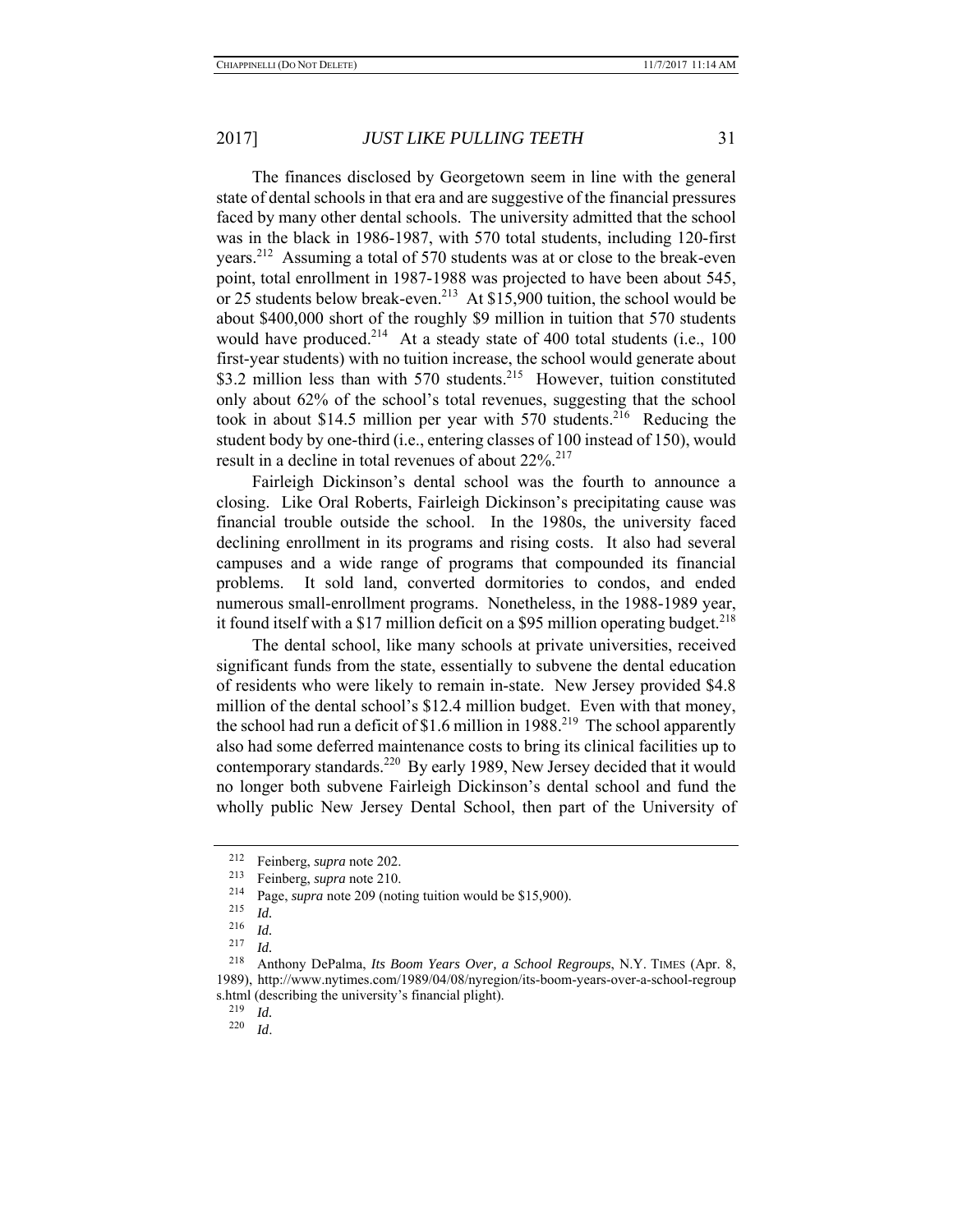The finances disclosed by Georgetown seem in line with the general state of dental schools in that era and are suggestive of the financial pressures faced by many other dental schools. The university admitted that the school was in the black in 1986-1987, with 570 total students, including 120-first years.[212] Assuming a total of 570 students was at or close to the break-even point, total enrollment in 1987-1988 was projected to have been about 545, or 25 students below break-even.[213] At $15,900 tuition, the school would be about $400,000 short of the roughly $9 million in tuition that 570 students would have produced.[214] At a steady state of 400 total students (i.e., 100 first-year students) with no tuition increase, the school would generate about $3.2 million less than with 570 students.[215] However, tuition constituted only about 62% of the school's total revenues, suggesting that the school took in about $14.5 million per year with 570 students.[216] Reducing the student body by one-third (i.e., entering classes of 100 instead of 150), would result in a decline in total revenues of about 22%.[217]

Fairleigh Dickinson's dental school was the fourth to announce a closing. Like Oral Roberts, Fairleigh Dickinson's precipitating cause was financial trouble outside the school. In the 1980s, the university faced declining enrollment in its programs and rising costs. It also had several campuses and a wide range of programs that compounded its financial problems. It sold land, converted dormitories to condos, and ended numerous small-enrollment programs. Nonetheless, in the 1988-1989 year, it found itself with a $17 million deficit on a $95 million operating budget.[218]

The dental school, like many schools at private universities, received significant funds from the state, essentially to subvene the dental education of residents who were likely to remain in-state. New Jersey provided $4.8 million of the dental school's $12.4 million budget. Even with that money, the school had run a deficit of $1.6 million in 1988.[219] The school apparently also had some deferred maintenance costs to bring its clinical facilities up to contemporary standards.[220] By early 1989, New Jersey decided that it would no longer both subvene Fairleigh Dickinson's dental school and fund the wholly public New Jersey Dental School, then part of the University of

---

[212] Feinberg, *supra* note 202.

[213] Feinberg, *supra* note 210.

[214] Page, *supra* note 209 (noting tuition would be $15,900).

[215] *Id.*

[216] *Id.*

[217] *Id.*

[218] Anthony DePalma, *Its Boom Years Over, a School Regroups*, N.Y. TIMES (Apr. 8, 1989), http://www.nytimes.com/1989/04/08/nyregion/its-boom-years-over-a-school-regroups.html (describing the university's financial plight).

[219] *Id.*

[220] *Id*.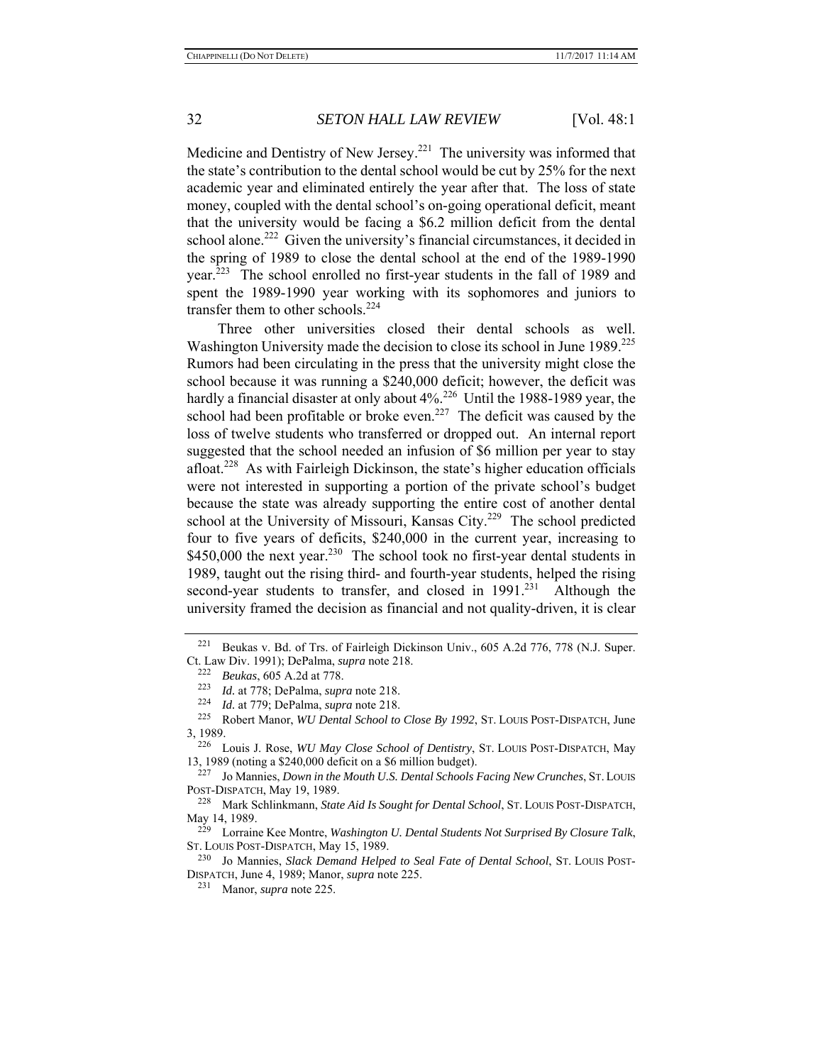Medicine and Dentistry of New Jersey.[221] The university was informed that the state's contribution to the dental school would be cut by 25% for the next academic year and eliminated entirely the year after that. The loss of state money, coupled with the dental school's on-going operational deficit, meant that the university would be facing a $6.2 million deficit from the dental school alone.[222] Given the university's financial circumstances, it decided in the spring of 1989 to close the dental school at the end of the 1989-1990 year.[223] The school enrolled no first-year students in the fall of 1989 and spent the 1989-1990 year working with its sophomores and juniors to transfer them to other schools.[224]

Three other universities closed their dental schools as well. Washington University made the decision to close its school in June 1989.[225] Rumors had been circulating in the press that the university might close the school because it was running a $240,000 deficit; however, the deficit was hardly a financial disaster at only about 4%.[226] Until the 1988-1989 year, the school had been profitable or broke even.[227] The deficit was caused by the loss of twelve students who transferred or dropped out. An internal report suggested that the school needed an infusion of $6 million per year to stay afloat.[228] As with Fairleigh Dickinson, the state's higher education officials were not interested in supporting a portion of the private school's budget because the state was already supporting the entire cost of another dental school at the University of Missouri, Kansas City.[229] The school predicted four to five years of deficits, $240,000 in the current year, increasing to $450,000 the next year.[230] The school took no first-year dental students in 1989, taught out the rising third- and fourth-year students, helped the rising second-year students to transfer, and closed in 1991.[231] Although the university framed the decision as financial and not quality-driven, it is clear

---

[221] Beukas v. Bd. of Trs. of Fairleigh Dickinson Univ., 605 A.2d 776, 778 (N.J. Super. Ct. Law Div. 1991); DePalma, *supra* note 218.

[222] *Beukas*, 605 A.2d at 778.

[223] *Id.* at 778; DePalma, *supra* note 218.

[224] *Id.* at 779; DePalma, *supra* note 218.

[225] Robert Manor, *WU Dental School to Close By 1992*, ST. LOUIS POST-DISPATCH, June 3, 1989.

[226] Louis J. Rose, *WU May Close School of Dentistry*, ST. LOUIS POST-DISPATCH, May 13, 1989 (noting a $240,000 deficit on a $6 million budget).

[227] Jo Mannies, *Down in the Mouth U.S. Dental Schools Facing New Crunches*, ST. LOUIS POST-DISPATCH, May 19, 1989.

[228] Mark Schlinkmann, *State Aid Is Sought for Dental School*, ST. LOUIS POST-DISPATCH, May 14, 1989.

[229] Lorraine Kee Montre, *Washington U. Dental Students Not Surprised By Closure Talk*, ST. LOUIS POST-DISPATCH, May 15, 1989.

[230] Jo Mannies, *Slack Demand Helped to Seal Fate of Dental School*, ST. LOUIS POST-DISPATCH, June 4, 1989; Manor, *supra* note 225.

[231] Manor, *supra* note 225.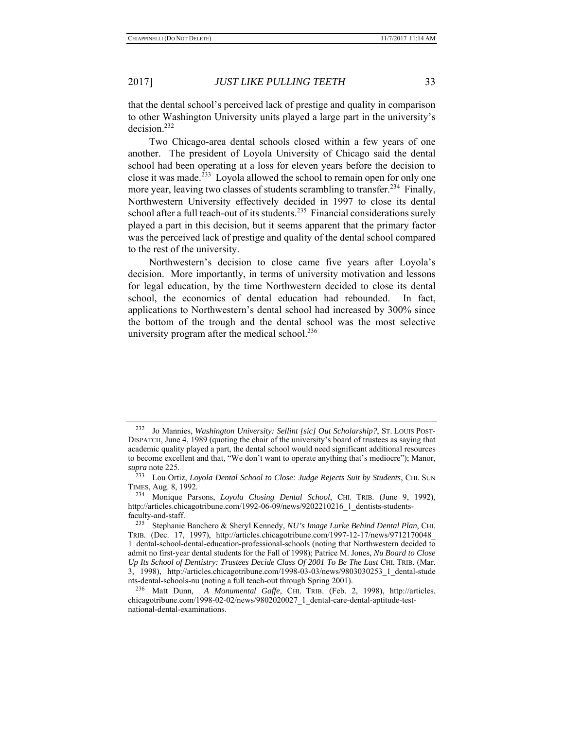that the dental school's perceived lack of prestige and quality in comparison to other Washington University units played a large part in the university's decision.[232]

Two Chicago-area dental schools closed within a few years of one another. The president of Loyola University of Chicago said the dental school had been operating at a loss for eleven years before the decision to close it was made.[233] Loyola allowed the school to remain open for only one more year, leaving two classes of students scrambling to transfer.[234] Finally, Northwestern University effectively decided in 1997 to close its dental school after a full teach-out of its students.[235] Financial considerations surely played a part in this decision, but it seems apparent that the primary factor was the perceived lack of prestige and quality of the dental school compared to the rest of the university.

Northwestern's decision to close came five years after Loyola's decision. More importantly, in terms of university motivation and lessons for legal education, by the time Northwestern decided to close its dental school, the economics of dental education had rebounded. In fact, applications to Northwestern's dental school had increased by 300% since the bottom of the trough and the dental school was the most selective university program after the medical school.[236]

---

[232] Jo Mannies, *Washington University: Sellint [sic] Out Scholarship?*, ST. LOUIS POST-DISPATCH, June 4, 1989 (quoting the chair of the university's board of trustees as saying that academic quality played a part, the dental school would need significant additional resources to become excellent and that, "We don't want to operate anything that's mediocre"); Manor, *supra* note 225.

[233] Lou Ortiz, *Loyola Dental School to Close: Judge Rejects Suit by Students*, CHI. SUN TIMES, Aug. 8, 1992.

[234] Monique Parsons, *Loyola Closing Dental School*, CHI. TRIB. (June 9, 1992), http://articles.chicagotribune.com/1992-06-09/news/9202210216_1_dentists-students-faculty-and-staff.

[235] Stephanie Banchero & Sheryl Kennedy, *NU's Image Lurke Behind Dental Plan*, CHI. TRIB. (Dec. 17, 1997), http://articles.chicagotribune.com/1997-12-17/news/9712170048_1_dental-school-dental-education-professional-schools (noting that Northwestern decided to admit no first-year dental students for the Fall of 1998); Patrice M. Jones, *Nu Board to Close Up Its School of Dentistry: Trustees Decide Class Of 2001 To Be The Last* CHI. TRIB. (Mar. 3, 1998), http://articles.chicagotribune.com/1998-03-03/news/9803030253_1_dental-students-dental-schools-nu (noting a full teach-out through Spring 2001).

[236] Matt Dunn, *A Monumental Gaffe*, CHI. TRIB. (Feb. 2, 1998), http://articles.chicagotribune.com/1998-02-02/news/9802020027_1_dental-care-dental-aptitude-test-national-dental-examinations.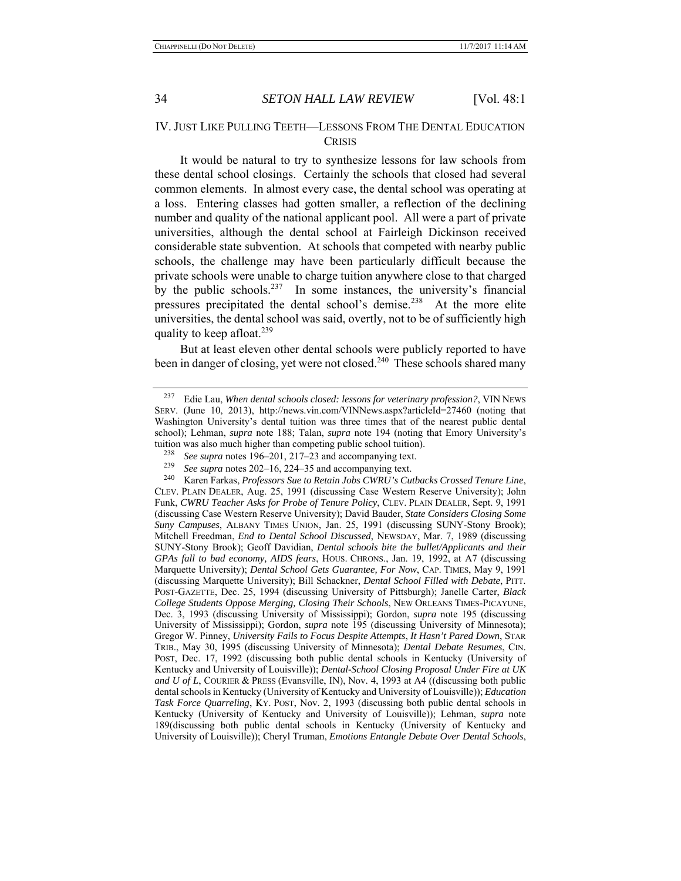## IV. JUST LIKE PULLING TEETH—LESSONS FROM THE DENTAL EDUCATION CRISIS

It would be natural to try to synthesize lessons for law schools from these dental school closings. Certainly the schools that closed had several common elements. In almost every case, the dental school was operating at a loss. Entering classes had gotten smaller, a reflection of the declining number and quality of the national applicant pool. All were a part of private universities, although the dental school at Fairleigh Dickinson received considerable state subvention. At schools that competed with nearby public schools, the challenge may have been particularly difficult because the private schools were unable to charge tuition anywhere close to that charged by the public schools.[237] In some instances, the university's financial pressures precipitated the dental school's demise.[238] At the more elite universities, the dental school was said, overtly, not to be of sufficiently high quality to keep afloat.[239]

But at least eleven other dental schools were publicly reported to have been in danger of closing, yet were not closed.[240] These schools shared many

---

[237] Edie Lau, *When dental schools closed: lessons for veterinary profession?*, VIN NEWS SERV. (June 10, 2013), http://news.vin.com/VINNews.aspx?articleId=27460 (noting that Washington University's dental tuition was three times that of the nearest public dental school); Lehman, *supra* note 188; Talan, *supra* note 194 (noting that Emory University's tuition was also much higher than competing public school tuition).

[238] *See supra* notes 196–201, 217–23 and accompanying text.

[239] *See supra* notes 202–16, 224–35 and accompanying text.

[240] Karen Farkas, *Professors Sue to Retain Jobs CWRU's Cutbacks Crossed Tenure Line*, CLEV. PLAIN DEALER, Aug. 25, 1991 (discussing Case Western Reserve University); John Funk, *CWRU Teacher Asks for Probe of Tenure Policy*, CLEV. PLAIN DEALER, Sept. 9, 1991 (discussing Case Western Reserve University); David Bauder, *State Considers Closing Some Suny Campuses*, ALBANY TIMES UNION, Jan. 25, 1991 (discussing SUNY-Stony Brook); Mitchell Freedman, *End to Dental School Discussed*, NEWSDAY, Mar. 7, 1989 (discussing SUNY-Stony Brook); Geoff Davidian, *Dental schools bite the bullet/Applicants and their GPAs fall to bad economy, AIDS fears*, HOUS. CHRONS., Jan. 19, 1992, at A7 (discussing Marquette University); *Dental School Gets Guarantee, For Now*, CAP. TIMES, May 9, 1991 (discussing Marquette University); Bill Schackner, *Dental School Filled with Debate*, PITT. POST-GAZETTE, Dec. 25, 1994 (discussing University of Pittsburgh); Janelle Carter, *Black College Students Oppose Merging, Closing Their Schools*, NEW ORLEANS TIMES-PICAYUNE, Dec. 3, 1993 (discussing University of Mississippi); Gordon, *supra* note 195 (discussing University of Mississippi); Gordon, *supra* note 195 (discussing University of Minnesota); Gregor W. Pinney, *University Fails to Focus Despite Attempts*, *It Hasn't Pared Down*, STAR TRIB., May 30, 1995 (discussing University of Minnesota); *Dental Debate Resumes*, CIN. POST, Dec. 17, 1992 (discussing both public dental schools in Kentucky (University of Kentucky and University of Louisville)); *Dental-School Closing Proposal Under Fire at UK and U of L*, COURIER & PRESS (Evansville, IN), Nov. 4, 1993 at A4 ((discussing both public dental schools in Kentucky (University of Kentucky and University of Louisville)); *Education Task Force Quarreling*, KY. POST, Nov. 2, 1993 (discussing both public dental schools in Kentucky (University of Kentucky and University of Louisville)); Lehman, *supra* note 189(discussing both public dental schools in Kentucky (University of Kentucky and University of Louisville)); Cheryl Truman, *Emotions Entangle Debate Over Dental Schools*,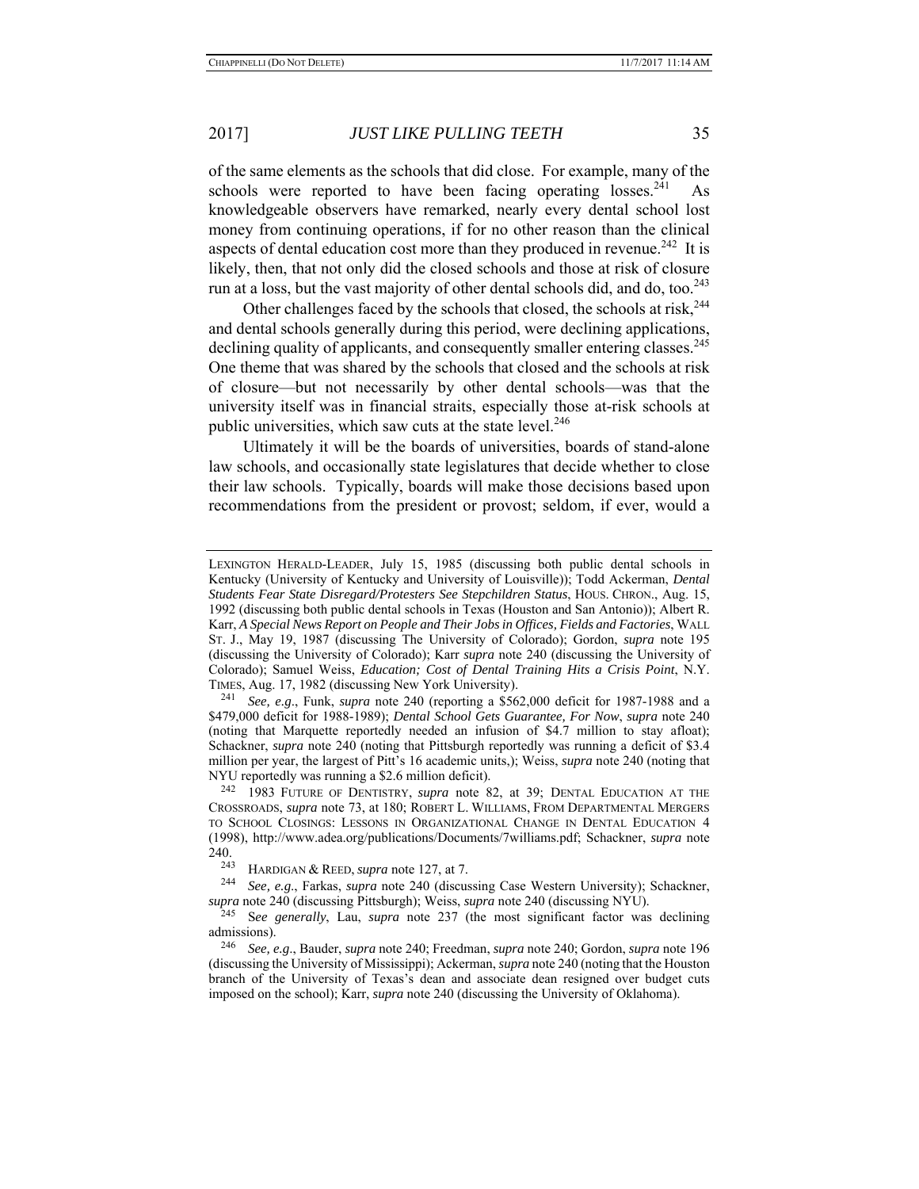of the same elements as the schools that did close. For example, many of the schools were reported to have been facing operating losses.[241] As knowledgeable observers have remarked, nearly every dental school lost money from continuing operations, if for no other reason than the clinical aspects of dental education cost more than they produced in revenue.[242] It is likely, then, that not only did the closed schools and those at risk of closure run at a loss, but the vast majority of other dental schools did, and do, too.[243]

Other challenges faced by the schools that closed, the schools at risk,[244] and dental schools generally during this period, were declining applications, declining quality of applicants, and consequently smaller entering classes.[245] One theme that was shared by the schools that closed and the schools at risk of closure—but not necessarily by other dental schools—was that the university itself was in financial straits, especially those at-risk schools at public universities, which saw cuts at the state level.[246]

Ultimately it will be the boards of universities, boards of stand-alone law schools, and occasionally state legislatures that decide whether to close their law schools. Typically, boards will make those decisions based upon recommendations from the president or provost; seldom, if ever, would a

---

LEXINGTON HERALD-LEADER, July 15, 1985 (discussing both public dental schools in Kentucky (University of Kentucky and University of Louisville)); Todd Ackerman, *Dental Students Fear State Disregard/Protesters See Stepchildren Status*, HOUS. CHRON., Aug. 15, 1992 (discussing both public dental schools in Texas (Houston and San Antonio)); Albert R. Karr, *A Special News Report on People and Their Jobs in Offices, Fields and Factories*, WALL ST. J., May 19, 1987 (discussing The University of Colorado); Gordon, *supra* note 195 (discussing the University of Colorado); Karr *supra* note 240 (discussing the University of Colorado); Samuel Weiss, *Education; Cost of Dental Training Hits a Crisis Point*, N.Y. TIMES, Aug. 17, 1982 (discussing New York University).

[241] *See, e.g.*, Funk, *supra* note 240 (reporting a $562,000 deficit for 1987-1988 and a $479,000 deficit for 1988-1989); *Dental School Gets Guarantee, For Now*, *supra* note 240 (noting that Marquette reportedly needed an infusion of $4.7 million to stay afloat); Schackner, *supra* note 240 (noting that Pittsburgh reportedly was running a deficit of $3.4 million per year, the largest of Pitt's 16 academic units,); Weiss, *supra* note 240 (noting that NYU reportedly was running a $2.6 million deficit).

[242] 1983 FUTURE OF DENTISTRY, *supra* note 82, at 39; DENTAL EDUCATION AT THE CROSSROADS, *supra* note 73, at 180; ROBERT L. WILLIAMS, FROM DEPARTMENTAL MERGERS TO SCHOOL CLOSINGS: LESSONS IN ORGANIZATIONAL CHANGE IN DENTAL EDUCATION 4 (1998), http://www.adea.org/publications/Documents/7williams.pdf; Schackner, *supra* note 240.

[243] HARDIGAN & REED, *supra* note 127, at 7.

[244] *See, e.g.*, Farkas, *supra* note 240 (discussing Case Western University); Schackner, *supra* note 240 (discussing Pittsburgh); Weiss, *supra* note 240 (discussing NYU).

[245] S*ee generally*, Lau, *supra* note 237 (the most significant factor was declining admissions).

[246] *See, e.g.*, Bauder, *supra* note 240; Freedman, *supra* note 240; Gordon, *supra* note 196 (discussing the University of Mississippi); Ackerman, *supra* note 240 (noting that the Houston branch of the University of Texas's dean and associate dean resigned over budget cuts imposed on the school); Karr, *supra* note 240 (discussing the University of Oklahoma).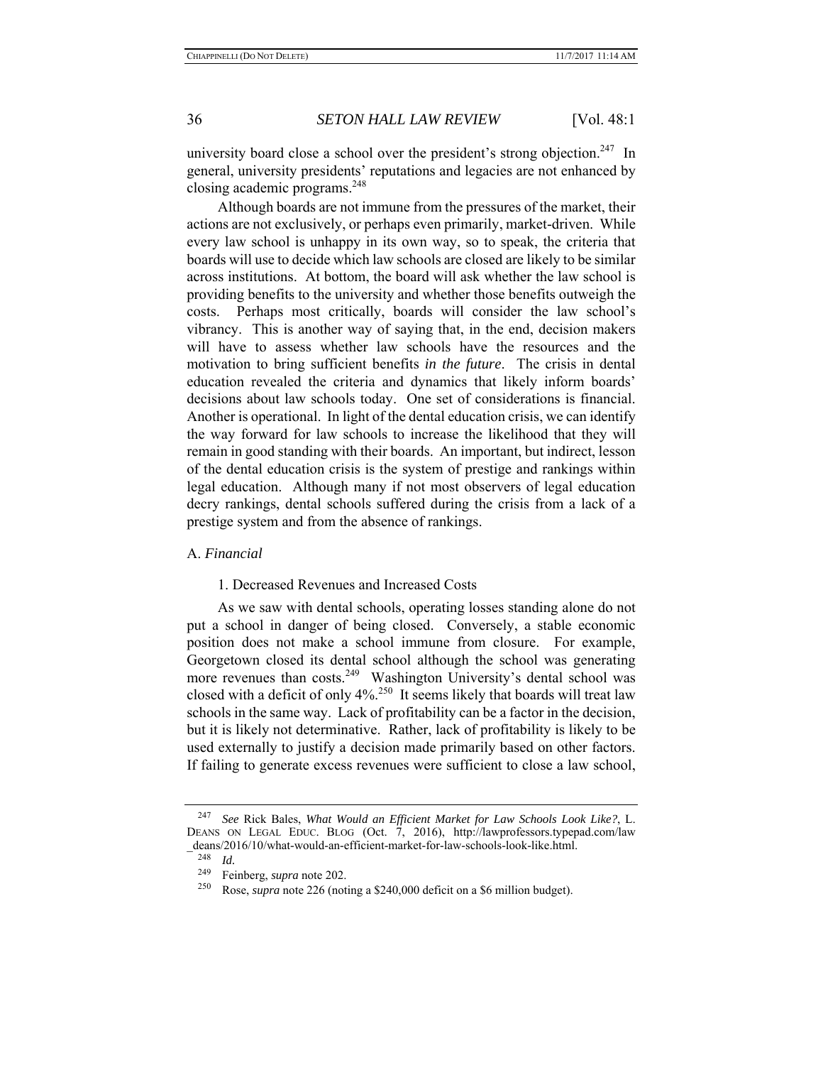university board close a school over the president's strong objection.[247] In general, university presidents' reputations and legacies are not enhanced by closing academic programs.[248]

Although boards are not immune from the pressures of the market, their actions are not exclusively, or perhaps even primarily, market-driven. While every law school is unhappy in its own way, so to speak, the criteria that boards will use to decide which law schools are closed are likely to be similar across institutions. At bottom, the board will ask whether the law school is providing benefits to the university and whether those benefits outweigh the costs. Perhaps most critically, boards will consider the law school's vibrancy. This is another way of saying that, in the end, decision makers will have to assess whether law schools have the resources and the motivation to bring sufficient benefits *in the future*. The crisis in dental education revealed the criteria and dynamics that likely inform boards' decisions about law schools today. One set of considerations is financial. Another is operational. In light of the dental education crisis, we can identify the way forward for law schools to increase the likelihood that they will remain in good standing with their boards. An important, but indirect, lesson of the dental education crisis is the system of prestige and rankings within legal education. Although many if not most observers of legal education decry rankings, dental schools suffered during the crisis from a lack of a prestige system and from the absence of rankings.

### A. *Financial*

#### 1. Decreased Revenues and Increased Costs

As we saw with dental schools, operating losses standing alone do not put a school in danger of being closed. Conversely, a stable economic position does not make a school immune from closure. For example, Georgetown closed its dental school although the school was generating more revenues than costs.[249] Washington University's dental school was closed with a deficit of only 4%.[250] It seems likely that boards will treat law schools in the same way. Lack of profitability can be a factor in the decision, but it is likely not determinative. Rather, lack of profitability is likely to be used externally to justify a decision made primarily based on other factors. If failing to generate excess revenues were sufficient to close a law school,

---

[247] *See* Rick Bales, *What Would an Efficient Market for Law Schools Look Like?*, L. DEANS ON LEGAL EDUC. BLOG (Oct. 7, 2016), http://lawprofessors.typepad.com/law_deans/2016/10/what-would-an-efficient-market-for-law-schools-look-like.html.

[248] *Id.*

[249] Feinberg, *supra* note 202.

[250] Rose, *supra* note 226 (noting a $240,000 deficit on a $6 million budget).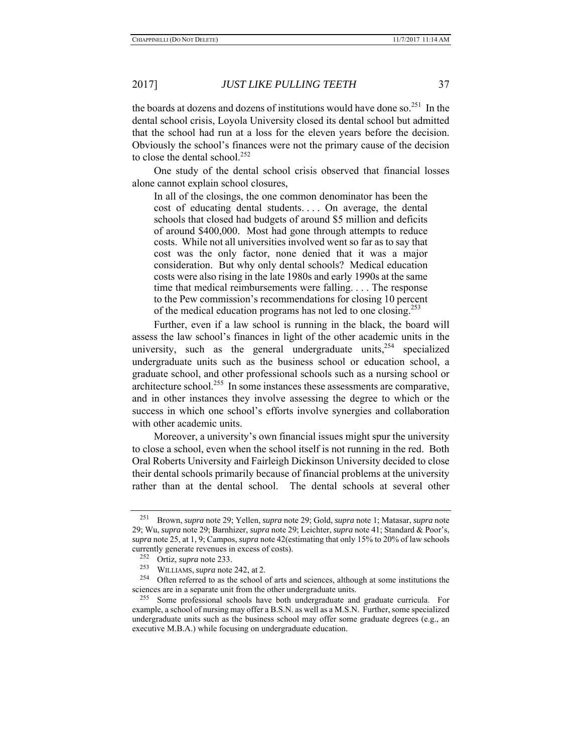the boards at dozens and dozens of institutions would have done so.[251] In the dental school crisis, Loyola University closed its dental school but admitted that the school had run at a loss for the eleven years before the decision. Obviously the school's finances were not the primary cause of the decision to close the dental school.[252]

One study of the dental school crisis observed that financial losses alone cannot explain school closures,

> In all of the closings, the one common denominator has been the cost of educating dental students. . . . On average, the dental schools that closed had budgets of around $5 million and deficits of around $400,000. Most had gone through attempts to reduce costs. While not all universities involved went so far as to say that cost was the only factor, none denied that it was a major consideration. But why only dental schools? Medical education costs were also rising in the late 1980s and early 1990s at the same time that medical reimbursements were falling. . . . The response to the Pew commission's recommendations for closing 10 percent of the medical education programs has not led to one closing.[253]

Further, even if a law school is running in the black, the board will assess the law school's finances in light of the other academic units in the university, such as the general undergraduate units,[254] specialized undergraduate units such as the business school or education school, a graduate school, and other professional schools such as a nursing school or architecture school.[255] In some instances these assessments are comparative, and in other instances they involve assessing the degree to which or the success in which one school's efforts involve synergies and collaboration with other academic units.

Moreover, a university's own financial issues might spur the university to close a school, even when the school itself is not running in the red. Both Oral Roberts University and Fairleigh Dickinson University decided to close their dental schools primarily because of financial problems at the university rather than at the dental school. The dental schools at several other

---

[251] Brown, *supra* note 29; Yellen, *supra* note 29; Gold, *supra* note 1; Matasar, *supra* note 29; Wu, *supra* note 29; Barnhizer, *supra* note 29; Leichter, *supra* note 41; Standard & Poor's, *supra* note 25, at 1, 9; Campos, *supra* note 42(estimating that only 15% to 20% of law schools currently generate revenues in excess of costs).

[252] Ortiz, *supra* note 233.

[253] WILLIAMS, *supra* note 242, at 2.

[254] Often referred to as the school of arts and sciences, although at some institutions the sciences are in a separate unit from the other undergraduate units.

[255] Some professional schools have both undergraduate and graduate curricula. For example, a school of nursing may offer a B.S.N. as well as a M.S.N. Further, some specialized undergraduate units such as the business school may offer some graduate degrees (e.g., an executive M.B.A.) while focusing on undergraduate education.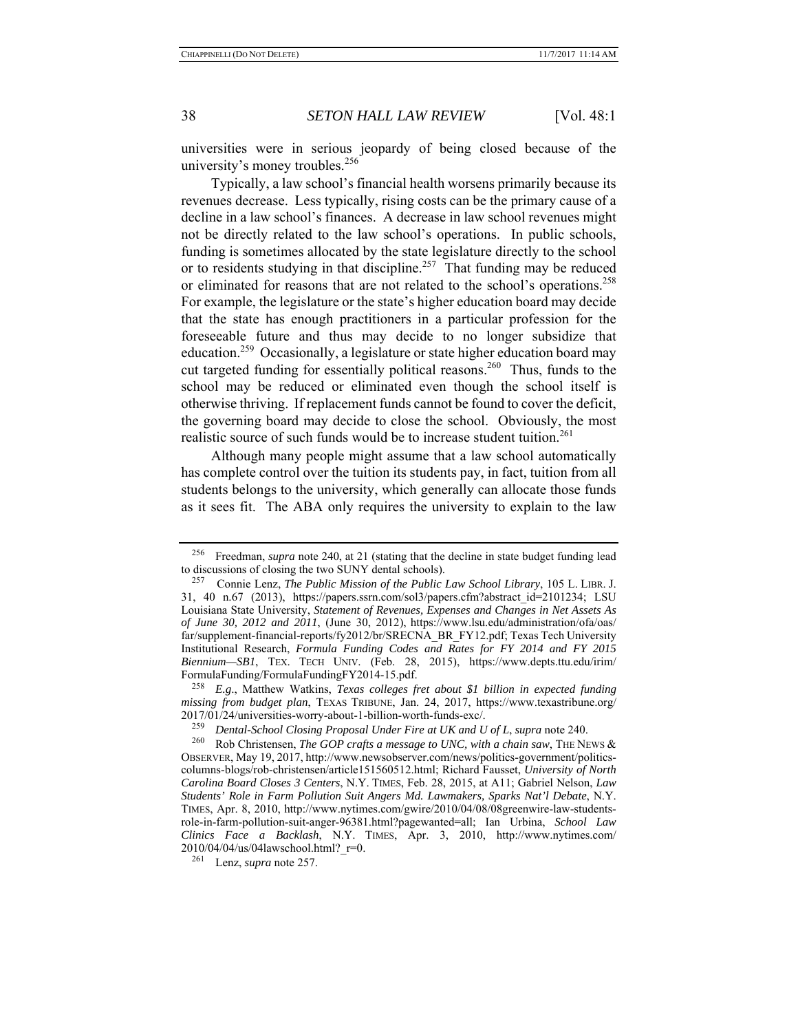universities were in serious jeopardy of being closed because of the university's money troubles.[256]

Typically, a law school's financial health worsens primarily because its revenues decrease. Less typically, rising costs can be the primary cause of a decline in a law school's finances. A decrease in law school revenues might not be directly related to the law school's operations. In public schools, funding is sometimes allocated by the state legislature directly to the school or to residents studying in that discipline.[257] That funding may be reduced or eliminated for reasons that are not related to the school's operations.[258] For example, the legislature or the state's higher education board may decide that the state has enough practitioners in a particular profession for the foreseeable future and thus may decide to no longer subsidize that education.[259] Occasionally, a legislature or state higher education board may cut targeted funding for essentially political reasons.[260] Thus, funds to the school may be reduced or eliminated even though the school itself is otherwise thriving. If replacement funds cannot be found to cover the deficit, the governing board may decide to close the school. Obviously, the most realistic source of such funds would be to increase student tuition.[261]

Although many people might assume that a law school automatically has complete control over the tuition its students pay, in fact, tuition from all students belongs to the university, which generally can allocate those funds as it sees fit. The ABA only requires the university to explain to the law

---

[256] Freedman, *supra* note 240, at 21 (stating that the decline in state budget funding lead to discussions of closing the two SUNY dental schools).

[257] Connie Lenz, *The Public Mission of the Public Law School Library*, 105 L. LIBR. J. 31, 40 n.67 (2013), https://papers.ssrn.com/sol3/papers.cfm?abstract_id=2101234; LSU Louisiana State University, *Statement of Revenues, Expenses and Changes in Net Assets As of June 30, 2012 and 2011*, (June 30, 2012), https://www.lsu.edu/administration/ofa/oas/far/supplement-financial-reports/fy2012/br/SRECNA_BR_FY12.pdf; Texas Tech University Institutional Research, *Formula Funding Codes and Rates for FY 2014 and FY 2015 Biennium—SB1*, TEX. TECH UNIV. (Feb. 28, 2015), https://www.depts.ttu.edu/irim/FormulaFunding/FormulaFundingFY2014-15.pdf.

[258] *E.g.*, Matthew Watkins, *Texas colleges fret about $1 billion in expected funding missing from budget plan*, TEXAS TRIBUNE, Jan. 24, 2017, https://www.texastribune.org/2017/01/24/universities-worry-about-1-billion-worth-funds-exc/.

[259] *Dental-School Closing Proposal Under Fire at UK and U of L*, *supra* note 240.

[260] Rob Christensen, *The GOP crafts a message to UNC, with a chain saw*, THE NEWS & OBSERVER, May 19, 2017, http://www.newsobserver.com/news/politics-government/politics-columns-blogs/rob-christensen/article151560512.html; Richard Fausset, *University of North Carolina Board Closes 3 Centers*, N.Y. TIMES, Feb. 28, 2015, at A11; Gabriel Nelson, *Law Students' Role in Farm Pollution Suit Angers Md. Lawmakers, Sparks Nat'l Debate*, N.Y. TIMES, Apr. 8, 2010, http://www.nytimes.com/gwire/2010/04/08/08greenwire-law-students-role-in-farm-pollution-suit-anger-96381.html?pagewanted=all; Ian Urbina, *School Law Clinics Face a Backlash*, N.Y. TIMES, Apr. 3, 2010, http://www.nytimes.com/2010/04/04/us/04lawschool.html?_r=0.

[261] Lenz, *supra* note 257.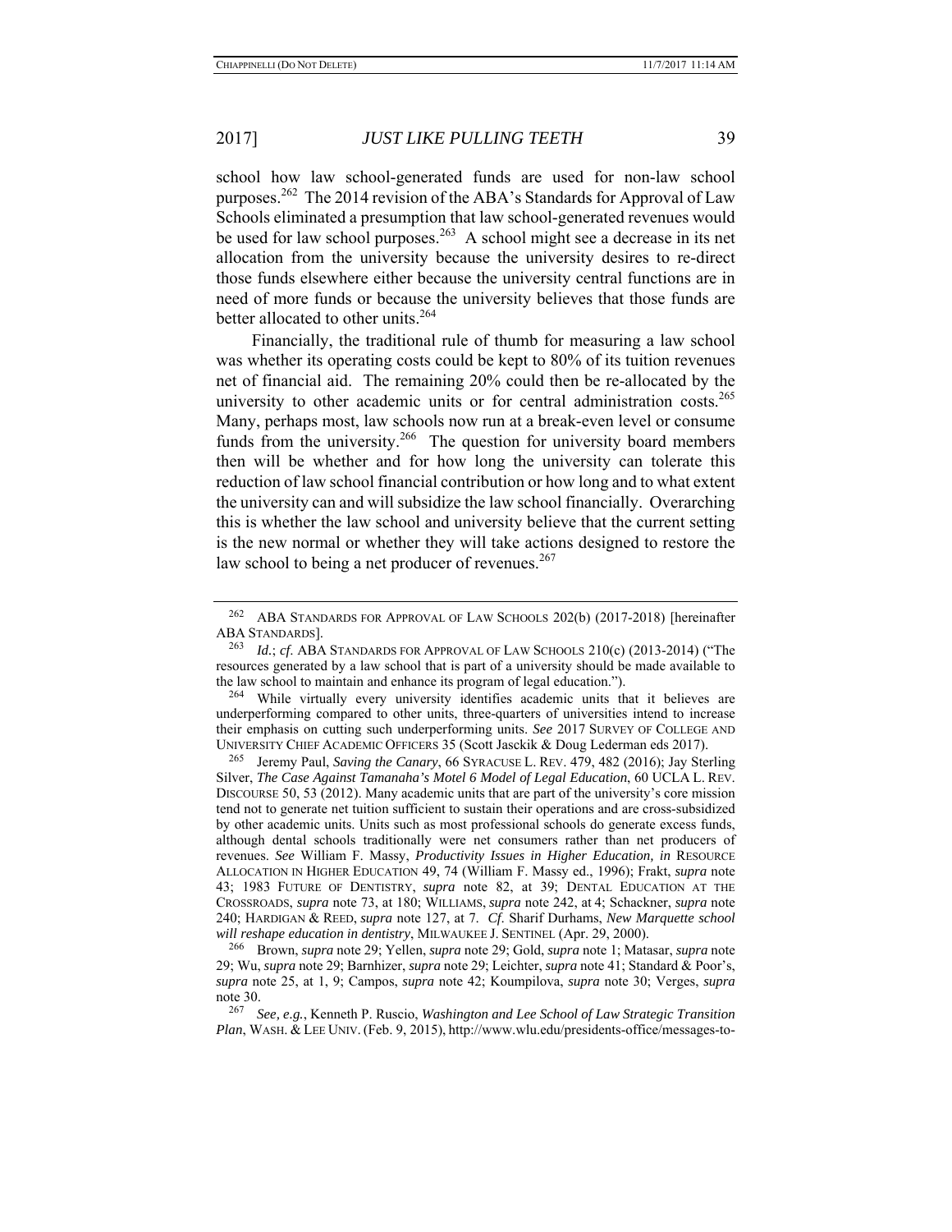school how law school-generated funds are used for non-law school purposes.[262] The 2014 revision of the ABA's Standards for Approval of Law Schools eliminated a presumption that law school-generated revenues would be used for law school purposes.[263] A school might see a decrease in its net allocation from the university because the university desires to re-direct those funds elsewhere either because the university central functions are in need of more funds or because the university believes that those funds are better allocated to other units.[264]

Financially, the traditional rule of thumb for measuring a law school was whether its operating costs could be kept to 80% of its tuition revenues net of financial aid. The remaining 20% could then be re-allocated by the university to other academic units or for central administration costs.[265] Many, perhaps most, law schools now run at a break-even level or consume funds from the university.[266] The question for university board members then will be whether and for how long the university can tolerate this reduction of law school financial contribution or how long and to what extent the university can and will subsidize the law school financially. Overarching this is whether the law school and university believe that the current setting is the new normal or whether they will take actions designed to restore the law school to being a net producer of revenues.[267]

---

[262] ABA STANDARDS FOR APPROVAL OF LAW SCHOOLS 202(b) (2017-2018) [hereinafter ABA STANDARDS].

[263] *Id.*; *cf.* ABA STANDARDS FOR APPROVAL OF LAW SCHOOLS 210(c) (2013-2014) ("The resources generated by a law school that is part of a university should be made available to the law school to maintain and enhance its program of legal education.").

[264] While virtually every university identifies academic units that it believes are underperforming compared to other units, three-quarters of universities intend to increase their emphasis on cutting such underperforming units. *See* 2017 SURVEY OF COLLEGE AND UNIVERSITY CHIEF ACADEMIC OFFICERS 35 (Scott Jasckik & Doug Lederman eds 2017).

[265] Jeremy Paul, *Saving the Canary*, 66 SYRACUSE L. REV. 479, 482 (2016); Jay Sterling Silver, *The Case Against Tamanaha's Motel 6 Model of Legal Education*, 60 UCLA L. REV. DISCOURSE 50, 53 (2012). Many academic units that are part of the university's core mission tend not to generate net tuition sufficient to sustain their operations and are cross-subsidized by other academic units. Units such as most professional schools do generate excess funds, although dental schools traditionally were net consumers rather than net producers of revenues. *See* William F. Massy, *Productivity Issues in Higher Education, in* RESOURCE ALLOCATION IN HIGHER EDUCATION 49, 74 (William F. Massy ed., 1996); Frakt, *supra* note 43; 1983 FUTURE OF DENTISTRY, *supra* note 82, at 39; DENTAL EDUCATION AT THE CROSSROADS, *supra* note 73, at 180; WILLIAMS, *supra* note 242, at 4; Schackner, *supra* note 240; HARDIGAN & REED, *supra* note 127, at 7. *Cf.* Sharif Durhams, *New Marquette school will reshape education in dentistry*, MILWAUKEE J. SENTINEL (Apr. 29, 2000).

[266] Brown, *supra* note 29; Yellen, *supra* note 29; Gold, *supra* note 1; Matasar, *supra* note 29; Wu, *supra* note 29; Barnhizer, *supra* note 29; Leichter, *supra* note 41; Standard & Poor's, *supra* note 25, at 1, 9; Campos, *supra* note 42; Koumpilova, *supra* note 30; Verges, *supra* note 30.

[267] *See, e.g.*, Kenneth P. Ruscio, *Washington and Lee School of Law Strategic Transition Plan*, WASH. & LEE UNIV. (Feb. 9, 2015), http://www.wlu.edu/presidents-office/messages-to-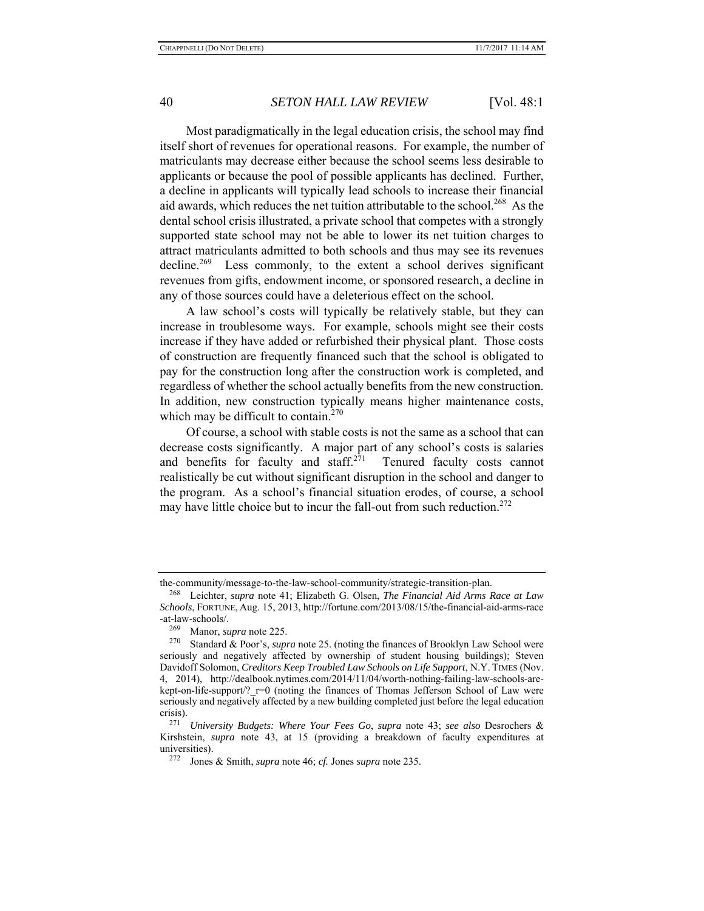Most paradigmatically in the legal education crisis, the school may find itself short of revenues for operational reasons. For example, the number of matriculants may decrease either because the school seems less desirable to applicants or because the pool of possible applicants has declined. Further, a decline in applicants will typically lead schools to increase their financial aid awards, which reduces the net tuition attributable to the school.[268] As the dental school crisis illustrated, a private school that competes with a strongly supported state school may not be able to lower its net tuition charges to attract matriculants admitted to both schools and thus may see its revenues decline.[269] Less commonly, to the extent a school derives significant revenues from gifts, endowment income, or sponsored research, a decline in any of those sources could have a deleterious effect on the school.

A law school's costs will typically be relatively stable, but they can increase in troublesome ways. For example, schools might see their costs increase if they have added or refurbished their physical plant. Those costs of construction are frequently financed such that the school is obligated to pay for the construction long after the construction work is completed, and regardless of whether the school actually benefits from the new construction. In addition, new construction typically means higher maintenance costs, which may be difficult to contain.[270]

Of course, a school with stable costs is not the same as a school that can decrease costs significantly. A major part of any school's costs is salaries and benefits for faculty and staff.[271] Tenured faculty costs cannot realistically be cut without significant disruption in the school and danger to the program. As a school's financial situation erodes, of course, a school may have little choice but to incur the fall-out from such reduction.[272]

---

the-community/message-to-the-law-school-community/strategic-transition-plan.

[268] Leichter, *supra* note 41; Elizabeth G. Olsen, *The Financial Aid Arms Race at Law Schools*, FORTUNE, Aug. 15, 2013, http://fortune.com/2013/08/15/the-financial-aid-arms-race-at-law-schools/.

[269] Manor, *supra* note 225.

[270] Standard & Poor's, *supra* note 25. (noting the finances of Brooklyn Law School were seriously and negatively affected by ownership of student housing buildings); Steven Davidoff Solomon, *Creditors Keep Troubled Law Schools on Life Support*, N.Y. TIMES (Nov. 4, 2014), http://dealbook.nytimes.com/2014/11/04/worth-nothing-failing-law-schools-are-kept-on-life-support/?_r=0 (noting the finances of Thomas Jefferson School of Law were seriously and negatively affected by a new building completed just before the legal education crisis).

[271] *University Budgets: Where Your Fees Go*, *supra* note 43; *see also* Desrochers & Kirshstein, *supra* note 43, at 15 (providing a breakdown of faculty expenditures at universities).

[272] Jones & Smith, *supra* note 46; *cf.* Jones *supra* note 235.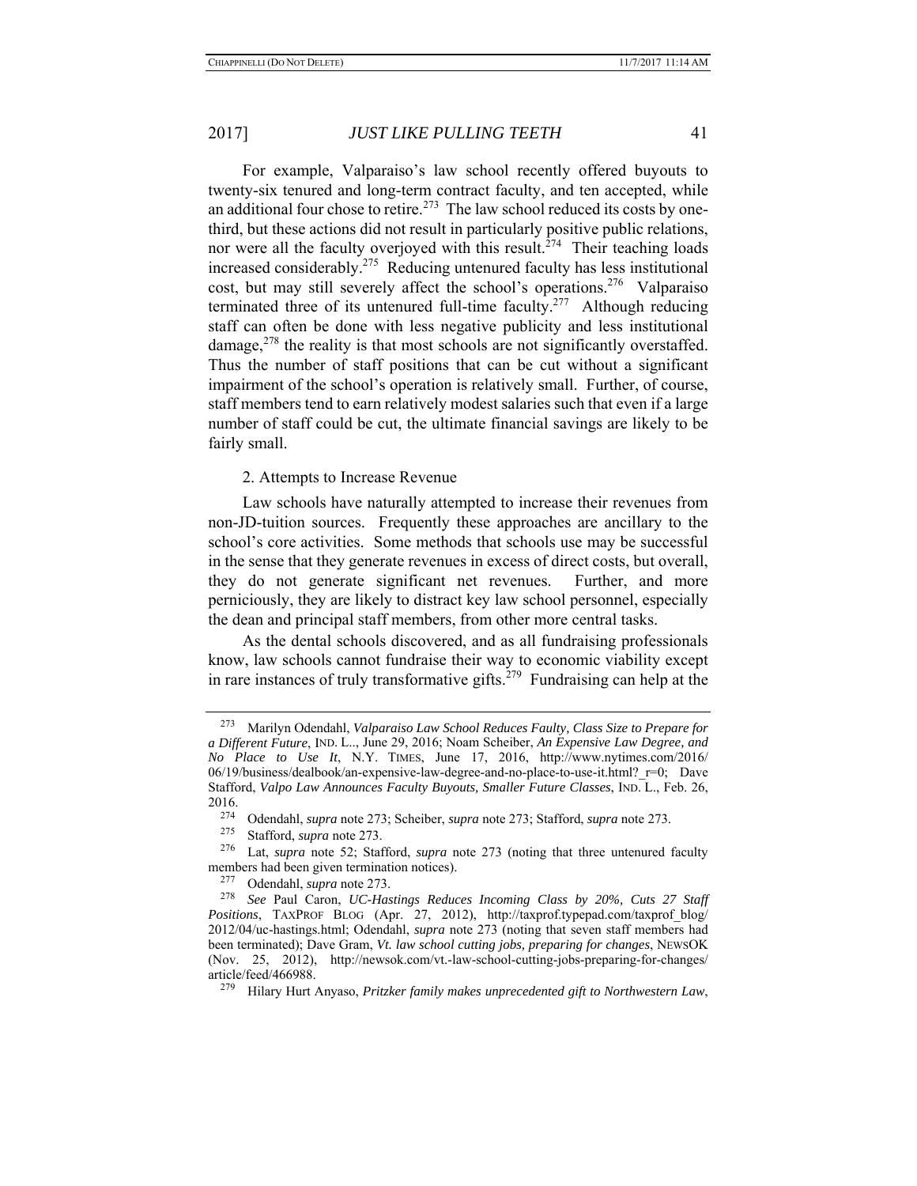For example, Valparaiso's law school recently offered buyouts to twenty-six tenured and long-term contract faculty, and ten accepted, while an additional four chose to retire.[273] The law school reduced its costs by one-third, but these actions did not result in particularly positive public relations, nor were all the faculty overjoyed with this result.[274] Their teaching loads increased considerably.[275] Reducing untenured faculty has less institutional cost, but may still severely affect the school's operations.[276] Valparaiso terminated three of its untenured full-time faculty.[277] Although reducing staff can often be done with less negative publicity and less institutional damage,[278] the reality is that most schools are not significantly overstaffed. Thus the number of staff positions that can be cut without a significant impairment of the school's operation is relatively small. Further, of course, staff members tend to earn relatively modest salaries such that even if a large number of staff could be cut, the ultimate financial savings are likely to be fairly small.

2. Attempts to Increase Revenue

Law schools have naturally attempted to increase their revenues from non-JD-tuition sources. Frequently these approaches are ancillary to the school's core activities. Some methods that schools use may be successful in the sense that they generate revenues in excess of direct costs, but overall, they do not generate significant net revenues. Further, and more perniciously, they are likely to distract key law school personnel, especially the dean and principal staff members, from other more central tasks.

As the dental schools discovered, and as all fundraising professionals know, law schools cannot fundraise their way to economic viability except in rare instances of truly transformative gifts.[279] Fundraising can help at the

---

[273] Marilyn Odendahl, *Valparaiso Law School Reduces Faulty, Class Size to Prepare for a Different Future*, IND. L.., June 29, 2016; Noam Scheiber, *An Expensive Law Degree, and No Place to Use It*, N.Y. TIMES, June 17, 2016, http://www.nytimes.com/2016/06/19/business/dealbook/an-expensive-law-degree-and-no-place-to-use-it.html?_r=0; Dave Stafford, *Valpo Law Announces Faculty Buyouts, Smaller Future Classes*, IND. L., Feb. 26, 2016.

[274] Odendahl, *supra* note 273; Scheiber, *supra* note 273; Stafford, *supra* note 273.

[275] Stafford, *supra* note 273.

[276] Lat, *supra* note 52; Stafford, *supra* note 273 (noting that three untenured faculty members had been given termination notices).

[277] Odendahl, *supra* note 273.

[278] *See* Paul Caron, *UC-Hastings Reduces Incoming Class by 20%, Cuts 27 Staff Positions*, TAXPROF BLOG (Apr. 27, 2012), http://taxprof.typepad.com/taxprof_blog/2012/04/uc-hastings.html; Odendahl, *supra* note 273 (noting that seven staff members had been terminated); Dave Gram, *Vt. law school cutting jobs, preparing for changes*, NEWSOK (Nov. 25, 2012), http://newsok.com/vt.-law-school-cutting-jobs-preparing-for-changes/article/feed/466988.

[279] Hilary Hurt Anyaso, *Pritzker family makes unprecedented gift to Northwestern Law*,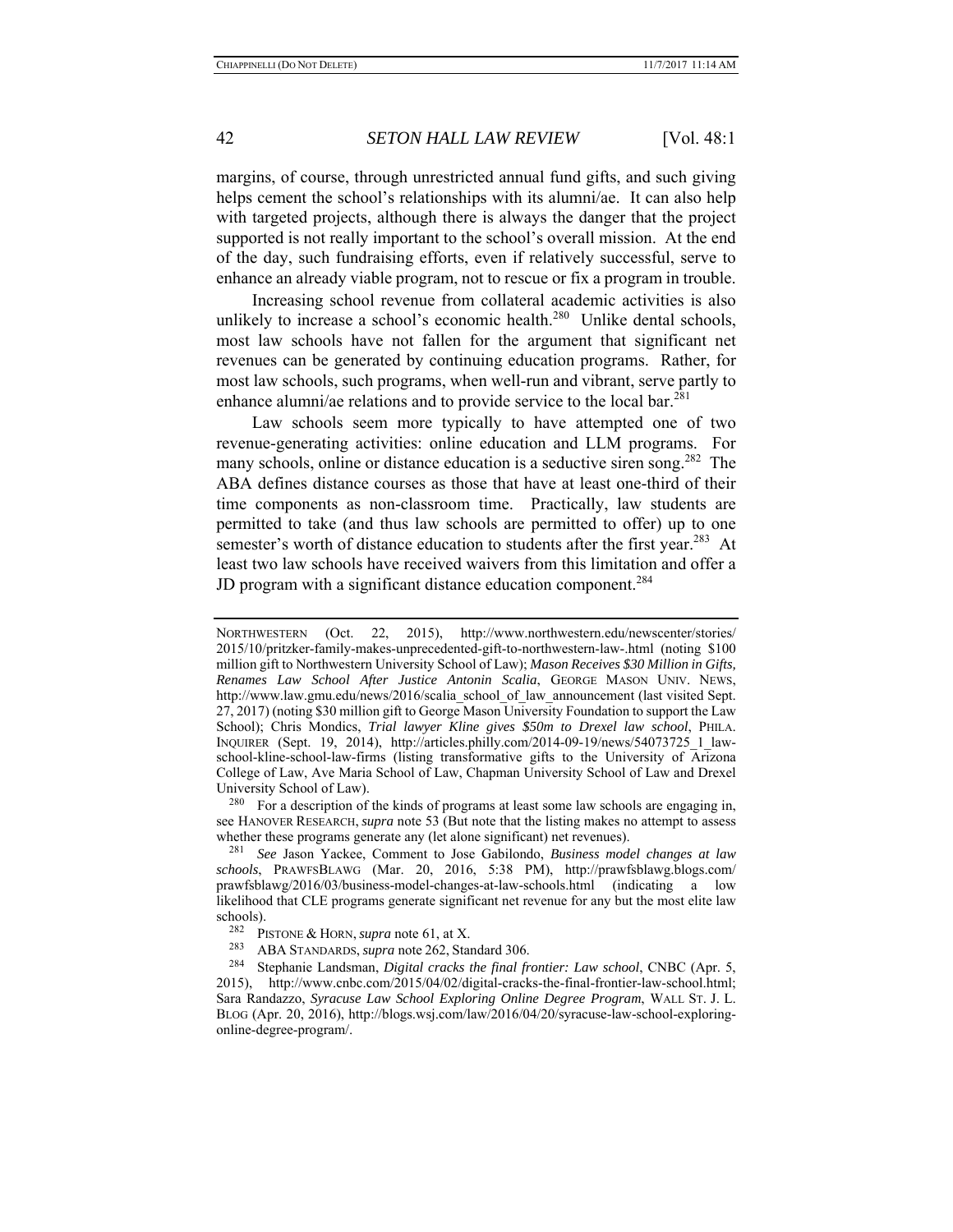margins, of course, through unrestricted annual fund gifts, and such giving helps cement the school's relationships with its alumni/ae. It can also help with targeted projects, although there is always the danger that the project supported is not really important to the school's overall mission. At the end of the day, such fundraising efforts, even if relatively successful, serve to enhance an already viable program, not to rescue or fix a program in trouble.

Increasing school revenue from collateral academic activities is also unlikely to increase a school's economic health.[280] Unlike dental schools, most law schools have not fallen for the argument that significant net revenues can be generated by continuing education programs. Rather, for most law schools, such programs, when well-run and vibrant, serve partly to enhance alumni/ae relations and to provide service to the local bar.[281]

Law schools seem more typically to have attempted one of two revenue-generating activities: online education and LLM programs. For many schools, online or distance education is a seductive siren song.[282] The ABA defines distance courses as those that have at least one-third of their time components as non-classroom time. Practically, law students are permitted to take (and thus law schools are permitted to offer) up to one semester's worth of distance education to students after the first year.[283] At least two law schools have received waivers from this limitation and offer a JD program with a significant distance education component.[284]

---

NORTHWESTERN (Oct. 22, 2015), http://www.northwestern.edu/newscenter/stories/2015/10/pritzker-family-makes-unprecedented-gift-to-northwestern-law-.html (noting $100 million gift to Northwestern University School of Law); *Mason Receives $30 Million in Gifts, Renames Law School After Justice Antonin Scalia*, GEORGE MASON UNIV. NEWS, http://www.law.gmu.edu/news/2016/scalia_school_of_law_announcement (last visited Sept. 27, 2017) (noting $30 million gift to George Mason University Foundation to support the Law School); Chris Mondics, *Trial lawyer Kline gives $50m to Drexel law school*, PHILA. INQUIRER (Sept. 19, 2014), http://articles.philly.com/2014-09-19/news/54073725_1_law-school-kline-school-law-firms (listing transformative gifts to the University of Arizona College of Law, Ave Maria School of Law, Chapman University School of Law and Drexel University School of Law).

[280] For a description of the kinds of programs at least some law schools are engaging in, see HANOVER RESEARCH, *supra* note 53 (But note that the listing makes no attempt to assess whether these programs generate any (let alone significant) net revenues).

[281] *See* Jason Yackee, Comment to Jose Gabilondo, *Business model changes at law schools*, PRAWFSBLAWG (Mar. 20, 2016, 5:38 PM), http://prawfsblawg.blogs.com/prawfsblawg/2016/03/business-model-changes-at-law-schools.html (indicating a low likelihood that CLE programs generate significant net revenue for any but the most elite law schools).

[282] PISTONE & HORN, *supra* note 61, at X.

[283] ABA STANDARDS, *supra* note 262, Standard 306.

[284] Stephanie Landsman, *Digital cracks the final frontier: Law school*, CNBC (Apr. 5, 2015), http://www.cnbc.com/2015/04/02/digital-cracks-the-final-frontier-law-school.html; Sara Randazzo, *Syracuse Law School Exploring Online Degree Program*, WALL ST. J. L. BLOG (Apr. 20, 2016), http://blogs.wsj.com/law/2016/04/20/syracuse-law-school-exploring-online-degree-program/.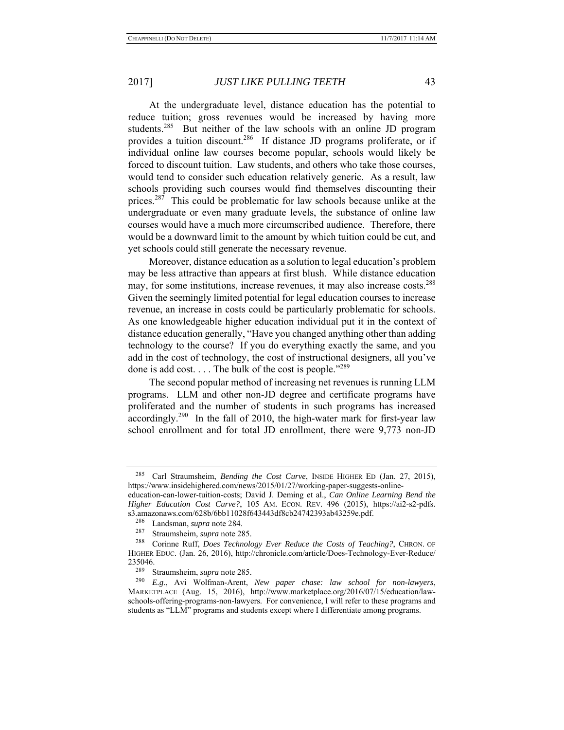At the undergraduate level, distance education has the potential to reduce tuition; gross revenues would be increased by having more students.[285] But neither of the law schools with an online JD program provides a tuition discount.[286] If distance JD programs proliferate, or if individual online law courses become popular, schools would likely be forced to discount tuition. Law students, and others who take those courses, would tend to consider such education relatively generic. As a result, law schools providing such courses would find themselves discounting their prices.[287] This could be problematic for law schools because unlike at the undergraduate or even many graduate levels, the substance of online law courses would have a much more circumscribed audience. Therefore, there would be a downward limit to the amount by which tuition could be cut, and yet schools could still generate the necessary revenue.

Moreover, distance education as a solution to legal education's problem may be less attractive than appears at first blush. While distance education may, for some institutions, increase revenues, it may also increase costs.[288] Given the seemingly limited potential for legal education courses to increase revenue, an increase in costs could be particularly problematic for schools. As one knowledgeable higher education individual put it in the context of distance education generally, "Have you changed anything other than adding technology to the course? If you do everything exactly the same, and you add in the cost of technology, the cost of instructional designers, all you've done is add cost. . . . The bulk of the cost is people."[289]

The second popular method of increasing net revenues is running LLM programs. LLM and other non-JD degree and certificate programs have proliferated and the number of students in such programs has increased accordingly.[290] In the fall of 2010, the high-water mark for first-year law school enrollment and for total JD enrollment, there were 9,773 non-JD

---

[285] Carl Straumsheim, *Bending the Cost Curve*, INSIDE HIGHER ED (Jan. 27, 2015), https://www.insidehighered.com/news/2015/01/27/working-paper-suggests-online-education-can-lower-tuition-costs; David J. Deming et al., *Can Online Learning Bend the Higher Education Cost Curve?*, 105 AM. ECON. REV. 496 (2015), https://ai2-s2-pdfs.s3.amazonaws.com/628b/6bb11028f643443df8cb24742393ab43259e.pdf.

[286] Landsman, *supra* note 284.

[287] Straumsheim, *supra* note 285.

[288] Corinne Ruff, *Does Technology Ever Reduce the Costs of Teaching?*, CHRON. OF HIGHER EDUC. (Jan. 26, 2016), http://chronicle.com/article/Does-Technology-Ever-Reduce/235046.

[289] Straumsheim, *supra* note 285.

[290] *E.g.*, Avi Wolfman-Arent, *New paper chase: law school for non-lawyers*, MARKETPLACE (Aug. 15, 2016), http://www.marketplace.org/2016/07/15/education/law-schools-offering-programs-non-lawyers. For convenience, I will refer to these programs and students as "LLM" programs and students except where I differentiate among programs.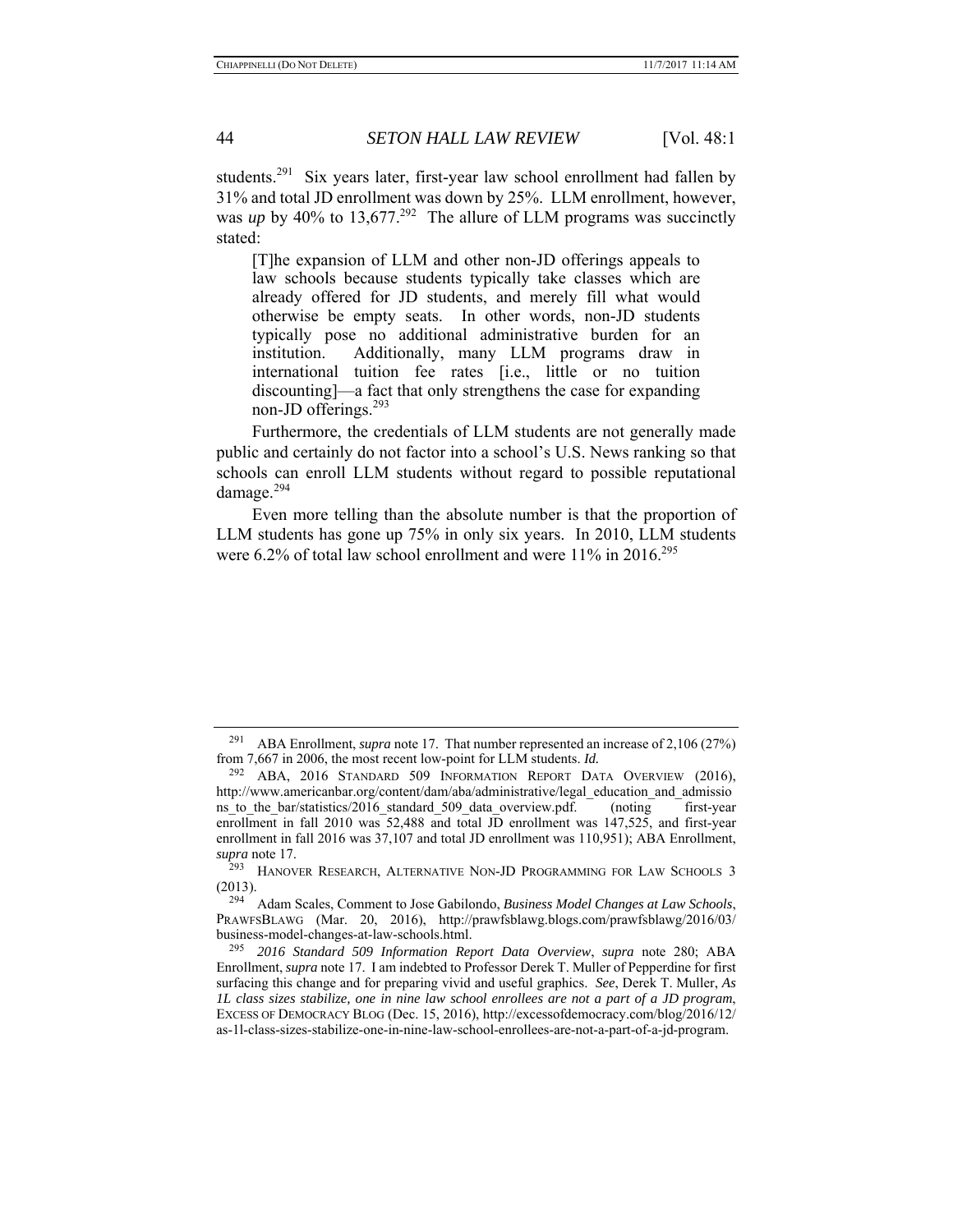students.[291] Six years later, first-year law school enrollment had fallen by 31% and total JD enrollment was down by 25%. LLM enrollment, however, was *up* by 40% to 13,677.[292] The allure of LLM programs was succinctly stated:

> [T]he expansion of LLM and other non-JD offerings appeals to law schools because students typically take classes which are already offered for JD students, and merely fill what would otherwise be empty seats. In other words, non-JD students typically pose no additional administrative burden for an institution. Additionally, many LLM programs draw in international tuition fee rates [i.e., little or no tuition discounting]—a fact that only strengthens the case for expanding non-JD offerings.[293]

Furthermore, the credentials of LLM students are not generally made public and certainly do not factor into a school's U.S. News ranking so that schools can enroll LLM students without regard to possible reputational damage.[294]

Even more telling than the absolute number is that the proportion of LLM students has gone up 75% in only six years. In 2010, LLM students were 6.2% of total law school enrollment and were 11% in 2016.[295]

---

[291] ABA Enrollment, *supra* note 17. That number represented an increase of 2,106 (27%) from 7,667 in 2006, the most recent low-point for LLM students. *Id.*

[292] ABA, 2016 STANDARD 509 INFORMATION REPORT DATA OVERVIEW (2016), http://www.americanbar.org/content/dam/aba/administrative/legal_education_and_admissions_to_the_bar/statistics/2016_standard_509_data_overview.pdf. (noting first-year enrollment in fall 2010 was 52,488 and total JD enrollment was 147,525, and first-year enrollment in fall 2016 was 37,107 and total JD enrollment was 110,951); ABA Enrollment, *supra* note 17.

[293] HANOVER RESEARCH, ALTERNATIVE NON-JD PROGRAMMING FOR LAW SCHOOLS 3 (2013).

[294] Adam Scales, Comment to Jose Gabilondo, *Business Model Changes at Law Schools*, PRAWFSBLAWG (Mar. 20, 2016), http://prawfsblawg.blogs.com/prawfsblawg/2016/03/business-model-changes-at-law-schools.html.

[295] *2016 Standard 509 Information Report Data Overview*, *supra* note 280; ABA Enrollment, *supra* note 17. I am indebted to Professor Derek T. Muller of Pepperdine for first surfacing this change and for preparing vivid and useful graphics. *See*, Derek T. Muller, *As 1L class sizes stabilize, one in nine law school enrollees are not a part of a JD program*, EXCESS OF DEMOCRACY BLOG (Dec. 15, 2016), http://excessofdemocracy.com/blog/2016/12/as-1l-class-sizes-stabilize-one-in-nine-law-school-enrollees-are-not-a-part-of-a-jd-program.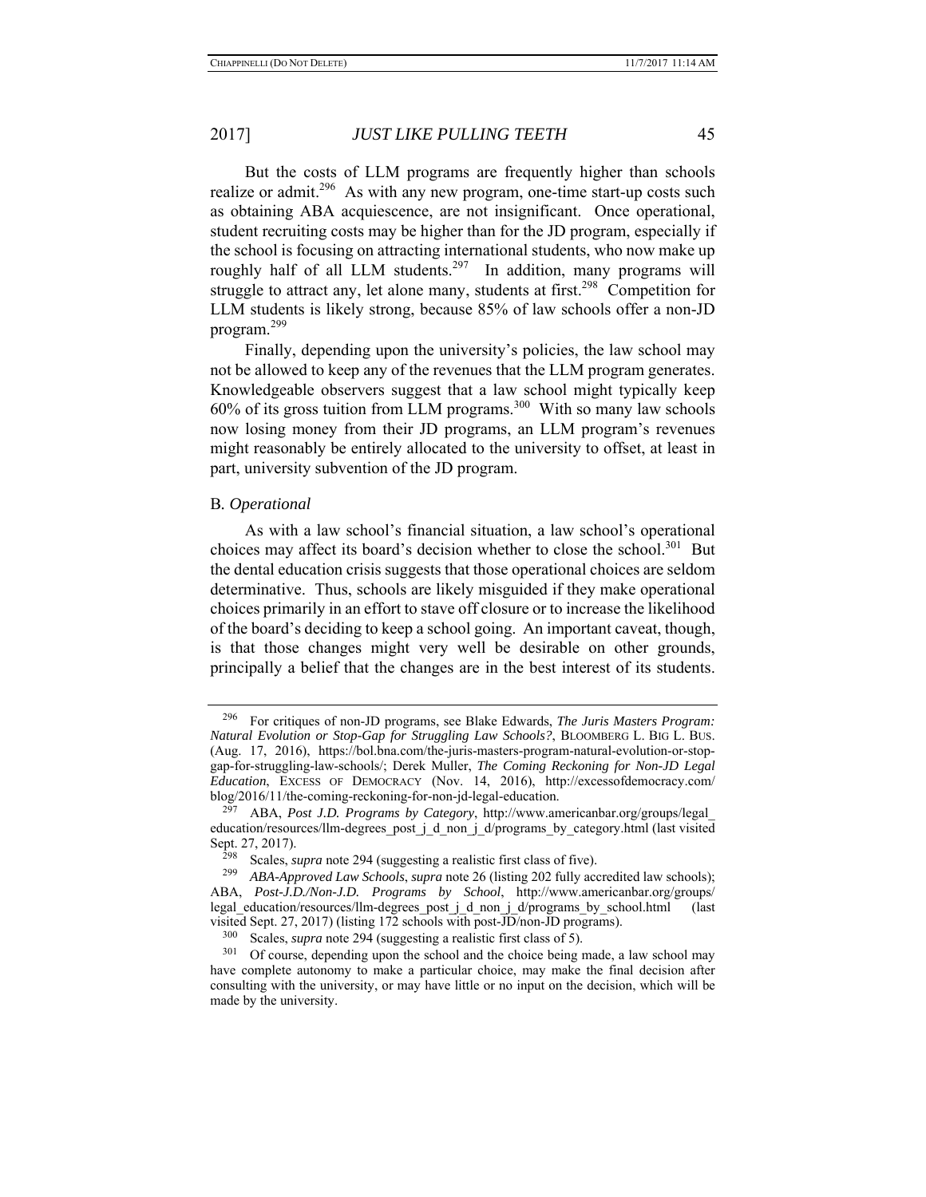But the costs of LLM programs are frequently higher than schools realize or admit.[296] As with any new program, one-time start-up costs such as obtaining ABA acquiescence, are not insignificant. Once operational, student recruiting costs may be higher than for the JD program, especially if the school is focusing on attracting international students, who now make up roughly half of all LLM students.[297] In addition, many programs will struggle to attract any, let alone many, students at first.[298] Competition for LLM students is likely strong, because 85% of law schools offer a non-JD program.[299]

Finally, depending upon the university's policies, the law school may not be allowed to keep any of the revenues that the LLM program generates. Knowledgeable observers suggest that a law school might typically keep 60% of its gross tuition from LLM programs.[300] With so many law schools now losing money from their JD programs, an LLM program's revenues might reasonably be entirely allocated to the university to offset, at least in part, university subvention of the JD program.

B. *Operational*

As with a law school's financial situation, a law school's operational choices may affect its board's decision whether to close the school.[301] But the dental education crisis suggests that those operational choices are seldom determinative. Thus, schools are likely misguided if they make operational choices primarily in an effort to stave off closure or to increase the likelihood of the board's deciding to keep a school going. An important caveat, though, is that those changes might very well be desirable on other grounds, principally a belief that the changes are in the best interest of its students.

---

[296] For critiques of non-JD programs, see Blake Edwards, *The Juris Masters Program: Natural Evolution or Stop-Gap for Struggling Law Schools?*, BLOOMBERG L. BIG L. BUS. (Aug. 17, 2016), https://bol.bna.com/the-juris-masters-program-natural-evolution-or-stop-gap-for-struggling-law-schools/; Derek Muller, *The Coming Reckoning for Non-JD Legal Education*, EXCESS OF DEMOCRACY (Nov. 14, 2016), http://excessofdemocracy.com/blog/2016/11/the-coming-reckoning-for-non-jd-legal-education.

[297] ABA, *Post J.D. Programs by Category*, http://www.americanbar.org/groups/legal_education/resources/llm-degrees_post_j_d_non_j_d/programs_by_category.html (last visited Sept. 27, 2017).

[298] Scales, *supra* note 294 (suggesting a realistic first class of five).

[299] *ABA-Approved Law Schools*, *supra* note 26 (listing 202 fully accredited law schools); ABA, *Post-J.D./Non-J.D. Programs by School*, http://www.americanbar.org/groups/legal_education/resources/llm-degrees_post_j_d_non_j_d/programs_by_school.html (last visited Sept. 27, 2017) (listing 172 schools with post-JD/non-JD programs).

[300] Scales, *supra* note 294 (suggesting a realistic first class of 5).

[301] Of course, depending upon the school and the choice being made, a law school may have complete autonomy to make a particular choice, may make the final decision after consulting with the university, or may have little or no input on the decision, which will be made by the university.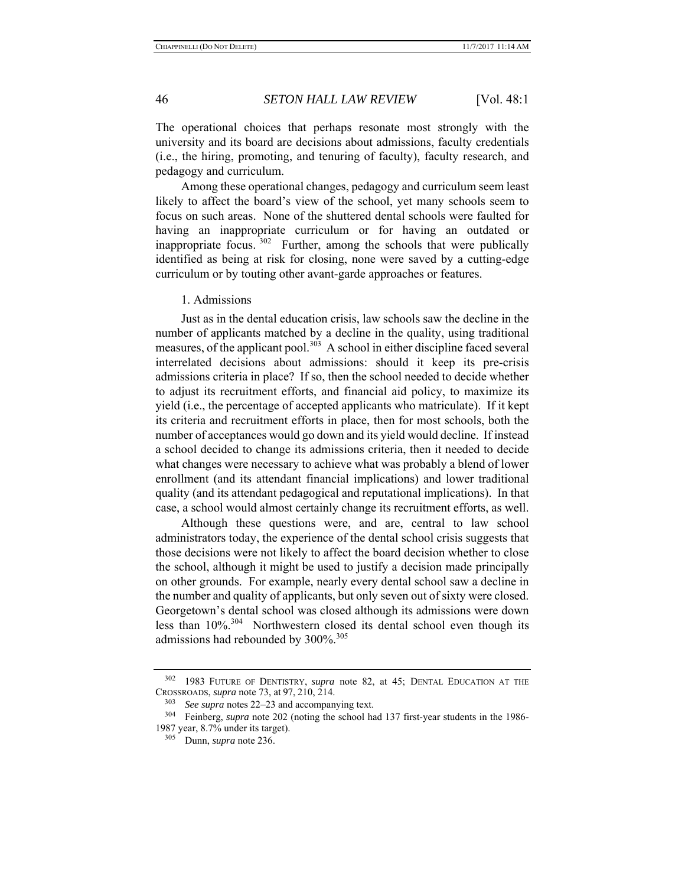The operational choices that perhaps resonate most strongly with the university and its board are decisions about admissions, faculty credentials (i.e., the hiring, promoting, and tenuring of faculty), faculty research, and pedagogy and curriculum.

Among these operational changes, pedagogy and curriculum seem least likely to affect the board's view of the school, yet many schools seem to focus on such areas. None of the shuttered dental schools were faulted for having an inappropriate curriculum or for having an outdated or inappropriate focus.[302] Further, among the schools that were publically identified as being at risk for closing, none were saved by a cutting-edge curriculum or by touting other avant-garde approaches or features.

#### 1. Admissions

Just as in the dental education crisis, law schools saw the decline in the number of applicants matched by a decline in the quality, using traditional measures, of the applicant pool.[303] A school in either discipline faced several interrelated decisions about admissions: should it keep its pre-crisis admissions criteria in place? If so, then the school needed to decide whether to adjust its recruitment efforts, and financial aid policy, to maximize its yield (i.e., the percentage of accepted applicants who matriculate). If it kept its criteria and recruitment efforts in place, then for most schools, both the number of acceptances would go down and its yield would decline. If instead a school decided to change its admissions criteria, then it needed to decide what changes were necessary to achieve what was probably a blend of lower enrollment (and its attendant financial implications) and lower traditional quality (and its attendant pedagogical and reputational implications). In that case, a school would almost certainly change its recruitment efforts, as well.

Although these questions were, and are, central to law school administrators today, the experience of the dental school crisis suggests that those decisions were not likely to affect the board decision whether to close the school, although it might be used to justify a decision made principally on other grounds. For example, nearly every dental school saw a decline in the number and quality of applicants, but only seven out of sixty were closed. Georgetown's dental school was closed although its admissions were down less than 10%.[304] Northwestern closed its dental school even though its admissions had rebounded by 300%.[305]

---

[302] 1983 FUTURE OF DENTISTRY, *supra* note 82, at 45; DENTAL EDUCATION AT THE CROSSROADS, *supra* note 73, at 97, 210, 214.

[303] *See supra* notes 22–23 and accompanying text.

[304] Feinberg, *supra* note 202 (noting the school had 137 first-year students in the 1986-1987 year, 8.7% under its target).

[305] Dunn, *supra* note 236.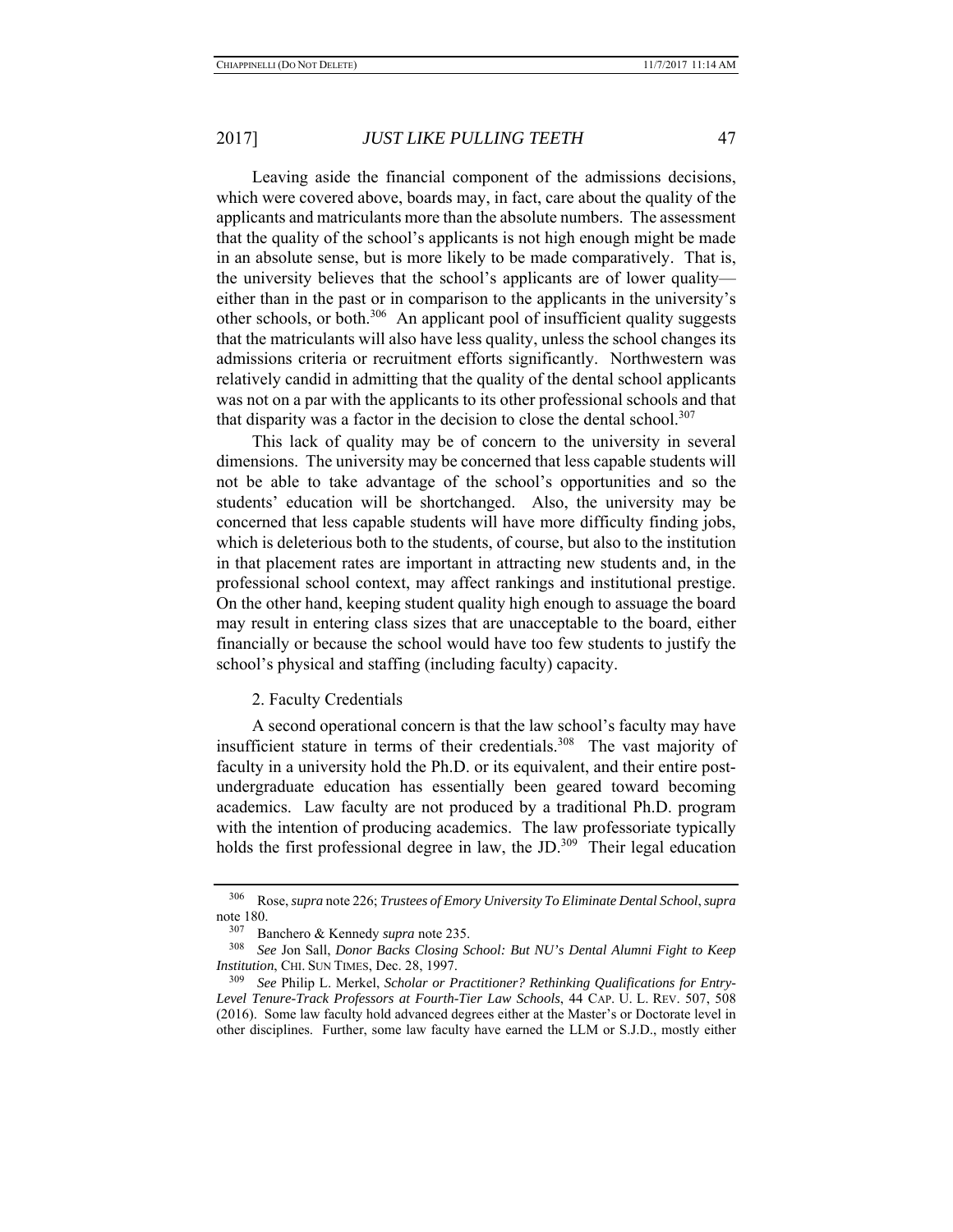Leaving aside the financial component of the admissions decisions, which were covered above, boards may, in fact, care about the quality of the applicants and matriculants more than the absolute numbers. The assessment that the quality of the school's applicants is not high enough might be made in an absolute sense, but is more likely to be made comparatively. That is, the university believes that the school's applicants are of lower quality—either than in the past or in comparison to the applicants in the university's other schools, or both.[306] An applicant pool of insufficient quality suggests that the matriculants will also have less quality, unless the school changes its admissions criteria or recruitment efforts significantly. Northwestern was relatively candid in admitting that the quality of the dental school applicants was not on a par with the applicants to its other professional schools and that that disparity was a factor in the decision to close the dental school.[307]

This lack of quality may be of concern to the university in several dimensions. The university may be concerned that less capable students will not be able to take advantage of the school's opportunities and so the students' education will be shortchanged. Also, the university may be concerned that less capable students will have more difficulty finding jobs, which is deleterious both to the students, of course, but also to the institution in that placement rates are important in attracting new students and, in the professional school context, may affect rankings and institutional prestige. On the other hand, keeping student quality high enough to assuage the board may result in entering class sizes that are unacceptable to the board, either financially or because the school would have too few students to justify the school's physical and staffing (including faculty) capacity.

2. Faculty Credentials

A second operational concern is that the law school's faculty may have insufficient stature in terms of their credentials.[308] The vast majority of faculty in a university hold the Ph.D. or its equivalent, and their entire post-undergraduate education has essentially been geared toward becoming academics. Law faculty are not produced by a traditional Ph.D. program with the intention of producing academics. The law professoriate typically holds the first professional degree in law, the JD.[309] Their legal education

---

[306] Rose, *supra* note 226; *Trustees of Emory University To Eliminate Dental School*, *supra* note 180.

[307] Banchero & Kennedy *supra* note 235.

[308] *See* Jon Sall, *Donor Backs Closing School: But NU's Dental Alumni Fight to Keep Institution*, CHI. SUN TIMES, Dec. 28, 1997.

[309] *See* Philip L. Merkel, *Scholar or Practitioner? Rethinking Qualifications for Entry-Level Tenure-Track Professors at Fourth-Tier Law Schools*, 44 CAP. U. L. REV. 507, 508 (2016). Some law faculty hold advanced degrees either at the Master's or Doctorate level in other disciplines. Further, some law faculty have earned the LLM or S.J.D., mostly either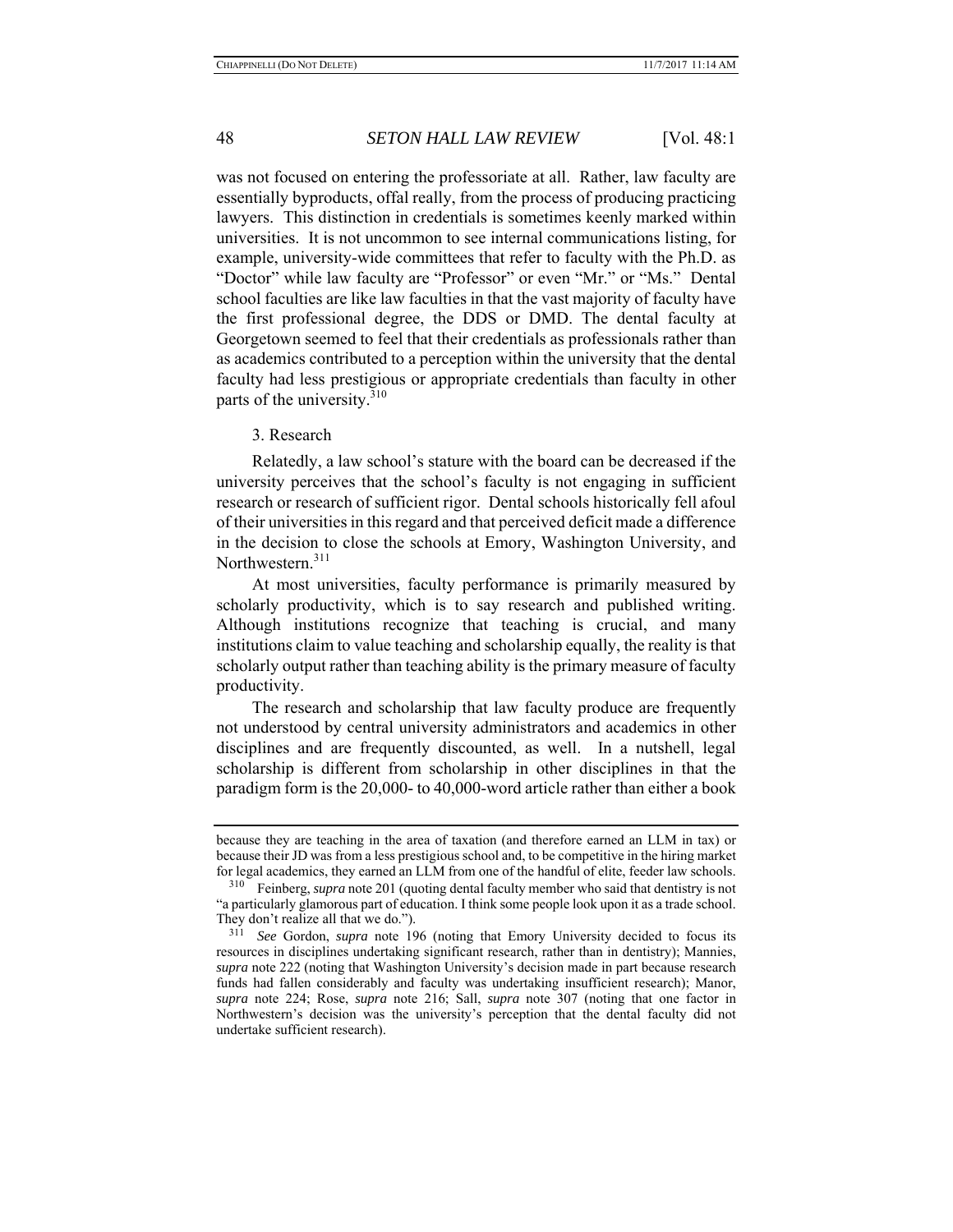was not focused on entering the professoriate at all. Rather, law faculty are essentially byproducts, offal really, from the process of producing practicing lawyers. This distinction in credentials is sometimes keenly marked within universities. It is not uncommon to see internal communications listing, for example, university-wide committees that refer to faculty with the Ph.D. as "Doctor" while law faculty are "Professor" or even "Mr." or "Ms." Dental school faculties are like law faculties in that the vast majority of faculty have the first professional degree, the DDS or DMD. The dental faculty at Georgetown seemed to feel that their credentials as professionals rather than as academics contributed to a perception within the university that the dental faculty had less prestigious or appropriate credentials than faculty in other parts of the university.[310]

3. Research

Relatedly, a law school's stature with the board can be decreased if the university perceives that the school's faculty is not engaging in sufficient research or research of sufficient rigor. Dental schools historically fell afoul of their universities in this regard and that perceived deficit made a difference in the decision to close the schools at Emory, Washington University, and Northwestern.[311]

At most universities, faculty performance is primarily measured by scholarly productivity, which is to say research and published writing. Although institutions recognize that teaching is crucial, and many institutions claim to value teaching and scholarship equally, the reality is that scholarly output rather than teaching ability is the primary measure of faculty productivity.

The research and scholarship that law faculty produce are frequently not understood by central university administrators and academics in other disciplines and are frequently discounted, as well. In a nutshell, legal scholarship is different from scholarship in other disciplines in that the paradigm form is the 20,000- to 40,000-word article rather than either a book

---

because they are teaching in the area of taxation (and therefore earned an LLM in tax) or because their JD was from a less prestigious school and, to be competitive in the hiring market for legal academics, they earned an LLM from one of the handful of elite, feeder law schools.

[310] Feinberg, *supra* note 201 (quoting dental faculty member who said that dentistry is not "a particularly glamorous part of education. I think some people look upon it as a trade school. They don't realize all that we do.").

[311] *See* Gordon, *supra* note 196 (noting that Emory University decided to focus its resources in disciplines undertaking significant research, rather than in dentistry); Mannies, *supra* note 222 (noting that Washington University's decision made in part because research funds had fallen considerably and faculty was undertaking insufficient research); Manor, *supra* note 224; Rose, *supra* note 216; Sall, *supra* note 307 (noting that one factor in Northwestern's decision was the university's perception that the dental faculty did not undertake sufficient research).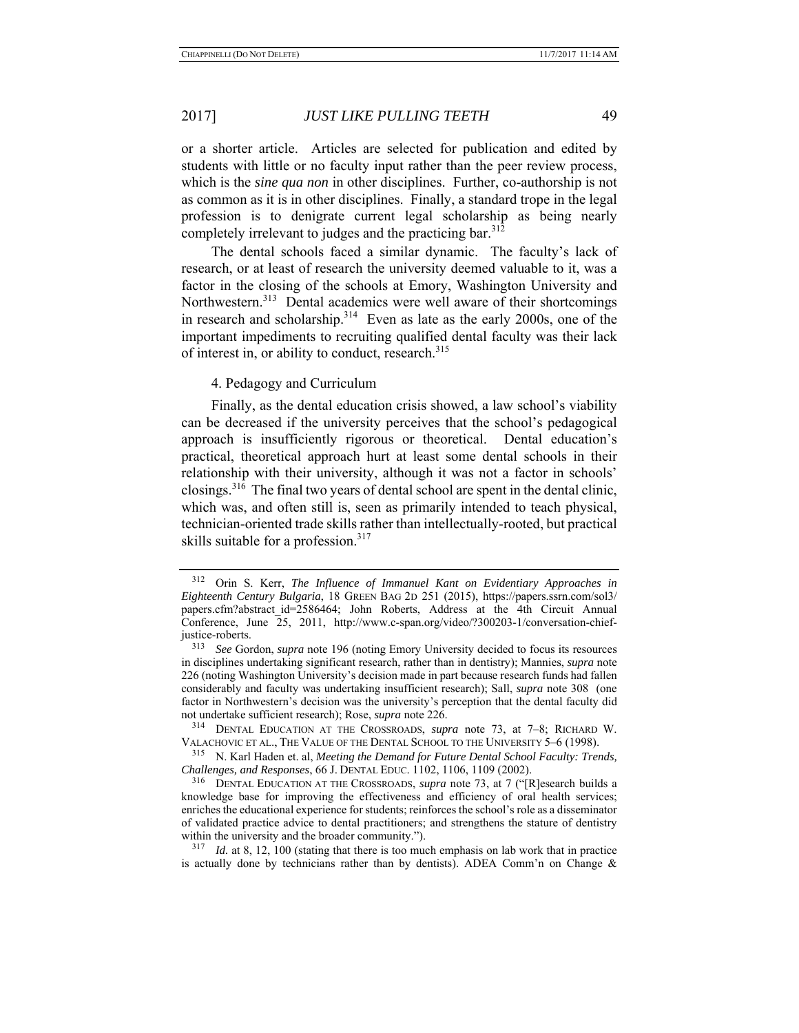or a shorter article. Articles are selected for publication and edited by students with little or no faculty input rather than the peer review process, which is the *sine qua non* in other disciplines. Further, co-authorship is not as common as it is in other disciplines. Finally, a standard trope in the legal profession is to denigrate current legal scholarship as being nearly completely irrelevant to judges and the practicing bar.[312]

The dental schools faced a similar dynamic. The faculty's lack of research, or at least of research the university deemed valuable to it, was a factor in the closing of the schools at Emory, Washington University and Northwestern.[313] Dental academics were well aware of their shortcomings in research and scholarship.[314] Even as late as the early 2000s, one of the important impediments to recruiting qualified dental faculty was their lack of interest in, or ability to conduct, research.[315]

4. Pedagogy and Curriculum

Finally, as the dental education crisis showed, a law school's viability can be decreased if the university perceives that the school's pedagogical approach is insufficiently rigorous or theoretical. Dental education's practical, theoretical approach hurt at least some dental schools in their relationship with their university, although it was not a factor in schools' closings.[316] The final two years of dental school are spent in the dental clinic, which was, and often still is, seen as primarily intended to teach physical, technician-oriented trade skills rather than intellectually-rooted, but practical skills suitable for a profession.[317]

---

[312] Orin S. Kerr, *The Influence of Immanuel Kant on Evidentiary Approaches in Eighteenth Century Bulgaria*, 18 GREEN BAG 2D 251 (2015), https://papers.ssrn.com/sol3/papers.cfm?abstract_id=2586464; John Roberts, Address at the 4th Circuit Annual Conference, June 25, 2011, http://www.c-span.org/video/?300203-1/conversation-chief-justice-roberts.

[313] *See* Gordon, *supra* note 196 (noting Emory University decided to focus its resources in disciplines undertaking significant research, rather than in dentistry); Mannies, *supra* note 226 (noting Washington University's decision made in part because research funds had fallen considerably and faculty was undertaking insufficient research); Sall, *supra* note 308 (one factor in Northwestern's decision was the university's perception that the dental faculty did not undertake sufficient research); Rose, *supra* note 226.

[314] DENTAL EDUCATION AT THE CROSSROADS, *supra* note 73, at 7–8; RICHARD W. VALACHOVIC ET AL., THE VALUE OF THE DENTAL SCHOOL TO THE UNIVERSITY 5–6 (1998).

[315] N. Karl Haden et. al, *Meeting the Demand for Future Dental School Faculty: Trends, Challenges, and Responses*, 66 J. DENTAL EDUC. 1102, 1106, 1109 (2002).

[316] DENTAL EDUCATION AT THE CROSSROADS, *supra* note 73, at 7 ("[R]esearch builds a knowledge base for improving the effectiveness and efficiency of oral health services; enriches the educational experience for students; reinforces the school's role as a disseminator of validated practice advice to dental practitioners; and strengthens the stature of dentistry within the university and the broader community.").

[317] *Id.* at 8, 12, 100 (stating that there is too much emphasis on lab work that in practice is actually done by technicians rather than by dentists). ADEA Comm'n on Change &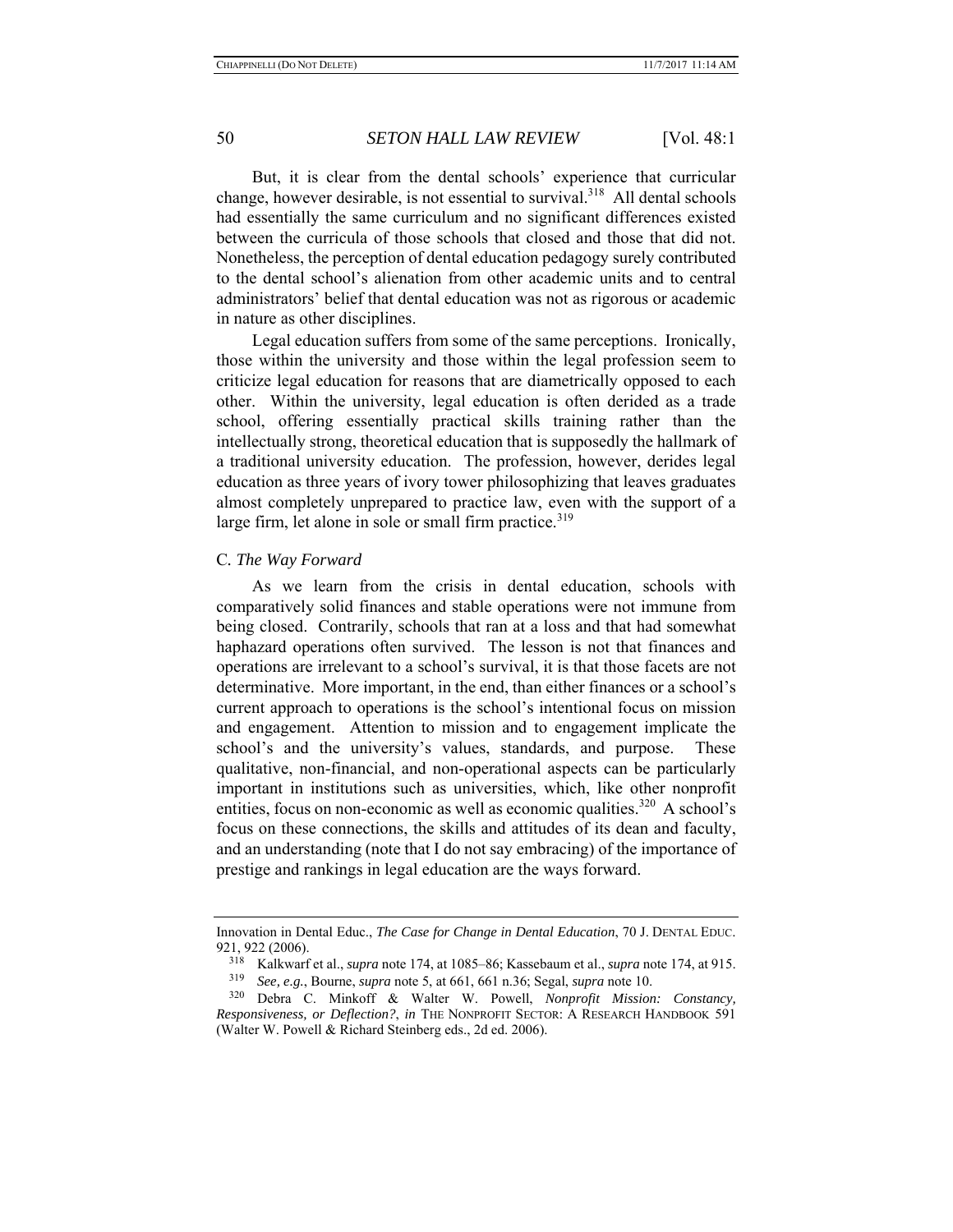But, it is clear from the dental schools' experience that curricular change, however desirable, is not essential to survival.[318] All dental schools had essentially the same curriculum and no significant differences existed between the curricula of those schools that closed and those that did not. Nonetheless, the perception of dental education pedagogy surely contributed to the dental school's alienation from other academic units and to central administrators' belief that dental education was not as rigorous or academic in nature as other disciplines.

Legal education suffers from some of the same perceptions. Ironically, those within the university and those within the legal profession seem to criticize legal education for reasons that are diametrically opposed to each other. Within the university, legal education is often derided as a trade school, offering essentially practical skills training rather than the intellectually strong, theoretical education that is supposedly the hallmark of a traditional university education. The profession, however, derides legal education as three years of ivory tower philosophizing that leaves graduates almost completely unprepared to practice law, even with the support of a large firm, let alone in sole or small firm practice.[319]

### C. *The Way Forward*

As we learn from the crisis in dental education, schools with comparatively solid finances and stable operations were not immune from being closed. Contrarily, schools that ran at a loss and that had somewhat haphazard operations often survived. The lesson is not that finances and operations are irrelevant to a school's survival, it is that those facets are not determinative. More important, in the end, than either finances or a school's current approach to operations is the school's intentional focus on mission and engagement. Attention to mission and to engagement implicate the school's and the university's values, standards, and purpose. These qualitative, non-financial, and non-operational aspects can be particularly important in institutions such as universities, which, like other nonprofit entities, focus on non-economic as well as economic qualities.[320] A school's focus on these connections, the skills and attitudes of its dean and faculty, and an understanding (note that I do not say embracing) of the importance of prestige and rankings in legal education are the ways forward.

---

Innovation in Dental Educ., *The Case for Change in Dental Education*, 70 J. DENTAL EDUC. 921, 922 (2006).

[318] Kalkwarf et al., *supra* note 174, at 1085–86; Kassebaum et al., *supra* note 174, at 915.

[319] *See, e.g.*, Bourne, *supra* note 5, at 661, 661 n.36; Segal, *supra* note 10.

[320] Debra C. Minkoff & Walter W. Powell, *Nonprofit Mission: Constancy, Responsiveness, or Deflection?*, *in* THE NONPROFIT SECTOR: A RESEARCH HANDBOOK 591 (Walter W. Powell & Richard Steinberg eds., 2d ed. 2006).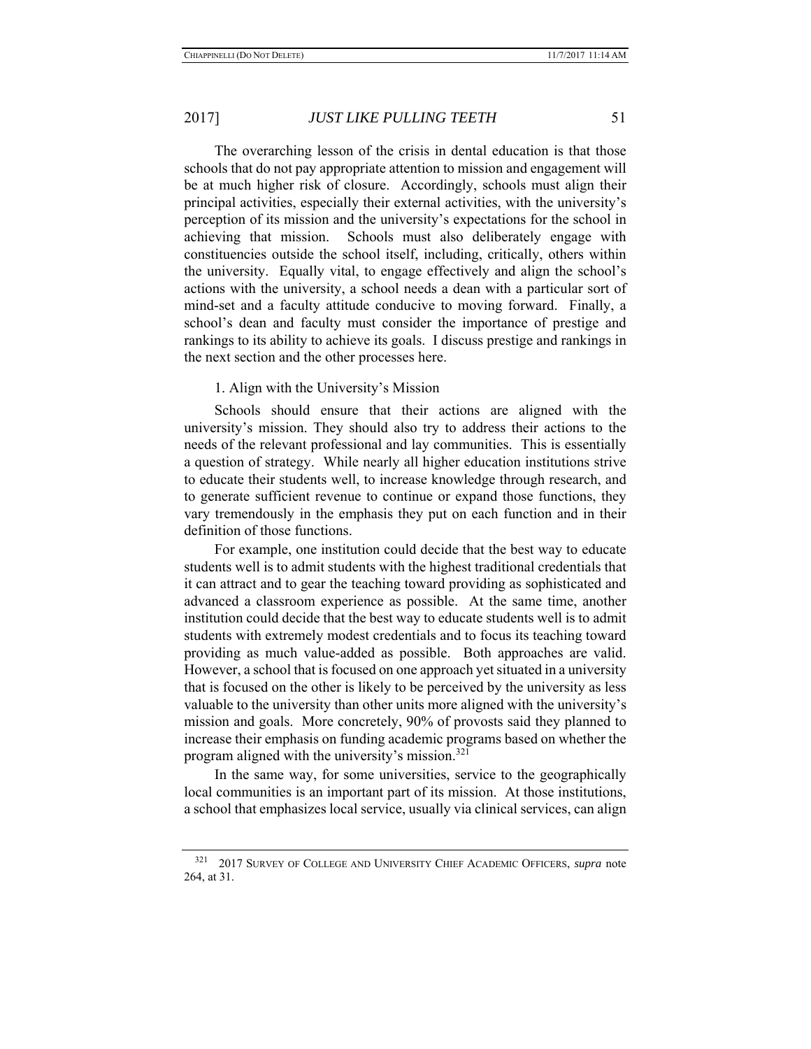The overarching lesson of the crisis in dental education is that those schools that do not pay appropriate attention to mission and engagement will be at much higher risk of closure. Accordingly, schools must align their principal activities, especially their external activities, with the university's perception of its mission and the university's expectations for the school in achieving that mission. Schools must also deliberately engage with constituencies outside the school itself, including, critically, others within the university. Equally vital, to engage effectively and align the school's actions with the university, a school needs a dean with a particular sort of mind-set and a faculty attitude conducive to moving forward. Finally, a school's dean and faculty must consider the importance of prestige and rankings to its ability to achieve its goals. I discuss prestige and rankings in the next section and the other processes here.

1. Align with the University's Mission

Schools should ensure that their actions are aligned with the university's mission. They should also try to address their actions to the needs of the relevant professional and lay communities. This is essentially a question of strategy. While nearly all higher education institutions strive to educate their students well, to increase knowledge through research, and to generate sufficient revenue to continue or expand those functions, they vary tremendously in the emphasis they put on each function and in their definition of those functions.

For example, one institution could decide that the best way to educate students well is to admit students with the highest traditional credentials that it can attract and to gear the teaching toward providing as sophisticated and advanced a classroom experience as possible. At the same time, another institution could decide that the best way to educate students well is to admit students with extremely modest credentials and to focus its teaching toward providing as much value-added as possible. Both approaches are valid. However, a school that is focused on one approach yet situated in a university that is focused on the other is likely to be perceived by the university as less valuable to the university than other units more aligned with the university's mission and goals. More concretely, 90% of provosts said they planned to increase their emphasis on funding academic programs based on whether the program aligned with the university's mission.[321]

In the same way, for some universities, service to the geographically local communities is an important part of its mission. At those institutions, a school that emphasizes local service, usually via clinical services, can align

[321] 2017 SURVEY OF COLLEGE AND UNIVERSITY CHIEF ACADEMIC OFFICERS, *supra* note 264, at 31.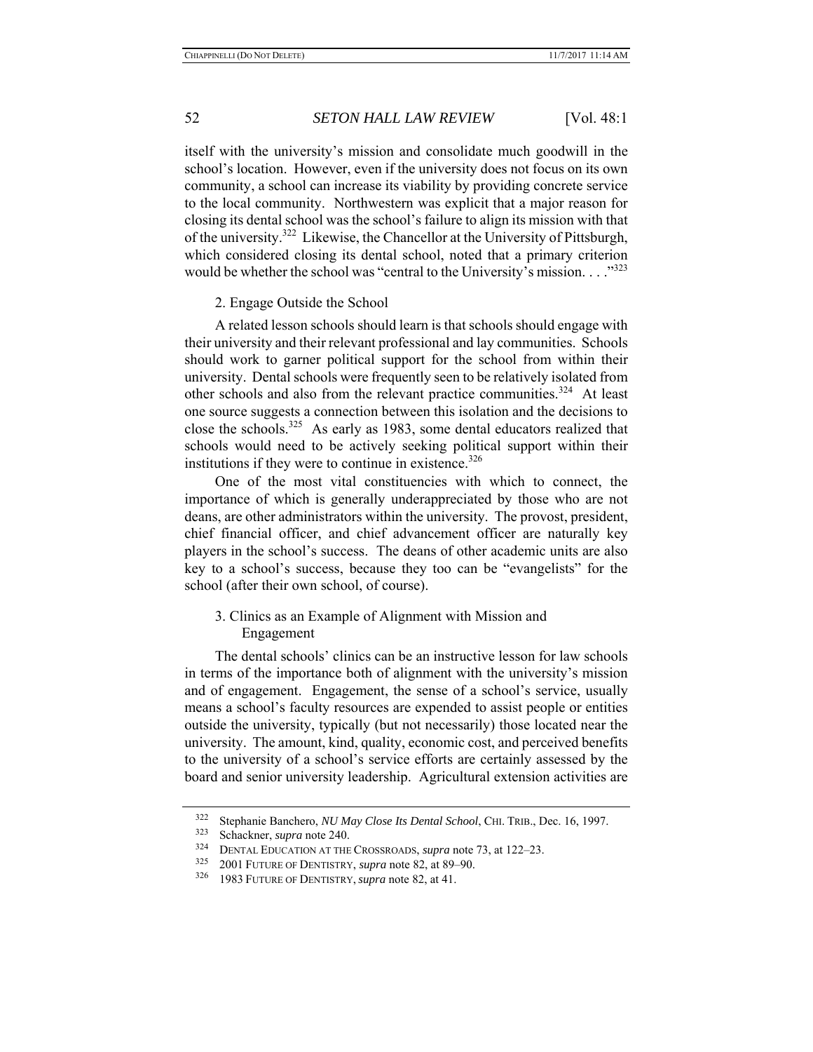itself with the university's mission and consolidate much goodwill in the school's location. However, even if the university does not focus on its own community, a school can increase its viability by providing concrete service to the local community. Northwestern was explicit that a major reason for closing its dental school was the school's failure to align its mission with that of the university.[322] Likewise, the Chancellor at the University of Pittsburgh, which considered closing its dental school, noted that a primary criterion would be whether the school was "central to the University's mission. . . ."[323]

### 2. Engage Outside the School

A related lesson schools should learn is that schools should engage with their university and their relevant professional and lay communities. Schools should work to garner political support for the school from within their university. Dental schools were frequently seen to be relatively isolated from other schools and also from the relevant practice communities.[324] At least one source suggests a connection between this isolation and the decisions to close the schools.[325] As early as 1983, some dental educators realized that schools would need to be actively seeking political support within their institutions if they were to continue in existence.[326]

One of the most vital constituencies with which to connect, the importance of which is generally underappreciated by those who are not deans, are other administrators within the university. The provost, president, chief financial officer, and chief advancement officer are naturally key players in the school's success. The deans of other academic units are also key to a school's success, because they too can be "evangelists" for the school (after their own school, of course).

### 3. Clinics as an Example of Alignment with Mission and Engagement

The dental schools' clinics can be an instructive lesson for law schools in terms of the importance both of alignment with the university's mission and of engagement. Engagement, the sense of a school's service, usually means a school's faculty resources are expended to assist people or entities outside the university, typically (but not necessarily) those located near the university. The amount, kind, quality, economic cost, and perceived benefits to the university of a school's service efforts are certainly assessed by the board and senior university leadership. Agricultural extension activities are

---

[322] Stephanie Banchero, *NU May Close Its Dental School*, CHI. TRIB., Dec. 16, 1997.

[323] Schackner, *supra* note 240.

[324] DENTAL EDUCATION AT THE CROSSROADS, *supra* note 73, at 122–23.

[325] 2001 FUTURE OF DENTISTRY, *supra* note 82, at 89–90.

[326] 1983 FUTURE OF DENTISTRY, *supra* note 82, at 41.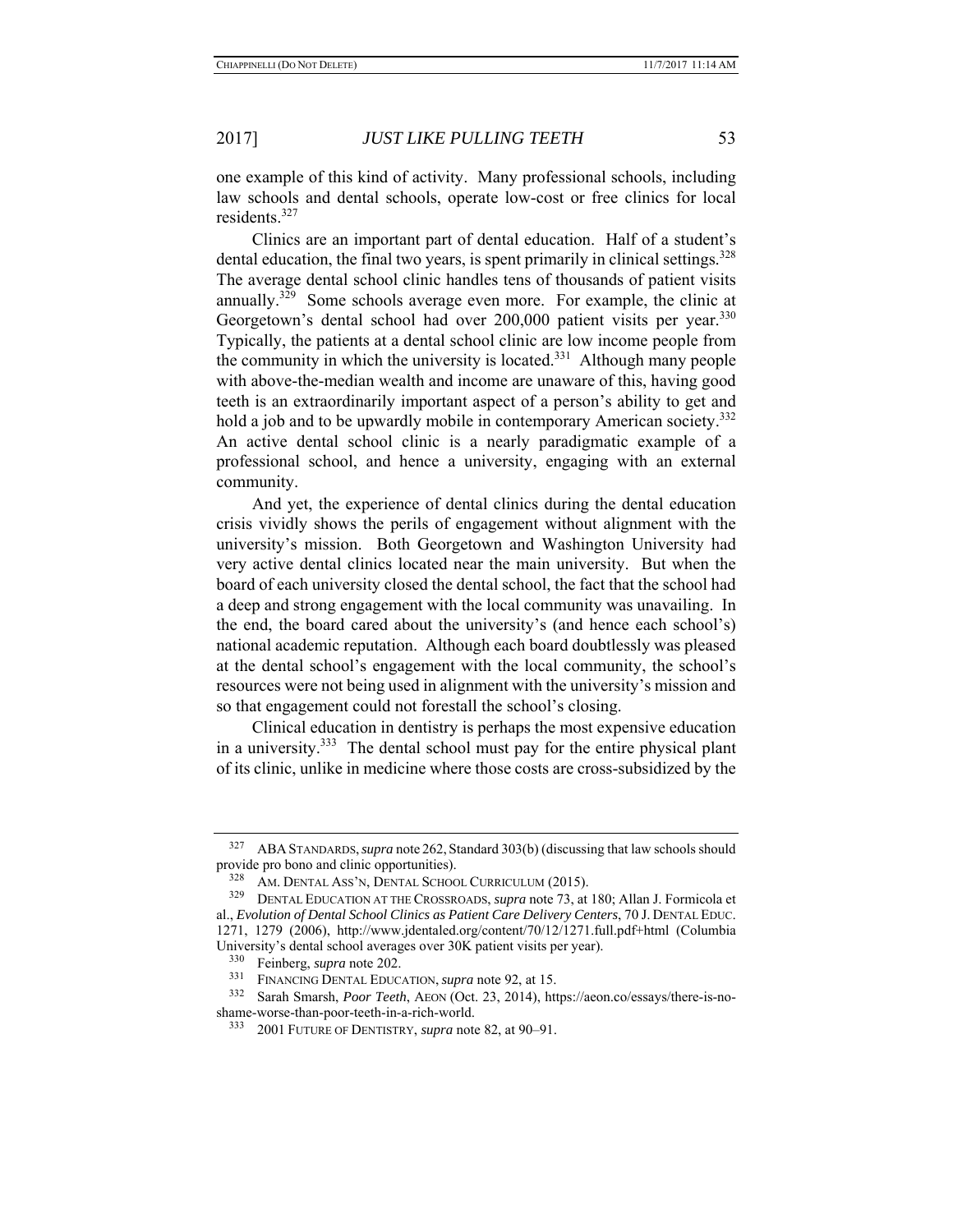one example of this kind of activity. Many professional schools, including law schools and dental schools, operate low-cost or free clinics for local residents.[327]

Clinics are an important part of dental education. Half of a student's dental education, the final two years, is spent primarily in clinical settings.[328] The average dental school clinic handles tens of thousands of patient visits annually.[329] Some schools average even more. For example, the clinic at Georgetown's dental school had over 200,000 patient visits per year.[330] Typically, the patients at a dental school clinic are low income people from the community in which the university is located.[331] Although many people with above-the-median wealth and income are unaware of this, having good teeth is an extraordinarily important aspect of a person's ability to get and hold a job and to be upwardly mobile in contemporary American society.[332] An active dental school clinic is a nearly paradigmatic example of a professional school, and hence a university, engaging with an external community.

And yet, the experience of dental clinics during the dental education crisis vividly shows the perils of engagement without alignment with the university's mission. Both Georgetown and Washington University had very active dental clinics located near the main university. But when the board of each university closed the dental school, the fact that the school had a deep and strong engagement with the local community was unavailing. In the end, the board cared about the university's (and hence each school's) national academic reputation. Although each board doubtlessly was pleased at the dental school's engagement with the local community, the school's resources were not being used in alignment with the university's mission and so that engagement could not forestall the school's closing.

Clinical education in dentistry is perhaps the most expensive education in a university.[333] The dental school must pay for the entire physical plant of its clinic, unlike in medicine where those costs are cross-subsidized by the

---

[327] ABA STANDARDS, *supra* note 262, Standard 303(b) (discussing that law schools should provide pro bono and clinic opportunities).

[328] AM. DENTAL ASS'N, DENTAL SCHOOL CURRICULUM (2015).

[329] DENTAL EDUCATION AT THE CROSSROADS, *supra* note 73, at 180; Allan J. Formicola et al., *Evolution of Dental School Clinics as Patient Care Delivery Centers*, 70 J. DENTAL EDUC. 1271, 1279 (2006), http://www.jdentaled.org/content/70/12/1271.full.pdf+html (Columbia University's dental school averages over 30K patient visits per year).

[330] Feinberg, *supra* note 202.

[331] FINANCING DENTAL EDUCATION, *supra* note 92, at 15.

[332] Sarah Smarsh, *Poor Teeth*, AEON (Oct. 23, 2014), https://aeon.co/essays/there-is-no-shame-worse-than-poor-teeth-in-a-rich-world.

[333] 2001 FUTURE OF DENTISTRY, *supra* note 82, at 90–91.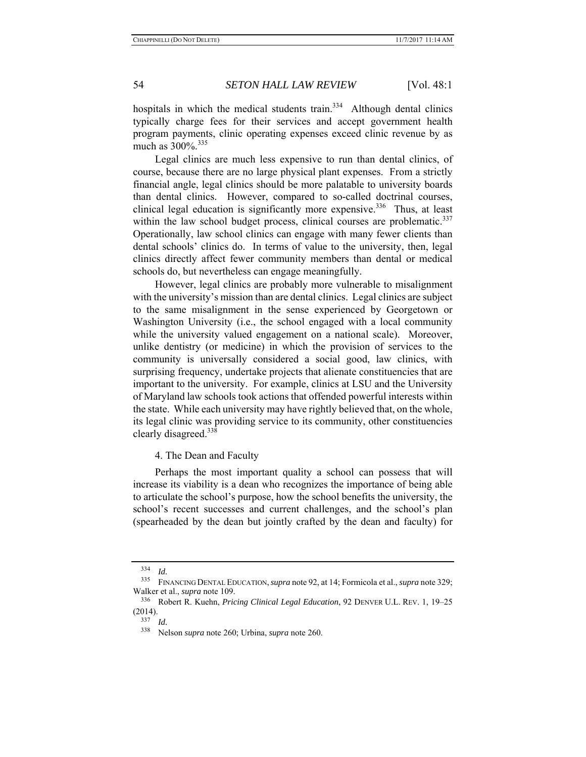hospitals in which the medical students train.[334] Although dental clinics typically charge fees for their services and accept government health program payments, clinic operating expenses exceed clinic revenue by as much as 300%.[335]

Legal clinics are much less expensive to run than dental clinics, of course, because there are no large physical plant expenses. From a strictly financial angle, legal clinics should be more palatable to university boards than dental clinics. However, compared to so-called doctrinal courses, clinical legal education is significantly more expensive.[336] Thus, at least within the law school budget process, clinical courses are problematic.[337] Operationally, law school clinics can engage with many fewer clients than dental schools' clinics do. In terms of value to the university, then, legal clinics directly affect fewer community members than dental or medical schools do, but nevertheless can engage meaningfully.

However, legal clinics are probably more vulnerable to misalignment with the university's mission than are dental clinics. Legal clinics are subject to the same misalignment in the sense experienced by Georgetown or Washington University (i.e., the school engaged with a local community while the university valued engagement on a national scale). Moreover, unlike dentistry (or medicine) in which the provision of services to the community is universally considered a social good, law clinics, with surprising frequency, undertake projects that alienate constituencies that are important to the university. For example, clinics at LSU and the University of Maryland law schools took actions that offended powerful interests within the state. While each university may have rightly believed that, on the whole, its legal clinic was providing service to its community, other constituencies clearly disagreed.[338]

#### 4. The Dean and Faculty

Perhaps the most important quality a school can possess that will increase its viability is a dean who recognizes the importance of being able to articulate the school's purpose, how the school benefits the university, the school's recent successes and current challenges, and the school's plan (spearheaded by the dean but jointly crafted by the dean and faculty) for

---

[334] *Id.*

[335] FINANCING DENTAL EDUCATION, *supra* note 92, at 14; Formicola et al., *supra* note 329; Walker et al., *supra* note 109.

[336] Robert R. Kuehn, *Pricing Clinical Legal Education*, 92 DENVER U.L. REV. 1, 19–25 (2014).

[337] *Id.*

[338] Nelson *supra* note 260; Urbina, *supra* note 260.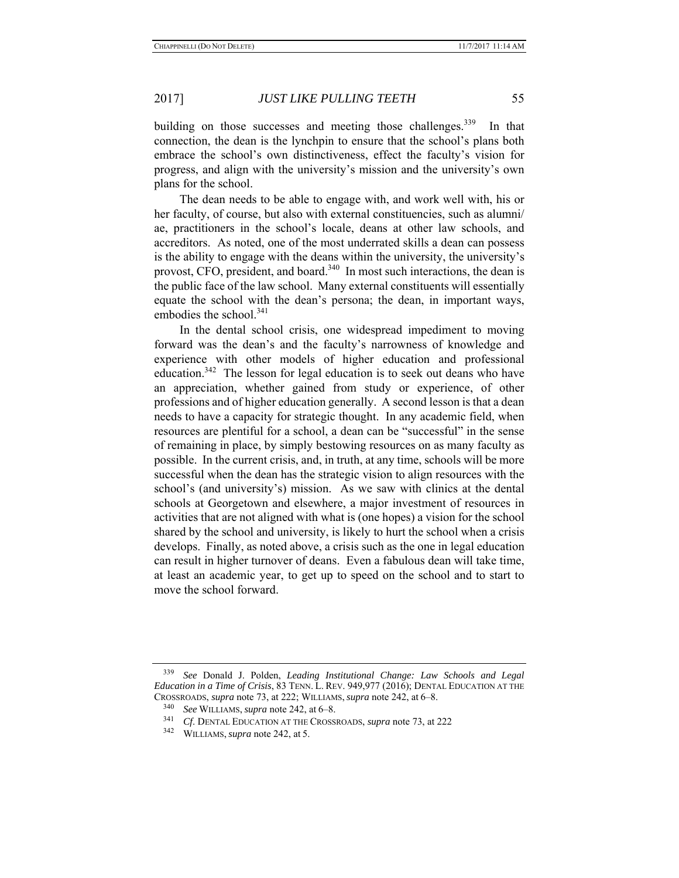building on those successes and meeting those challenges.[339] In that connection, the dean is the lynchpin to ensure that the school's plans both embrace the school's own distinctiveness, effect the faculty's vision for progress, and align with the university's mission and the university's own plans for the school.

The dean needs to be able to engage with, and work well with, his or her faculty, of course, but also with external constituencies, such as alumni/ae, practitioners in the school's locale, deans at other law schools, and accreditors. As noted, one of the most underrated skills a dean can possess is the ability to engage with the deans within the university, the university's provost, CFO, president, and board.[340] In most such interactions, the dean is the public face of the law school. Many external constituents will essentially equate the school with the dean's persona; the dean, in important ways, embodies the school.[341]

In the dental school crisis, one widespread impediment to moving forward was the dean's and the faculty's narrowness of knowledge and experience with other models of higher education and professional education.[342] The lesson for legal education is to seek out deans who have an appreciation, whether gained from study or experience, of other professions and of higher education generally. A second lesson is that a dean needs to have a capacity for strategic thought. In any academic field, when resources are plentiful for a school, a dean can be "successful" in the sense of remaining in place, by simply bestowing resources on as many faculty as possible. In the current crisis, and, in truth, at any time, schools will be more successful when the dean has the strategic vision to align resources with the school's (and university's) mission. As we saw with clinics at the dental schools at Georgetown and elsewhere, a major investment of resources in activities that are not aligned with what is (one hopes) a vision for the school shared by the school and university, is likely to hurt the school when a crisis develops. Finally, as noted above, a crisis such as the one in legal education can result in higher turnover of deans. Even a fabulous dean will take time, at least an academic year, to get up to speed on the school and to start to move the school forward.

---

[339] *See* Donald J. Polden, *Leading Institutional Change: Law Schools and Legal Education in a Time of Crisis*, 83 TENN. L. REV. 949,977 (2016); DENTAL EDUCATION AT THE CROSSROADS, *supra* note 73, at 222; WILLIAMS, *supra* note 242, at 6–8.

[340] *See* WILLIAMS, *supra* note 242, at 6–8.

[341] *Cf.* DENTAL EDUCATION AT THE CROSSROADS, *supra* note 73, at 222

[342] WILLIAMS, *supra* note 242, at 5.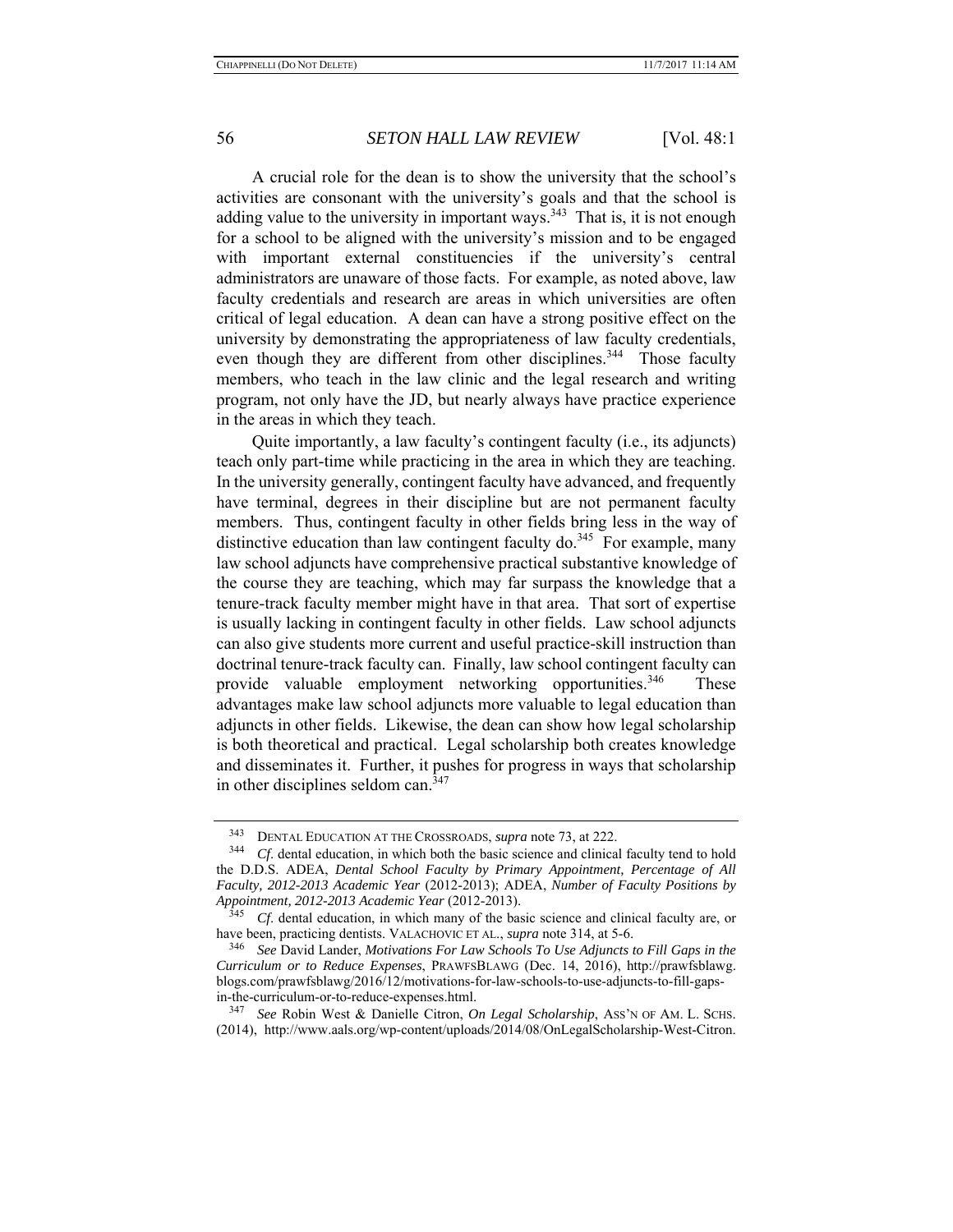A crucial role for the dean is to show the university that the school's activities are consonant with the university's goals and that the school is adding value to the university in important ways.[343] That is, it is not enough for a school to be aligned with the university's mission and to be engaged with important external constituencies if the university's central administrators are unaware of those facts. For example, as noted above, law faculty credentials and research are areas in which universities are often critical of legal education. A dean can have a strong positive effect on the university by demonstrating the appropriateness of law faculty credentials, even though they are different from other disciplines.[344] Those faculty members, who teach in the law clinic and the legal research and writing program, not only have the JD, but nearly always have practice experience in the areas in which they teach.

Quite importantly, a law faculty's contingent faculty (i.e., its adjuncts) teach only part-time while practicing in the area in which they are teaching. In the university generally, contingent faculty have advanced, and frequently have terminal, degrees in their discipline but are not permanent faculty members. Thus, contingent faculty in other fields bring less in the way of distinctive education than law contingent faculty do.[345] For example, many law school adjuncts have comprehensive practical substantive knowledge of the course they are teaching, which may far surpass the knowledge that a tenure-track faculty member might have in that area. That sort of expertise is usually lacking in contingent faculty in other fields. Law school adjuncts can also give students more current and useful practice-skill instruction than doctrinal tenure-track faculty can. Finally, law school contingent faculty can provide valuable employment networking opportunities.[346] These advantages make law school adjuncts more valuable to legal education than adjuncts in other fields. Likewise, the dean can show how legal scholarship is both theoretical and practical. Legal scholarship both creates knowledge and disseminates it. Further, it pushes for progress in ways that scholarship in other disciplines seldom can.[347]

---

[343] DENTAL EDUCATION AT THE CROSSROADS, *supra* note 73, at 222.

[344] *Cf*. dental education, in which both the basic science and clinical faculty tend to hold the D.D.S. ADEA, *Dental School Faculty by Primary Appointment, Percentage of All Faculty, 2012-2013 Academic Year* (2012-2013); ADEA, *Number of Faculty Positions by Appointment, 2012-2013 Academic Year* (2012-2013).

[345] *Cf*. dental education, in which many of the basic science and clinical faculty are, or have been, practicing dentists. VALACHOVIC ET AL., *supra* note 314, at 5-6.

[346] *See* David Lander, *Motivations For Law Schools To Use Adjuncts to Fill Gaps in the Curriculum or to Reduce Expenses*, PRAWFSBLAWG (Dec. 14, 2016), http://prawfsblawg.blogs.com/prawfsblawg/2016/12/motivations-for-law-schools-to-use-adjuncts-to-fill-gaps-in-the-curriculum-or-to-reduce-expenses.html.

[347] *See* Robin West & Danielle Citron, *On Legal Scholarship*, ASS'N OF AM. L. SCHS. (2014), http://www.aals.org/wp-content/uploads/2014/08/OnLegalScholarship-West-Citron.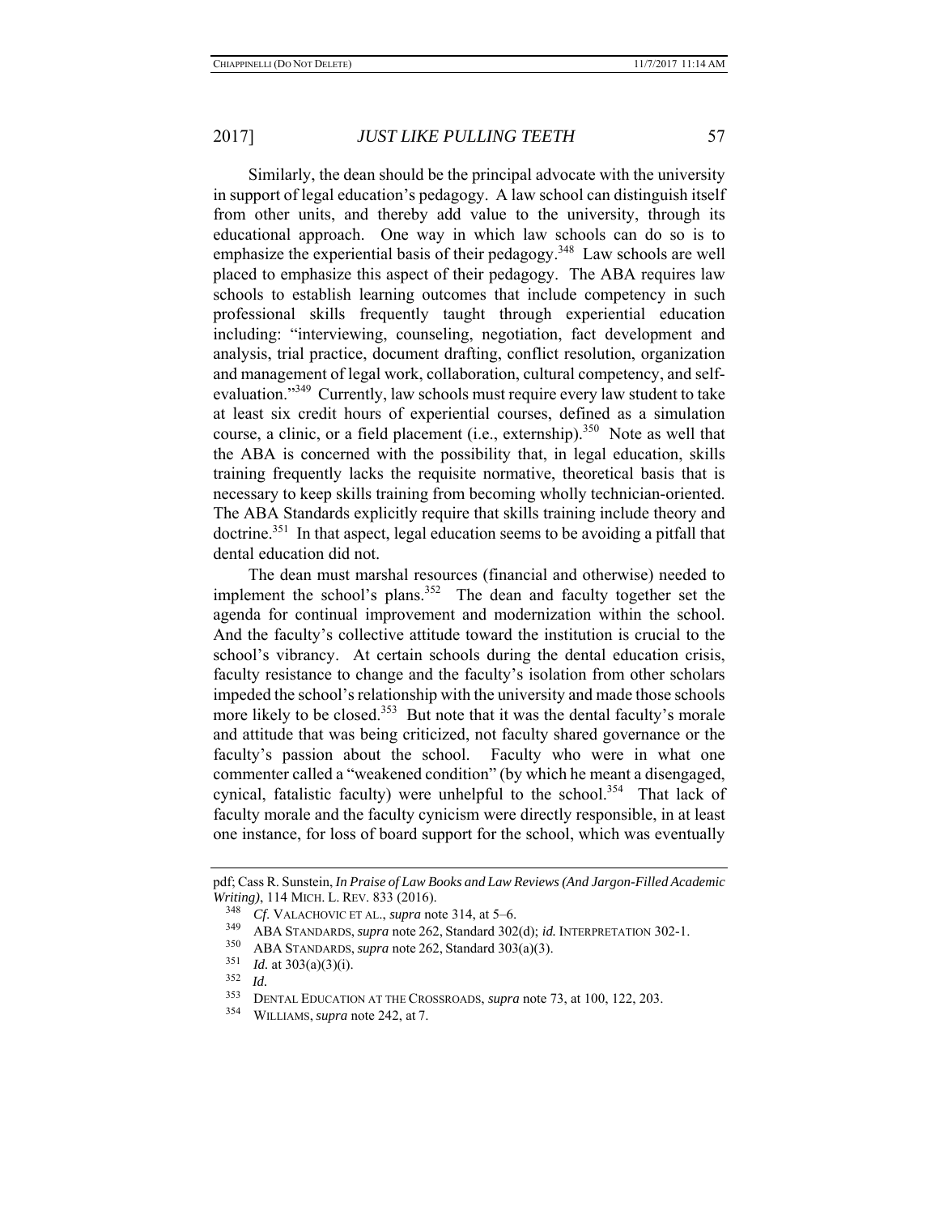Similarly, the dean should be the principal advocate with the university in support of legal education's pedagogy. A law school can distinguish itself from other units, and thereby add value to the university, through its educational approach. One way in which law schools can do so is to emphasize the experiential basis of their pedagogy.[348] Law schools are well placed to emphasize this aspect of their pedagogy. The ABA requires law schools to establish learning outcomes that include competency in such professional skills frequently taught through experiential education including: "interviewing, counseling, negotiation, fact development and analysis, trial practice, document drafting, conflict resolution, organization and management of legal work, collaboration, cultural competency, and self-evaluation."[349] Currently, law schools must require every law student to take at least six credit hours of experiential courses, defined as a simulation course, a clinic, or a field placement (i.e., externship).[350] Note as well that the ABA is concerned with the possibility that, in legal education, skills training frequently lacks the requisite normative, theoretical basis that is necessary to keep skills training from becoming wholly technician-oriented. The ABA Standards explicitly require that skills training include theory and doctrine.[351] In that aspect, legal education seems to be avoiding a pitfall that dental education did not.

The dean must marshal resources (financial and otherwise) needed to implement the school's plans.[352] The dean and faculty together set the agenda for continual improvement and modernization within the school. And the faculty's collective attitude toward the institution is crucial to the school's vibrancy. At certain schools during the dental education crisis, faculty resistance to change and the faculty's isolation from other scholars impeded the school's relationship with the university and made those schools more likely to be closed.[353] But note that it was the dental faculty's morale and attitude that was being criticized, not faculty shared governance or the faculty's passion about the school. Faculty who were in what one commenter called a "weakened condition" (by which he meant a disengaged, cynical, fatalistic faculty) were unhelpful to the school.[354] That lack of faculty morale and the faculty cynicism were directly responsible, in at least one instance, for loss of board support for the school, which was eventually

---

pdf; Cass R. Sunstein, *In Praise of Law Books and Law Reviews (And Jargon-Filled Academic Writing)*, 114 MICH. L. REV. 833 (2016).

[348] *Cf.* VALACHOVIC ET AL., *supra* note 314, at 5–6.

[349] ABA STANDARDS, *supra* note 262, Standard 302(d); *id.* INTERPRETATION 302-1.

[350] ABA STANDARDS, *supra* note 262, Standard 303(a)(3).

[351] *Id.* at 303(a)(3)(i).

[352] *Id.*

[353] DENTAL EDUCATION AT THE CROSSROADS, *supra* note 73, at 100, 122, 203.

[354] WILLIAMS, *supra* note 242, at 7.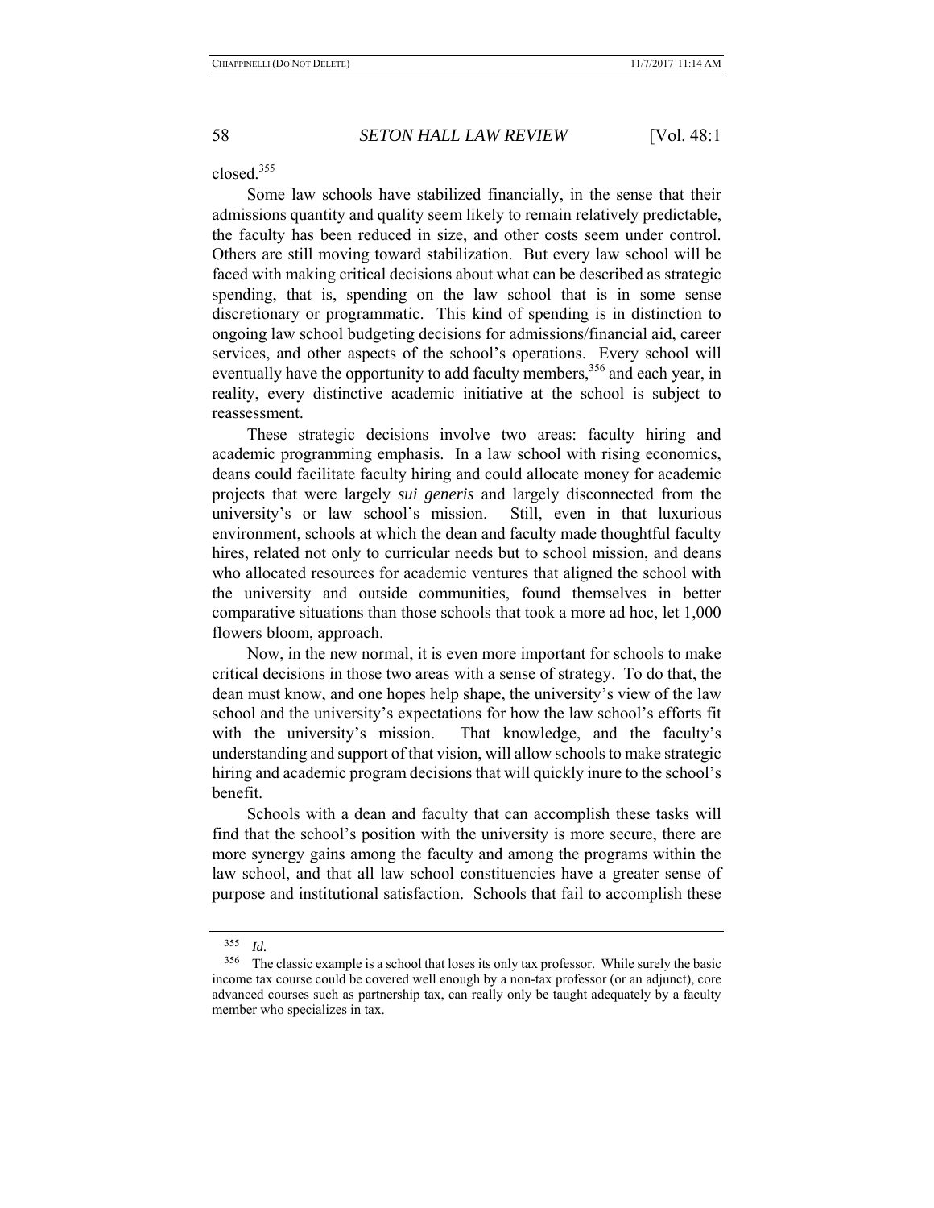closed.[355]

Some law schools have stabilized financially, in the sense that their admissions quantity and quality seem likely to remain relatively predictable, the faculty has been reduced in size, and other costs seem under control. Others are still moving toward stabilization. But every law school will be faced with making critical decisions about what can be described as strategic spending, that is, spending on the law school that is in some sense discretionary or programmatic. This kind of spending is in distinction to ongoing law school budgeting decisions for admissions/financial aid, career services, and other aspects of the school's operations. Every school will eventually have the opportunity to add faculty members,[356] and each year, in reality, every distinctive academic initiative at the school is subject to reassessment.

These strategic decisions involve two areas: faculty hiring and academic programming emphasis. In a law school with rising economics, deans could facilitate faculty hiring and could allocate money for academic projects that were largely *sui generis* and largely disconnected from the university's or law school's mission. Still, even in that luxurious environment, schools at which the dean and faculty made thoughtful faculty hires, related not only to curricular needs but to school mission, and deans who allocated resources for academic ventures that aligned the school with the university and outside communities, found themselves in better comparative situations than those schools that took a more ad hoc, let 1,000 flowers bloom, approach.

Now, in the new normal, it is even more important for schools to make critical decisions in those two areas with a sense of strategy. To do that, the dean must know, and one hopes help shape, the university's view of the law school and the university's expectations for how the law school's efforts fit with the university's mission. That knowledge, and the faculty's understanding and support of that vision, will allow schools to make strategic hiring and academic program decisions that will quickly inure to the school's benefit.

Schools with a dean and faculty that can accomplish these tasks will find that the school's position with the university is more secure, there are more synergy gains among the faculty and among the programs within the law school, and that all law school constituencies have a greater sense of purpose and institutional satisfaction. Schools that fail to accomplish these

---

[355] *Id.*

[356] The classic example is a school that loses its only tax professor. While surely the basic income tax course could be covered well enough by a non-tax professor (or an adjunct), core advanced courses such as partnership tax, can really only be taught adequately by a faculty member who specializes in tax.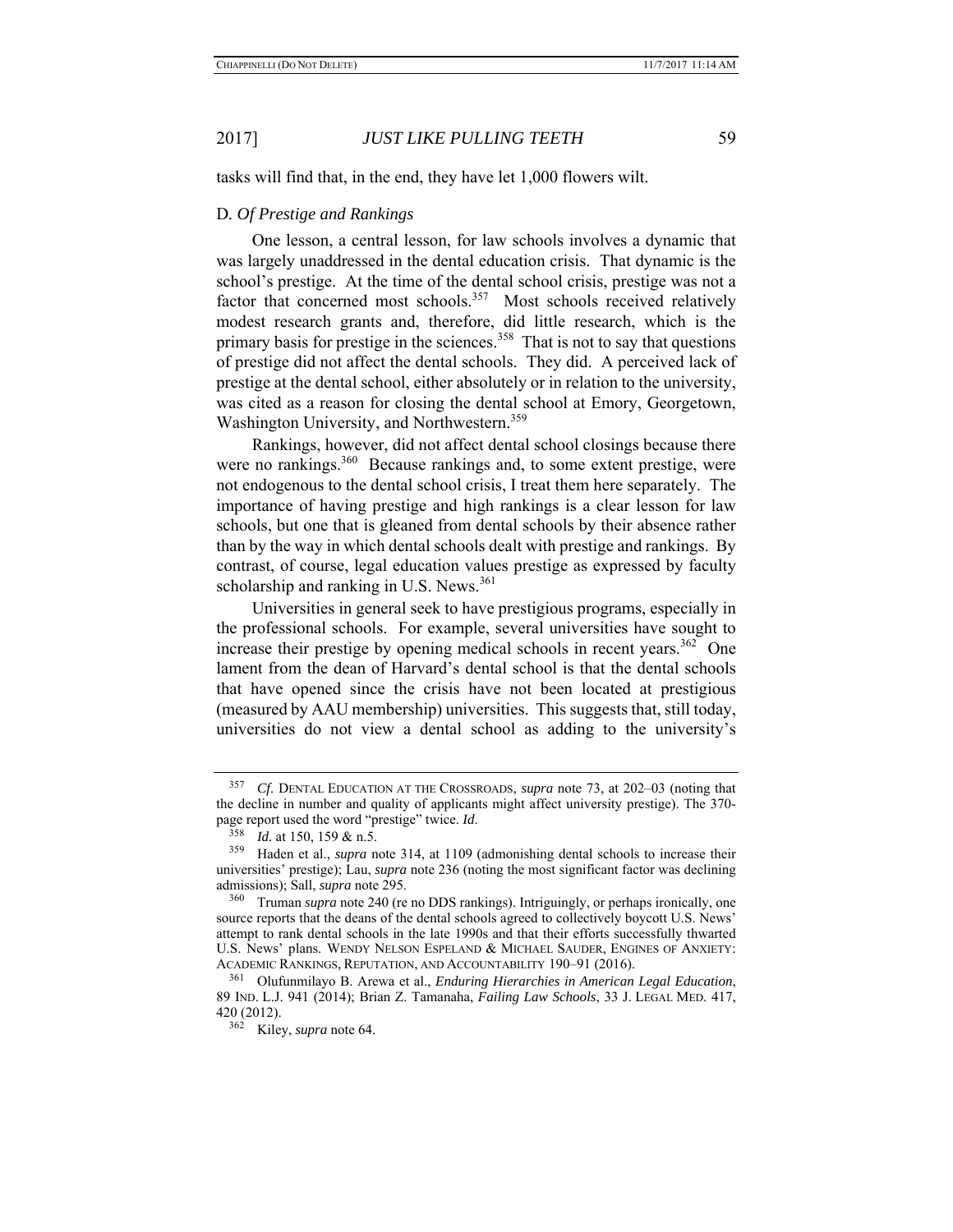tasks will find that, in the end, they have let 1,000 flowers wilt.

D. *Of Prestige and Rankings*

One lesson, a central lesson, for law schools involves a dynamic that was largely unaddressed in the dental education crisis. That dynamic is the school's prestige. At the time of the dental school crisis, prestige was not a factor that concerned most schools.[357] Most schools received relatively modest research grants and, therefore, did little research, which is the primary basis for prestige in the sciences.[358] That is not to say that questions of prestige did not affect the dental schools. They did. A perceived lack of prestige at the dental school, either absolutely or in relation to the university, was cited as a reason for closing the dental school at Emory, Georgetown, Washington University, and Northwestern.[359]

Rankings, however, did not affect dental school closings because there were no rankings.[360] Because rankings and, to some extent prestige, were not endogenous to the dental school crisis, I treat them here separately. The importance of having prestige and high rankings is a clear lesson for law schools, but one that is gleaned from dental schools by their absence rather than by the way in which dental schools dealt with prestige and rankings. By contrast, of course, legal education values prestige as expressed by faculty scholarship and ranking in U.S. News.[361]

Universities in general seek to have prestigious programs, especially in the professional schools. For example, several universities have sought to increase their prestige by opening medical schools in recent years.[362] One lament from the dean of Harvard's dental school is that the dental schools that have opened since the crisis have not been located at prestigious (measured by AAU membership) universities. This suggests that, still today, universities do not view a dental school as adding to the university's

---

[357] *Cf.* DENTAL EDUCATION AT THE CROSSROADS, *supra* note 73, at 202–03 (noting that the decline in number and quality of applicants might affect university prestige). The 370-page report used the word "prestige" twice. *Id.*

[358] *Id.* at 150, 159 & n.5.

[359] Haden et al., *supra* note 314, at 1109 (admonishing dental schools to increase their universities' prestige); Lau, *supra* note 236 (noting the most significant factor was declining admissions); Sall, *supra* note 295.

[360] Truman *supra* note 240 (re no DDS rankings). Intriguingly, or perhaps ironically, one source reports that the deans of the dental schools agreed to collectively boycott U.S. News' attempt to rank dental schools in the late 1990s and that their efforts successfully thwarted U.S. News' plans. WENDY NELSON ESPELAND & MICHAEL SAUDER, ENGINES OF ANXIETY: ACADEMIC RANKINGS, REPUTATION, AND ACCOUNTABILITY 190–91 (2016).

[361] Olufunmilayo B. Arewa et al., *Enduring Hierarchies in American Legal Education*, 89 IND. L.J. 941 (2014); Brian Z. Tamanaha, *Failing Law Schools*, 33 J. LEGAL MED. 417, 420 (2012).

[362] Kiley, *supra* note 64.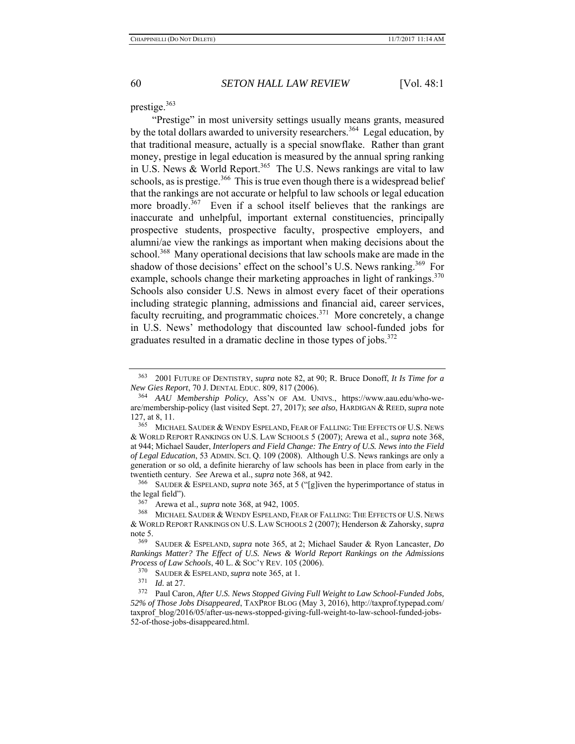prestige.[363]

"Prestige" in most university settings usually means grants, measured by the total dollars awarded to university researchers.[364] Legal education, by that traditional measure, actually is a special snowflake. Rather than grant money, prestige in legal education is measured by the annual spring ranking in U.S. News & World Report.[365] The U.S. News rankings are vital to law schools, as is prestige.[366] This is true even though there is a widespread belief that the rankings are not accurate or helpful to law schools or legal education more broadly.[367] Even if a school itself believes that the rankings are inaccurate and unhelpful, important external constituencies, principally prospective students, prospective faculty, prospective employers, and alumni/ae view the rankings as important when making decisions about the school.[368] Many operational decisions that law schools make are made in the shadow of those decisions' effect on the school's U.S. News ranking.[369] For example, schools change their marketing approaches in light of rankings.[370] Schools also consider U.S. News in almost every facet of their operations including strategic planning, admissions and financial aid, career services, faculty recruiting, and programmatic choices.[371] More concretely, a change in U.S. News' methodology that discounted law school-funded jobs for graduates resulted in a dramatic decline in those types of jobs.[372]

---

[363] 2001 FUTURE OF DENTISTRY, *supra* note 82, at 90; R. Bruce Donoff, *It Is Time for a New Gies Report*, 70 J. DENTAL EDUC. 809, 817 (2006).

[364] *AAU Membership Policy*, ASS'N OF AM. UNIVS., https://www.aau.edu/who-we-are/membership-policy (last visited Sept. 27, 2017); *see also*, HARDIGAN & REED, *supra* note 127, at 8, 11.

[365] MICHAEL SAUDER & WENDY ESPELAND, FEAR OF FALLING: THE EFFECTS OF U.S. NEWS & WORLD REPORT RANKINGS ON U.S. LAW SCHOOLS 5 (2007); Arewa et al., *supra* note 368, at 944; Michael Sauder, *Interlopers and Field Change: The Entry of U.S. News into the Field of Legal Education*, 53 ADMIN. SCI. Q. 109 (2008). Although U.S. News rankings are only a generation or so old, a definite hierarchy of law schools has been in place from early in the twentieth century. *See* Arewa et al., *supra* note 368, at 942.

[366] SAUDER & ESPELAND, *supra* note 365, at 5 ("[g]iven the hyperimportance of status in the legal field").

[367] Arewa et al., *supra* note 368, at 942, 1005.

[368] MICHAEL SAUDER & WENDY ESPELAND, FEAR OF FALLING: THE EFFECTS OF U.S. NEWS & WORLD REPORT RANKINGS ON U.S. LAW SCHOOLS 2 (2007); Henderson & Zahorsky, *supra* note 5.

[369] SAUDER & ESPELAND, *supra* note 365, at 2; Michael Sauder & Ryon Lancaster, *Do Rankings Matter? The Effect of U.S. News & World Report Rankings on the Admissions Process of Law Schools*, 40 L. & SOC'Y REV. 105 (2006).

[370] SAUDER & ESPELAND, *supra* note 365, at 1.

[371] *Id.* at 27.

[372] Paul Caron, *After U.S. News Stopped Giving Full Weight to Law School-Funded Jobs, 52% of Those Jobs Disappeared*, TAXPROF BLOG (May 3, 2016), http://taxprof.typepad.com/taxprof_blog/2016/05/after-us-news-stopped-giving-full-weight-to-law-school-funded-jobs-52-of-those-jobs-disappeared.html.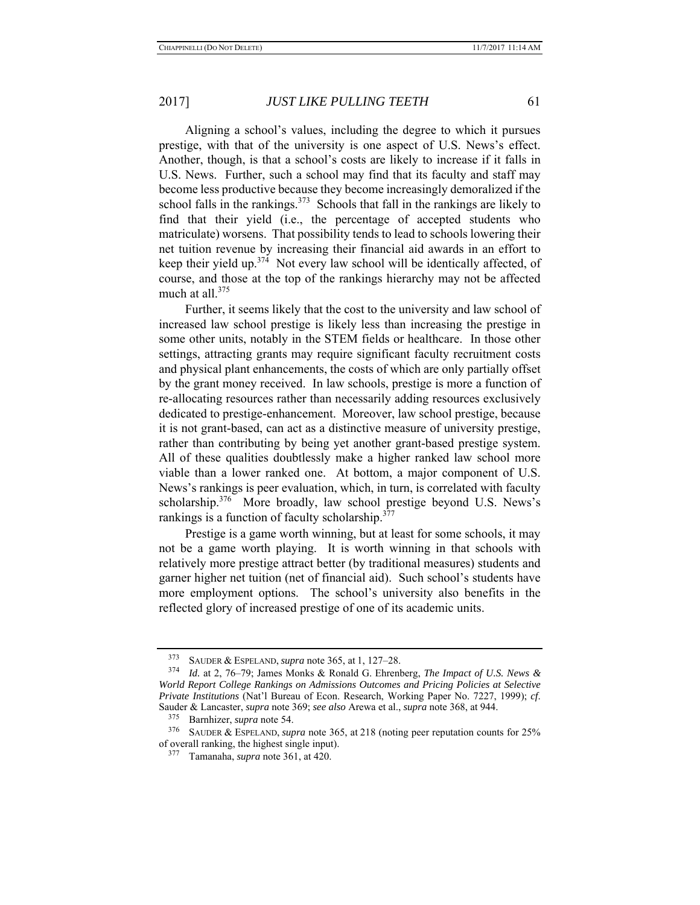Aligning a school's values, including the degree to which it pursues prestige, with that of the university is one aspect of U.S. News's effect. Another, though, is that a school's costs are likely to increase if it falls in U.S. News. Further, such a school may find that its faculty and staff may become less productive because they become increasingly demoralized if the school falls in the rankings.[373] Schools that fall in the rankings are likely to find that their yield (i.e., the percentage of accepted students who matriculate) worsens. That possibility tends to lead to schools lowering their net tuition revenue by increasing their financial aid awards in an effort to keep their yield up.[374] Not every law school will be identically affected, of course, and those at the top of the rankings hierarchy may not be affected much at all.[375]

Further, it seems likely that the cost to the university and law school of increased law school prestige is likely less than increasing the prestige in some other units, notably in the STEM fields or healthcare. In those other settings, attracting grants may require significant faculty recruitment costs and physical plant enhancements, the costs of which are only partially offset by the grant money received. In law schools, prestige is more a function of re-allocating resources rather than necessarily adding resources exclusively dedicated to prestige-enhancement. Moreover, law school prestige, because it is not grant-based, can act as a distinctive measure of university prestige, rather than contributing by being yet another grant-based prestige system. All of these qualities doubtlessly make a higher ranked law school more viable than a lower ranked one. At bottom, a major component of U.S. News's rankings is peer evaluation, which, in turn, is correlated with faculty scholarship.[376] More broadly, law school prestige beyond U.S. News's rankings is a function of faculty scholarship.[377]

Prestige is a game worth winning, but at least for some schools, it may not be a game worth playing. It is worth winning in that schools with relatively more prestige attract better (by traditional measures) students and garner higher net tuition (net of financial aid). Such school's students have more employment options. The school's university also benefits in the reflected glory of increased prestige of one of its academic units.

---

[373] SAUDER & ESPELAND, *supra* note 365, at 1, 127–28.

[374] *Id.* at 2, 76–79; James Monks & Ronald G. Ehrenberg, *The Impact of U.S. News & World Report College Rankings on Admissions Outcomes and Pricing Policies at Selective Private Institutions* (Nat'l Bureau of Econ. Research, Working Paper No. 7227, 1999); *cf.* Sauder & Lancaster, *supra* note 369; *see also* Arewa et al., *supra* note 368, at 944.

[375] Barnhizer, *supra* note 54.

[376] SAUDER & ESPELAND, *supra* note 365, at 218 (noting peer reputation counts for 25% of overall ranking, the highest single input).

[377] Tamanaha, *supra* note 361, at 420.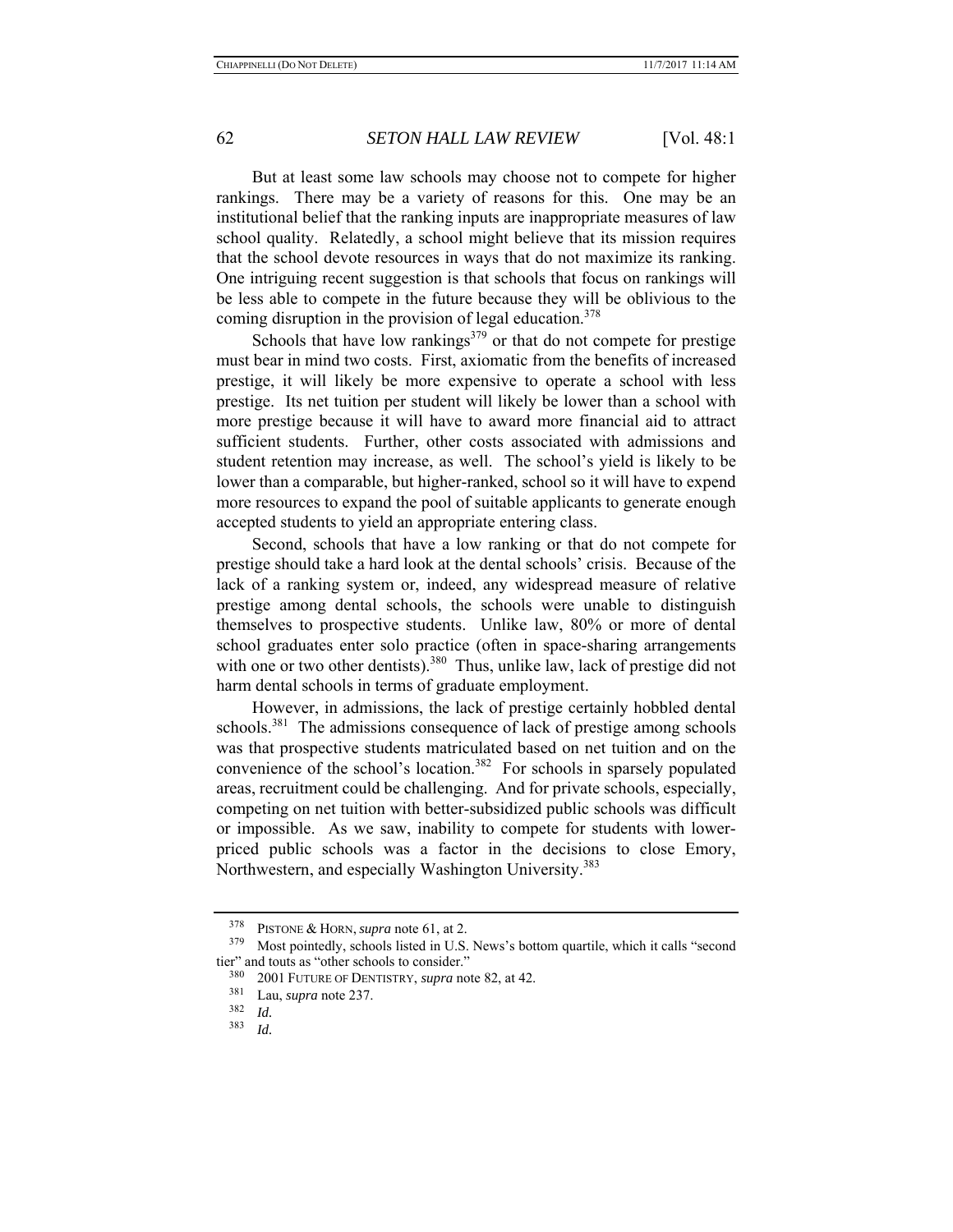But at least some law schools may choose not to compete for higher rankings. There may be a variety of reasons for this. One may be an institutional belief that the ranking inputs are inappropriate measures of law school quality. Relatedly, a school might believe that its mission requires that the school devote resources in ways that do not maximize its ranking. One intriguing recent suggestion is that schools that focus on rankings will be less able to compete in the future because they will be oblivious to the coming disruption in the provision of legal education.[378]

Schools that have low rankings[379] or that do not compete for prestige must bear in mind two costs. First, axiomatic from the benefits of increased prestige, it will likely be more expensive to operate a school with less prestige. Its net tuition per student will likely be lower than a school with more prestige because it will have to award more financial aid to attract sufficient students. Further, other costs associated with admissions and student retention may increase, as well. The school's yield is likely to be lower than a comparable, but higher-ranked, school so it will have to expend more resources to expand the pool of suitable applicants to generate enough accepted students to yield an appropriate entering class.

Second, schools that have a low ranking or that do not compete for prestige should take a hard look at the dental schools' crisis. Because of the lack of a ranking system or, indeed, any widespread measure of relative prestige among dental schools, the schools were unable to distinguish themselves to prospective students. Unlike law, 80% or more of dental school graduates enter solo practice (often in space-sharing arrangements with one or two other dentists).[380] Thus, unlike law, lack of prestige did not harm dental schools in terms of graduate employment.

However, in admissions, the lack of prestige certainly hobbled dental schools.[381] The admissions consequence of lack of prestige among schools was that prospective students matriculated based on net tuition and on the convenience of the school's location.[382] For schools in sparsely populated areas, recruitment could be challenging. And for private schools, especially, competing on net tuition with better-subsidized public schools was difficult or impossible. As we saw, inability to compete for students with lower-priced public schools was a factor in the decisions to close Emory, Northwestern, and especially Washington University.[383]

---

[378] PISTONE & HORN, *supra* note 61, at 2.

[379] Most pointedly, schools listed in U.S. News's bottom quartile, which it calls "second tier" and touts as "other schools to consider."

[380] 2001 FUTURE OF DENTISTRY, *supra* note 82, at 42.

[381] Lau, *supra* note 237.

[382] *Id.*

[383] *Id.*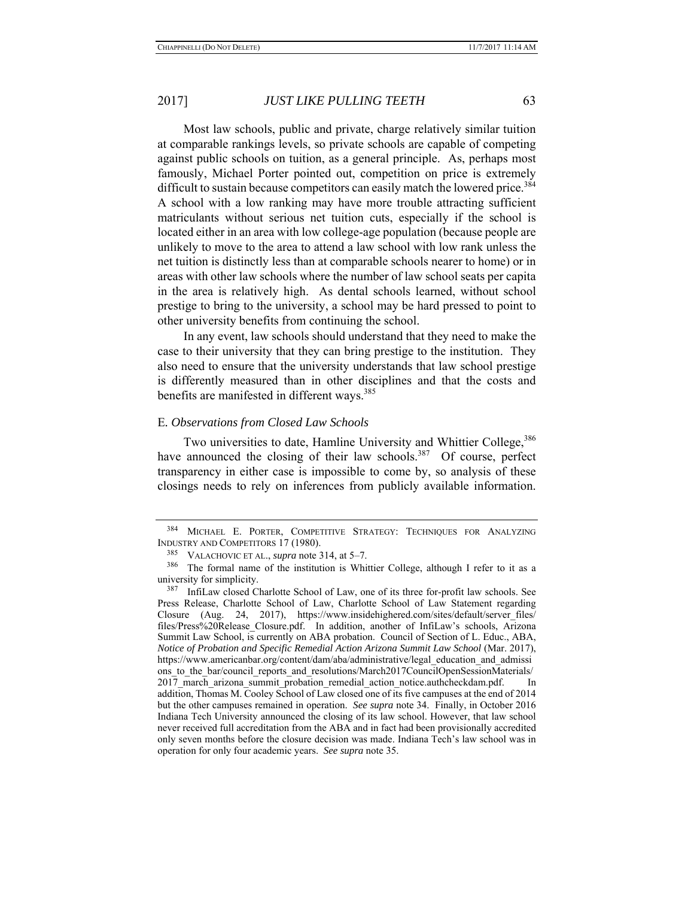Most law schools, public and private, charge relatively similar tuition at comparable rankings levels, so private schools are capable of competing against public schools on tuition, as a general principle. As, perhaps most famously, Michael Porter pointed out, competition on price is extremely difficult to sustain because competitors can easily match the lowered price.[384] A school with a low ranking may have more trouble attracting sufficient matriculants without serious net tuition cuts, especially if the school is located either in an area with low college-age population (because people are unlikely to move to the area to attend a law school with low rank unless the net tuition is distinctly less than at comparable schools nearer to home) or in areas with other law schools where the number of law school seats per capita in the area is relatively high. As dental schools learned, without school prestige to bring to the university, a school may be hard pressed to point to other university benefits from continuing the school.

In any event, law schools should understand that they need to make the case to their university that they can bring prestige to the institution. They also need to ensure that the university understands that law school prestige is differently measured than in other disciplines and that the costs and benefits are manifested in different ways.[385]

### E. *Observations from Closed Law Schools*

Two universities to date, Hamline University and Whittier College,[386] have announced the closing of their law schools.[387] Of course, perfect transparency in either case is impossible to come by, so analysis of these closings needs to rely on inferences from publicly available information.

---

[384] MICHAEL E. PORTER, COMPETITIVE STRATEGY: TECHNIQUES FOR ANALYZING INDUSTRY AND COMPETITORS 17 (1980).

[385] VALACHOVIC ET AL., *supra* note 314, at 5–7.

[386] The formal name of the institution is Whittier College, although I refer to it as a university for simplicity.

[387] InfiLaw closed Charlotte School of Law, one of its three for-profit law schools. See Press Release, Charlotte School of Law, Charlotte School of Law Statement regarding Closure (Aug. 24, 2017), https://www.insidehighered.com/sites/default/server_files/files/Press%20Release_Closure.pdf. In addition, another of InfiLaw's schools, Arizona Summit Law School, is currently on ABA probation. Council of Section of L. Educ., ABA, *Notice of Probation and Specific Remedial Action Arizona Summit Law School* (Mar. 2017), https://www.americanbar.org/content/dam/aba/administrative/legal_education_and_admissions_to_the_bar/council_reports_and_resolutions/March2017CouncilOpenSessionMaterials/2017_march_arizona_summit_probation_remedial_action_notice.authcheckdam.pdf. In addition, Thomas M. Cooley School of Law closed one of its five campuses at the end of 2014 but the other campuses remained in operation. *See supra* note 34. Finally, in October 2016 Indiana Tech University announced the closing of its law school. However, that law school never received full accreditation from the ABA and in fact had been provisionally accredited only seven months before the closure decision was made. Indiana Tech's law school was in operation for only four academic years. *See supra* note 35.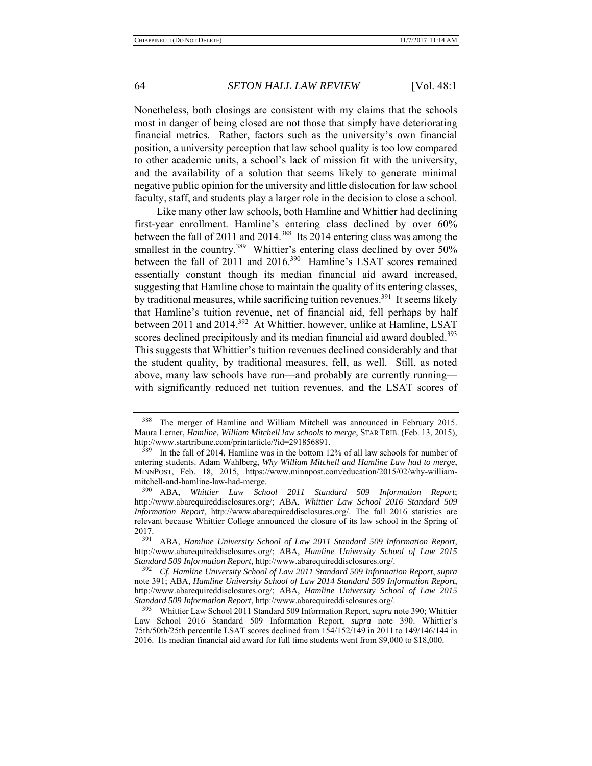Nonetheless, both closings are consistent with my claims that the schools most in danger of being closed are not those that simply have deteriorating financial metrics. Rather, factors such as the university's own financial position, a university perception that law school quality is too low compared to other academic units, a school's lack of mission fit with the university, and the availability of a solution that seems likely to generate minimal negative public opinion for the university and little dislocation for law school faculty, staff, and students play a larger role in the decision to close a school.

Like many other law schools, both Hamline and Whittier had declining first-year enrollment. Hamline's entering class declined by over 60% between the fall of 2011 and 2014.[388] Its 2014 entering class was among the smallest in the country.[389] Whittier's entering class declined by over 50% between the fall of 2011 and 2016.[390] Hamline's LSAT scores remained essentially constant though its median financial aid award increased, suggesting that Hamline chose to maintain the quality of its entering classes, by traditional measures, while sacrificing tuition revenues.[391] It seems likely that Hamline's tuition revenue, net of financial aid, fell perhaps by half between 2011 and 2014.[392] At Whittier, however, unlike at Hamline, LSAT scores declined precipitously and its median financial aid award doubled.[393] This suggests that Whittier's tuition revenues declined considerably and that the student quality, by traditional measures, fell, as well. Still, as noted above, many law schools have run—and probably are currently running—with significantly reduced net tuition revenues, and the LSAT scores of

---

[388] The merger of Hamline and William Mitchell was announced in February 2015. Maura Lerner, *Hamline, William Mitchell law schools to merge*, STAR TRIB. (Feb. 13, 2015), http://www.startribune.com/printarticle/?id=291856891.

[389] In the fall of 2014, Hamline was in the bottom 12% of all law schools for number of entering students. Adam Wahlberg, *Why William Mitchell and Hamline Law had to merge*, MINNPOST, Feb. 18, 2015, https://www.minnpost.com/education/2015/02/why-william-mitchell-and-hamline-law-had-merge.

[390] ABA, *Whittier Law School 2011 Standard 509 Information Report*; http://www.abarequireddisclosures.org/; ABA, *Whittier Law School 2016 Standard 509 Information Report*, http://www.abarequireddisclosures.org/. The fall 2016 statistics are relevant because Whittier College announced the closure of its law school in the Spring of 2017.

[391] ABA, *Hamline University School of Law 2011 Standard 509 Information Report*, http://www.abarequireddisclosures.org/; ABA, *Hamline University School of Law 2015 Standard 509 Information Report*, http://www.abarequireddisclosures.org/.

[392] *Cf*. *Hamline University School of Law 2011 Standard 509 Information Report*, *supra* note 391; ABA, *Hamline University School of Law 2014 Standard 509 Information Report*, http://www.abarequireddisclosures.org/; ABA, *Hamline University School of Law 2015 Standard 509 Information Report*, http://www.abarequireddisclosures.org/.

[393] Whittier Law School 2011 Standard 509 Information Report, *supra* note 390; Whittier Law School 2016 Standard 509 Information Report, *supra* note 390. Whittier's 75th/50th/25th percentile LSAT scores declined from 154/152/149 in 2011 to 149/146/144 in 2016. Its median financial aid award for full time students went from $9,000 to $18,000.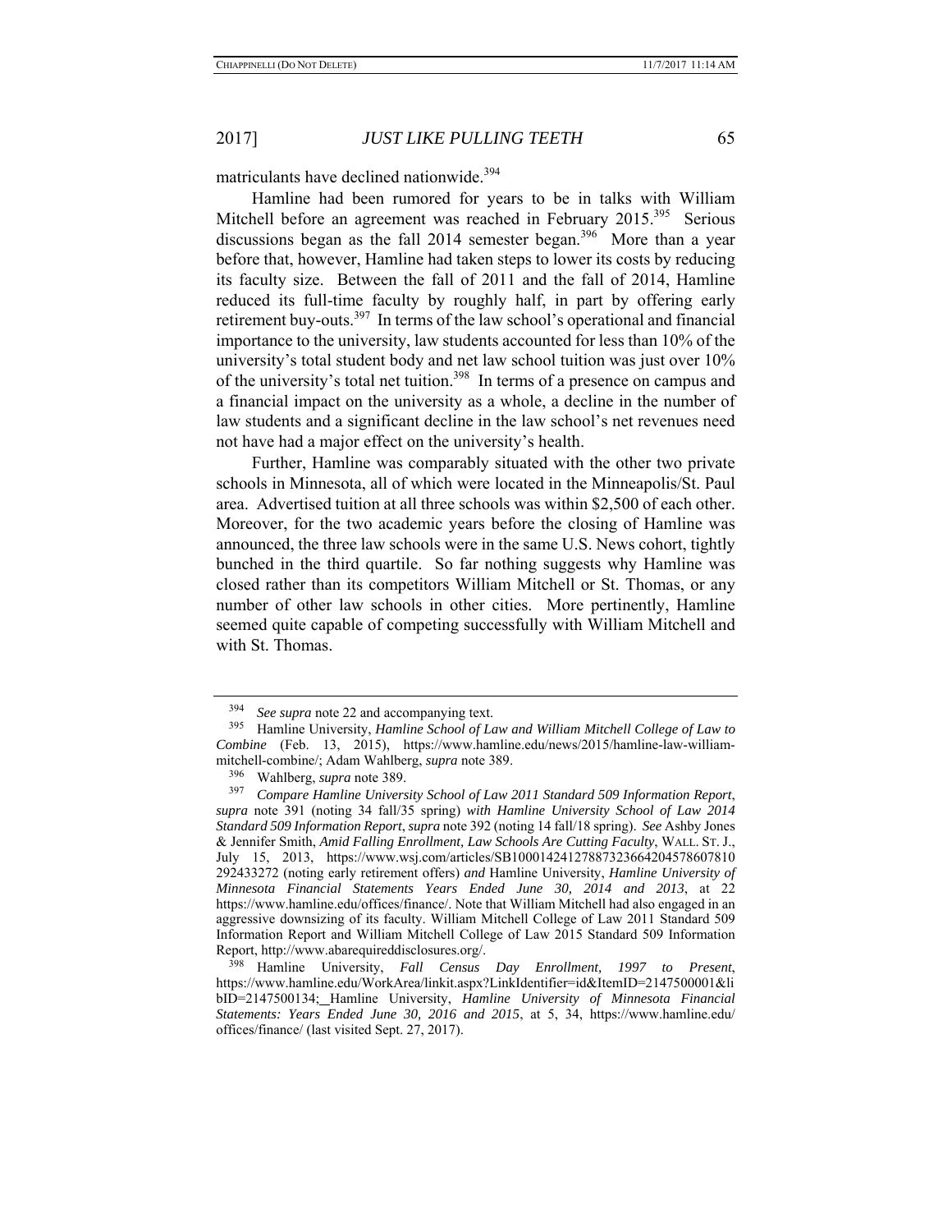matriculants have declined nationwide.[394]

Hamline had been rumored for years to be in talks with William Mitchell before an agreement was reached in February 2015.[395] Serious discussions began as the fall 2014 semester began.[396] More than a year before that, however, Hamline had taken steps to lower its costs by reducing its faculty size. Between the fall of 2011 and the fall of 2014, Hamline reduced its full-time faculty by roughly half, in part by offering early retirement buy-outs.[397] In terms of the law school's operational and financial importance to the university, law students accounted for less than 10% of the university's total student body and net law school tuition was just over 10% of the university's total net tuition.[398] In terms of a presence on campus and a financial impact on the university as a whole, a decline in the number of law students and a significant decline in the law school's net revenues need not have had a major effect on the university's health.

Further, Hamline was comparably situated with the other two private schools in Minnesota, all of which were located in the Minneapolis/St. Paul area. Advertised tuition at all three schools was within $2,500 of each other. Moreover, for the two academic years before the closing of Hamline was announced, the three law schools were in the same U.S. News cohort, tightly bunched in the third quartile. So far nothing suggests why Hamline was closed rather than its competitors William Mitchell or St. Thomas, or any number of other law schools in other cities. More pertinently, Hamline seemed quite capable of competing successfully with William Mitchell and with St. Thomas.

---

[394] *See supra* note 22 and accompanying text.

[395] Hamline University, *Hamline School of Law and William Mitchell College of Law to Combine* (Feb. 13, 2015), https://www.hamline.edu/news/2015/hamline-law-william-mitchell-combine/; Adam Wahlberg, *supra* note 389.

[396] Wahlberg, *supra* note 389.

[397] *Compare Hamline University School of Law 2011 Standard 509 Information Report*, *supra* note 391 (noting 34 fall/35 spring) *with Hamline University School of Law 2014 Standard 509 Information Report*, *supra* note 392 (noting 14 fall/18 spring). *See* Ashby Jones & Jennifer Smith, *Amid Falling Enrollment, Law Schools Are Cutting Faculty*, WALL. ST. J., July 15, 2013, https://www.wsj.com/articles/SB10001424127887323664204578607810292433272 (noting early retirement offers) *and* Hamline University, *Hamline University of Minnesota Financial Statements Years Ended June 30, 2014 and 2013*, at 22 https://www.hamline.edu/offices/finance/. Note that William Mitchell had also engaged in an aggressive downsizing of its faculty. William Mitchell College of Law 2011 Standard 509 Information Report and William Mitchell College of Law 2015 Standard 509 Information Report, http://www.abarequireddisclosures.org/.

[398] Hamline University, *Fall Census Day Enrollment, 1997 to Present*, https://www.hamline.edu/WorkArea/linkit.aspx?LinkIdentifier=id&ItemID=2147500001&libID=2147500134; Hamline University, *Hamline University of Minnesota Financial Statements: Years Ended June 30, 2016 and 2015*, at 5, 34, https://www.hamline.edu/offices/finance/ (last visited Sept. 27, 2017).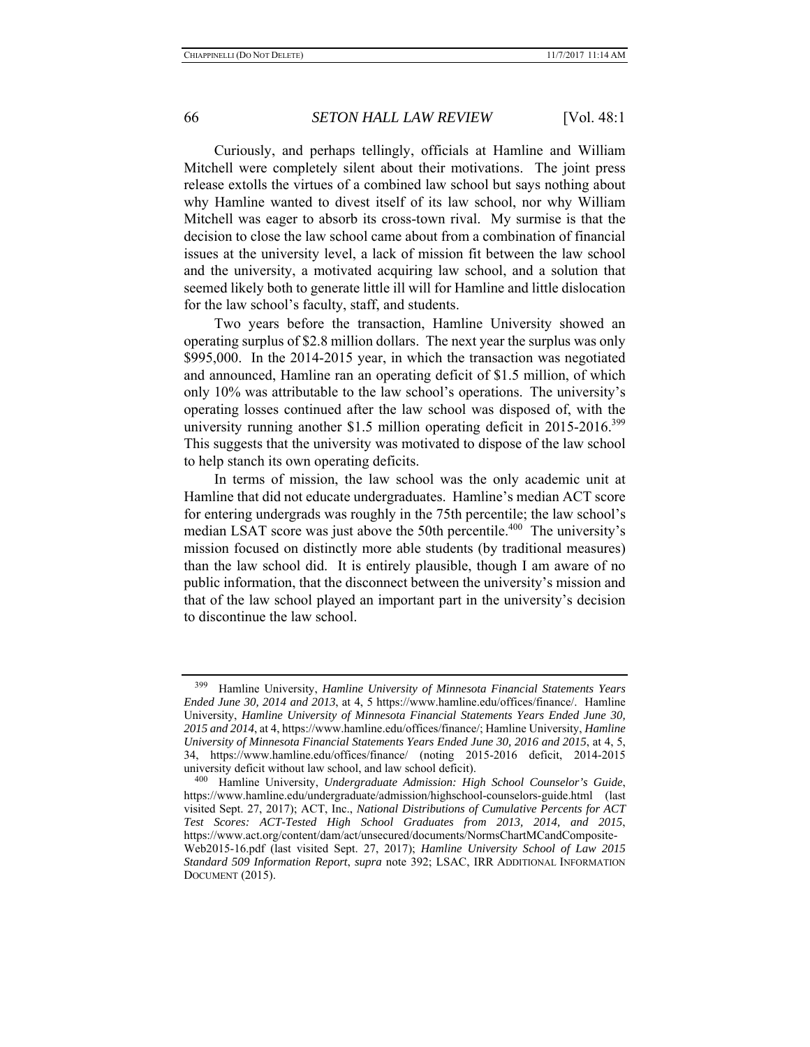Curiously, and perhaps tellingly, officials at Hamline and William Mitchell were completely silent about their motivations. The joint press release extolls the virtues of a combined law school but says nothing about why Hamline wanted to divest itself of its law school, nor why William Mitchell was eager to absorb its cross-town rival. My surmise is that the decision to close the law school came about from a combination of financial issues at the university level, a lack of mission fit between the law school and the university, a motivated acquiring law school, and a solution that seemed likely both to generate little ill will for Hamline and little dislocation for the law school's faculty, staff, and students.

Two years before the transaction, Hamline University showed an operating surplus of $2.8 million dollars. The next year the surplus was only $995,000. In the 2014-2015 year, in which the transaction was negotiated and announced, Hamline ran an operating deficit of $1.5 million, of which only 10% was attributable to the law school's operations. The university's operating losses continued after the law school was disposed of, with the university running another $1.5 million operating deficit in 2015-2016.[399] This suggests that the university was motivated to dispose of the law school to help stanch its own operating deficits.

In terms of mission, the law school was the only academic unit at Hamline that did not educate undergraduates. Hamline's median ACT score for entering undergrads was roughly in the 75th percentile; the law school's median LSAT score was just above the 50th percentile.[400] The university's mission focused on distinctly more able students (by traditional measures) than the law school did. It is entirely plausible, though I am aware of no public information, that the disconnect between the university's mission and that of the law school played an important part in the university's decision to discontinue the law school.

---

[399] Hamline University, *Hamline University of Minnesota Financial Statements Years Ended June 30, 2014 and 2013*, at 4, 5 https://www.hamline.edu/offices/finance/. Hamline University, *Hamline University of Minnesota Financial Statements Years Ended June 30, 2015 and 2014*, at 4, https://www.hamline.edu/offices/finance/; Hamline University, *Hamline University of Minnesota Financial Statements Years Ended June 30, 2016 and 2015*, at 4, 5, 34, https://www.hamline.edu/offices/finance/ (noting 2015-2016 deficit, 2014-2015 university deficit without law school, and law school deficit).

[400] Hamline University, *Undergraduate Admission: High School Counselor's Guide*, https://www.hamline.edu/undergraduate/admission/highschool-counselors-guide.html (last visited Sept. 27, 2017); ACT, Inc., *National Distributions of Cumulative Percents for ACT Test Scores: ACT-Tested High School Graduates from 2013, 2014, and 2015*, https://www.act.org/content/dam/act/unsecured/documents/NormsChartMCandComposite-Web2015-16.pdf (last visited Sept. 27, 2017); *Hamline University School of Law 2015 Standard 509 Information Report*, *supra* note 392; LSAC, IRR ADDITIONAL INFORMATION DOCUMENT (2015).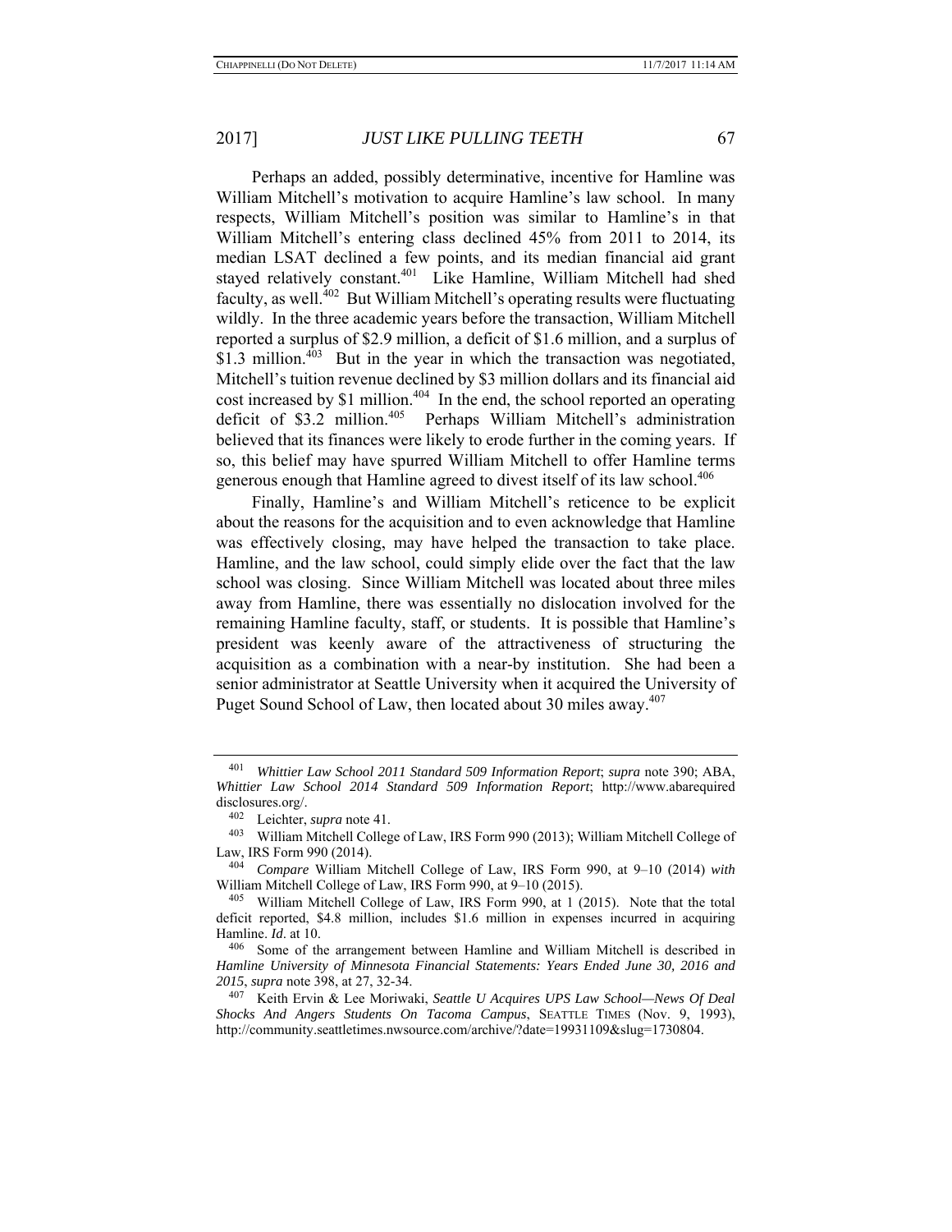Perhaps an added, possibly determinative, incentive for Hamline was William Mitchell's motivation to acquire Hamline's law school. In many respects, William Mitchell's position was similar to Hamline's in that William Mitchell's entering class declined 45% from 2011 to 2014, its median LSAT declined a few points, and its median financial aid grant stayed relatively constant.[401] Like Hamline, William Mitchell had shed faculty, as well.[402] But William Mitchell's operating results were fluctuating wildly. In the three academic years before the transaction, William Mitchell reported a surplus of $2.9 million, a deficit of $1.6 million, and a surplus of $1.3 million.[403] But in the year in which the transaction was negotiated, Mitchell's tuition revenue declined by $3 million dollars and its financial aid cost increased by $1 million.[404] In the end, the school reported an operating deficit of $3.2 million.[405] Perhaps William Mitchell's administration believed that its finances were likely to erode further in the coming years. If so, this belief may have spurred William Mitchell to offer Hamline terms generous enough that Hamline agreed to divest itself of its law school.[406]

Finally, Hamline's and William Mitchell's reticence to be explicit about the reasons for the acquisition and to even acknowledge that Hamline was effectively closing, may have helped the transaction to take place. Hamline, and the law school, could simply elide over the fact that the law school was closing. Since William Mitchell was located about three miles away from Hamline, there was essentially no dislocation involved for the remaining Hamline faculty, staff, or students. It is possible that Hamline's president was keenly aware of the attractiveness of structuring the acquisition as a combination with a near-by institution. She had been a senior administrator at Seattle University when it acquired the University of Puget Sound School of Law, then located about 30 miles away.[407]

---

[401] *Whittier Law School 2011 Standard 509 Information Report*; *supra* note 390; ABA, *Whittier Law School 2014 Standard 509 Information Report*; http://www.abarequireddisclosures.org/.

[402] Leichter, *supra* note 41.

[403] William Mitchell College of Law, IRS Form 990 (2013); William Mitchell College of Law, IRS Form 990 (2014).

[404] *Compare* William Mitchell College of Law, IRS Form 990, at 9–10 (2014) *with* William Mitchell College of Law, IRS Form 990, at 9–10 (2015).

[405] William Mitchell College of Law, IRS Form 990, at 1 (2015). Note that the total deficit reported, $4.8 million, includes $1.6 million in expenses incurred in acquiring Hamline. *Id*. at 10.

[406] Some of the arrangement between Hamline and William Mitchell is described in *Hamline University of Minnesota Financial Statements: Years Ended June 30, 2016 and 2015*, *supra* note 398, at 27, 32-34.

[407] Keith Ervin & Lee Moriwaki, *Seattle U Acquires UPS Law School—News Of Deal Shocks And Angers Students On Tacoma Campus*, SEATTLE TIMES (Nov. 9, 1993), http://community.seattletimes.nwsource.com/archive/?date=19931109&slug=1730804.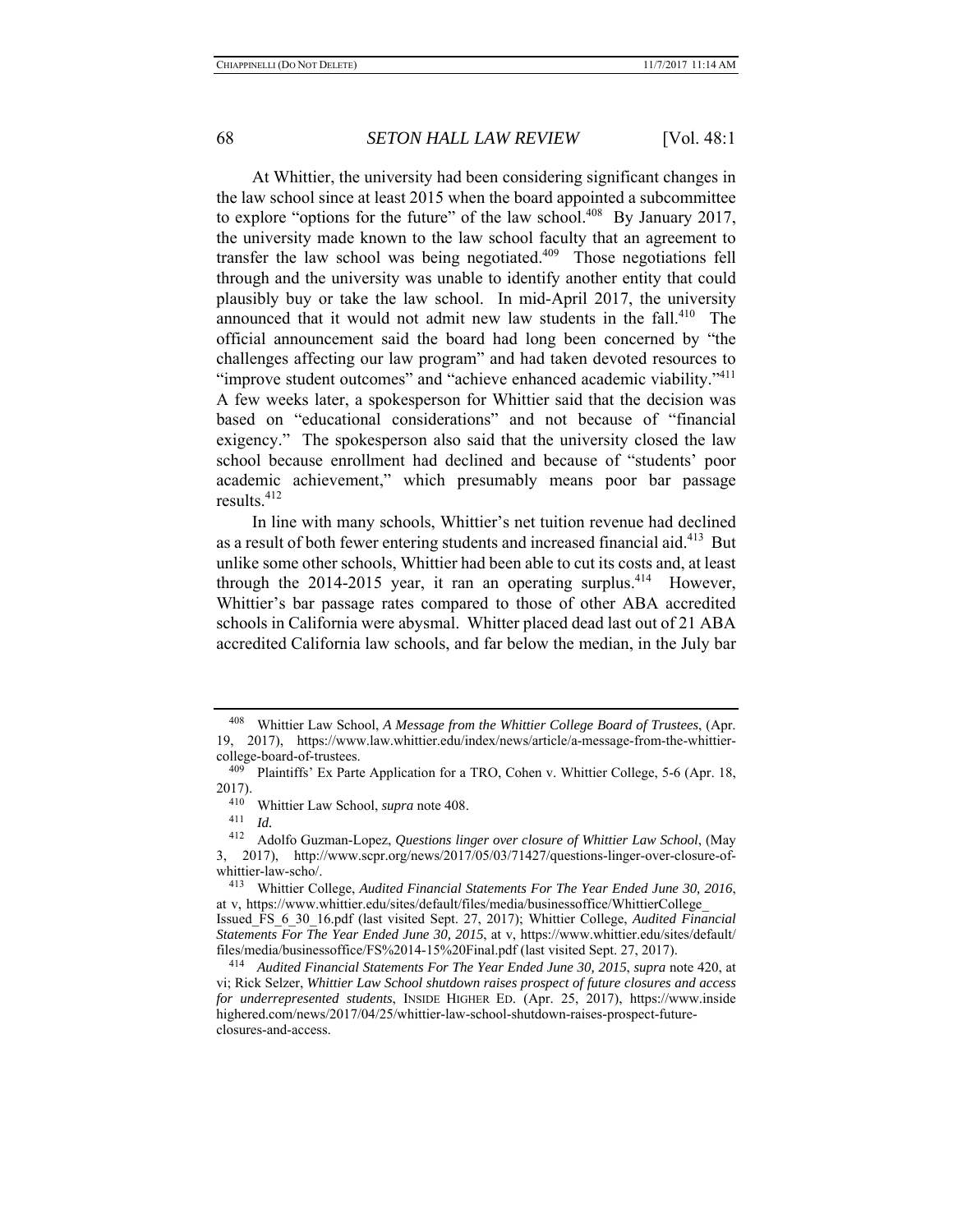At Whittier, the university had been considering significant changes in the law school since at least 2015 when the board appointed a subcommittee to explore "options for the future" of the law school.[408] By January 2017, the university made known to the law school faculty that an agreement to transfer the law school was being negotiated.[409] Those negotiations fell through and the university was unable to identify another entity that could plausibly buy or take the law school. In mid-April 2017, the university announced that it would not admit new law students in the fall.[410] The official announcement said the board had long been concerned by "the challenges affecting our law program" and had taken devoted resources to "improve student outcomes" and "achieve enhanced academic viability."[411] A few weeks later, a spokesperson for Whittier said that the decision was based on "educational considerations" and not because of "financial exigency." The spokesperson also said that the university closed the law school because enrollment had declined and because of "students' poor academic achievement," which presumably means poor bar passage results.[412]

In line with many schools, Whittier's net tuition revenue had declined as a result of both fewer entering students and increased financial aid.[413] But unlike some other schools, Whittier had been able to cut its costs and, at least through the 2014-2015 year, it ran an operating surplus.[414] However, Whittier's bar passage rates compared to those of other ABA accredited schools in California were abysmal. Whitter placed dead last out of 21 ABA accredited California law schools, and far below the median, in the July bar

---

[408] Whittier Law School, *A Message from the Whittier College Board of Trustees*, (Apr. 19, 2017), https://www.law.whittier.edu/index/news/article/a-message-from-the-whittier-college-board-of-trustees.

[409] Plaintiffs' Ex Parte Application for a TRO, Cohen v. Whittier College, 5-6 (Apr. 18, 2017).

[410] Whittier Law School, *supra* note 408.

[411] *Id.*

[412] Adolfo Guzman-Lopez, *Questions linger over closure of Whittier Law School*, (May 3, 2017), http://www.scpr.org/news/2017/05/03/71427/questions-linger-over-closure-of-whittier-law-scho/.

[413] Whittier College, *Audited Financial Statements For The Year Ended June 30, 2016*, at v, https://www.whittier.edu/sites/default/files/media/businessoffice/WhittierCollege_Issued_FS_6_30_16.pdf (last visited Sept. 27, 2017); Whittier College, *Audited Financial Statements For The Year Ended June 30, 2015*, at v, https://www.whittier.edu/sites/default/files/media/businessoffice/FS%2014-15%20Final.pdf (last visited Sept. 27, 2017).

[414] *Audited Financial Statements For The Year Ended June 30, 2015*, *supra* note 420, at vi; Rick Selzer, *Whittier Law School shutdown raises prospect of future closures and access for underrepresented students*, INSIDE HIGHER ED. (Apr. 25, 2017), https://www.insidehighered.com/news/2017/04/25/whittier-law-school-shutdown-raises-prospect-future-closures-and-access.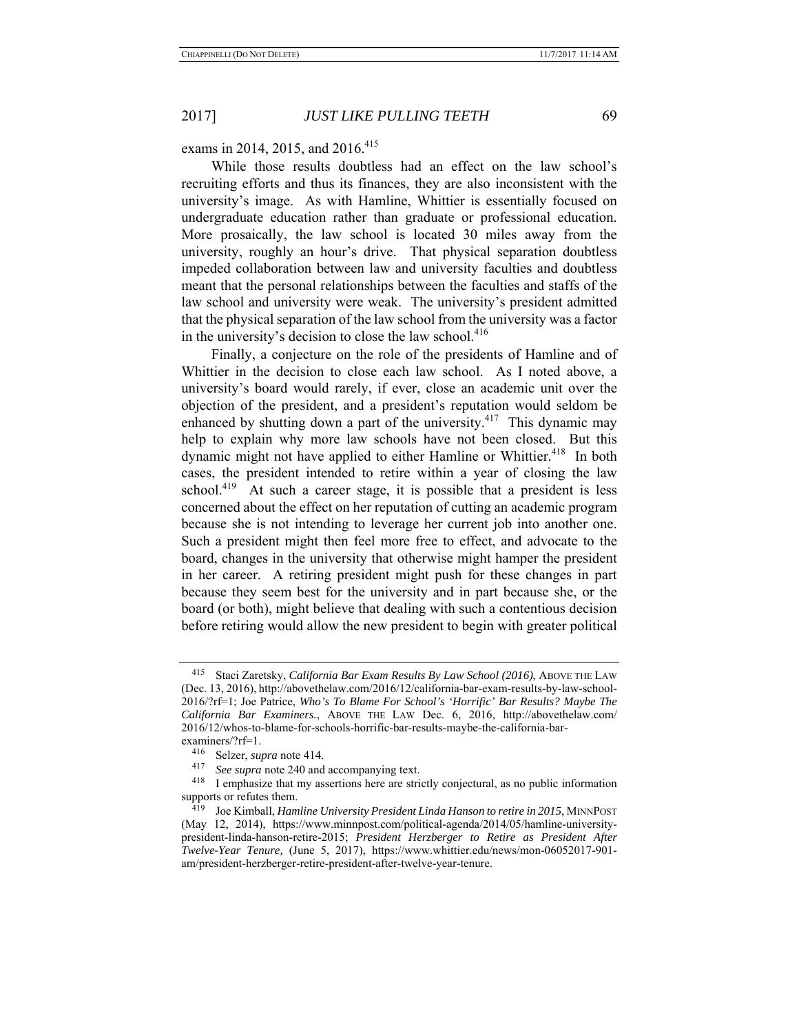exams in 2014, 2015, and 2016.[415]

While those results doubtless had an effect on the law school's recruiting efforts and thus its finances, they are also inconsistent with the university's image. As with Hamline, Whittier is essentially focused on undergraduate education rather than graduate or professional education. More prosaically, the law school is located 30 miles away from the university, roughly an hour's drive. That physical separation doubtless impeded collaboration between law and university faculties and doubtless meant that the personal relationships between the faculties and staffs of the law school and university were weak. The university's president admitted that the physical separation of the law school from the university was a factor in the university's decision to close the law school.[416]

Finally, a conjecture on the role of the presidents of Hamline and of Whittier in the decision to close each law school. As I noted above, a university's board would rarely, if ever, close an academic unit over the objection of the president, and a president's reputation would seldom be enhanced by shutting down a part of the university.[417] This dynamic may help to explain why more law schools have not been closed. But this dynamic might not have applied to either Hamline or Whittier.[418] In both cases, the president intended to retire within a year of closing the law school.[419] At such a career stage, it is possible that a president is less concerned about the effect on her reputation of cutting an academic program because she is not intending to leverage her current job into another one. Such a president might then feel more free to effect, and advocate to the board, changes in the university that otherwise might hamper the president in her career. A retiring president might push for these changes in part because they seem best for the university and in part because she, or the board (or both), might believe that dealing with such a contentious decision before retiring would allow the new president to begin with greater political

---

[415] Staci Zaretsky, *California Bar Exam Results By Law School (2016)*, ABOVE THE LAW (Dec. 13, 2016), http://abovethelaw.com/2016/12/california-bar-exam-results-by-law-school-2016/?rf=1; Joe Patrice, *Who's To Blame For School's 'Horrific' Bar Results? Maybe The California Bar Examiners.*, ABOVE THE LAW Dec. 6, 2016, http://abovethelaw.com/2016/12/whos-to-blame-for-schools-horrific-bar-results-maybe-the-california-bar-examiners/?rf=1.

[416] Selzer, *supra* note 414.

[417] *See supra* note 240 and accompanying text.

[418] I emphasize that my assertions here are strictly conjectural, as no public information supports or refutes them.

[419] Joe Kimball, *Hamline University President Linda Hanson to retire in 2015*, MINNPOST (May 12, 2014), https://www.minnpost.com/political-agenda/2014/05/hamline-university-president-linda-hanson-retire-2015; *President Herzberger to Retire as President After Twelve-Year Tenure,* (June 5, 2017), https://www.whittier.edu/news/mon-06052017-901-am/president-herzberger-retire-president-after-twelve-year-tenure.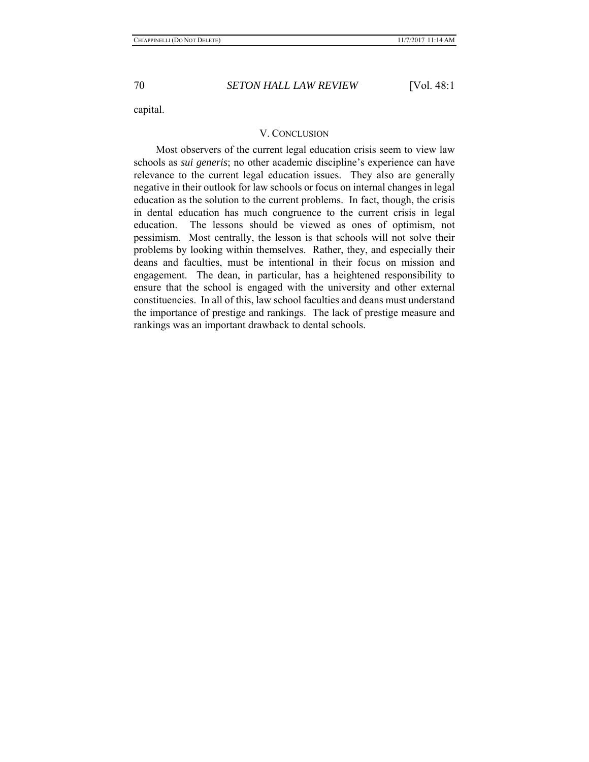capital.

## V. Conclusion

Most observers of the current legal education crisis seem to view law schools as *sui generis*; no other academic discipline's experience can have relevance to the current legal education issues. They also are generally negative in their outlook for law schools or focus on internal changes in legal education as the solution to the current problems. In fact, though, the crisis in dental education has much congruence to the current crisis in legal education. The lessons should be viewed as ones of optimism, not pessimism. Most centrally, the lesson is that schools will not solve their problems by looking within themselves. Rather, they, and especially their deans and faculties, must be intentional in their focus on mission and engagement. The dean, in particular, has a heightened responsibility to ensure that the school is engaged with the university and other external constituencies. In all of this, law school faculties and deans must understand the importance of prestige and rankings. The lack of prestige measure and rankings was an important drawback to dental schools.